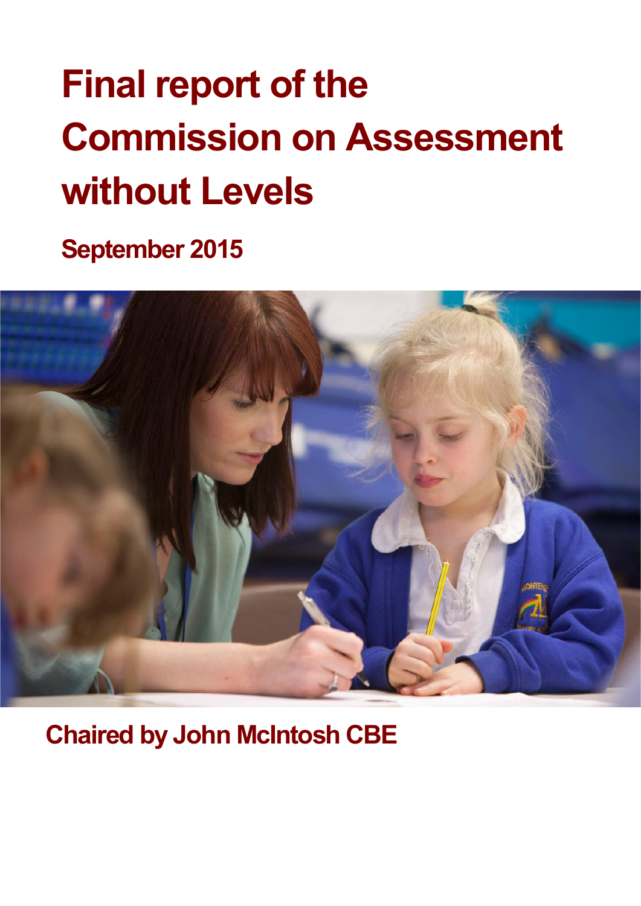# Final report of the Commission on Assessment without Levels

## September 2015

## Chaired by John McIntosh CBE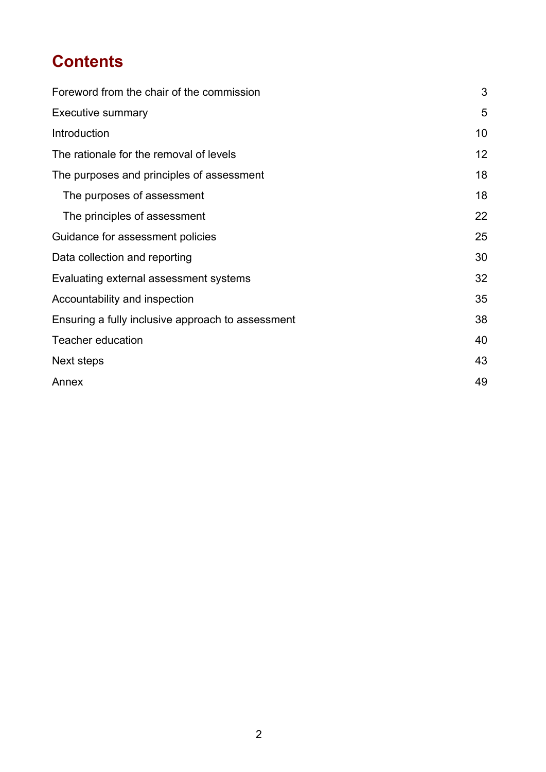# Contents

| | |
|---|---|
| Foreword from the chair of the commission | 3 |
| Executive summary | 5 |
| Introduction | 10 |
| The rationale for the removal of levels | 12 |
| The purposes and principles of assessment | 18 |
| The purposes of assessment | 18 |
| The principles of assessment | 22 |
| Guidance for assessment policies | 25 |
| Data collection and reporting | 30 |
| Evaluating external assessment systems | 32 |
| Accountability and inspection | 35 |
| Ensuring a fully inclusive approach to assessment | 38 |
| Teacher education | 40 |
| Next steps | 43 |
| Annex | 49 |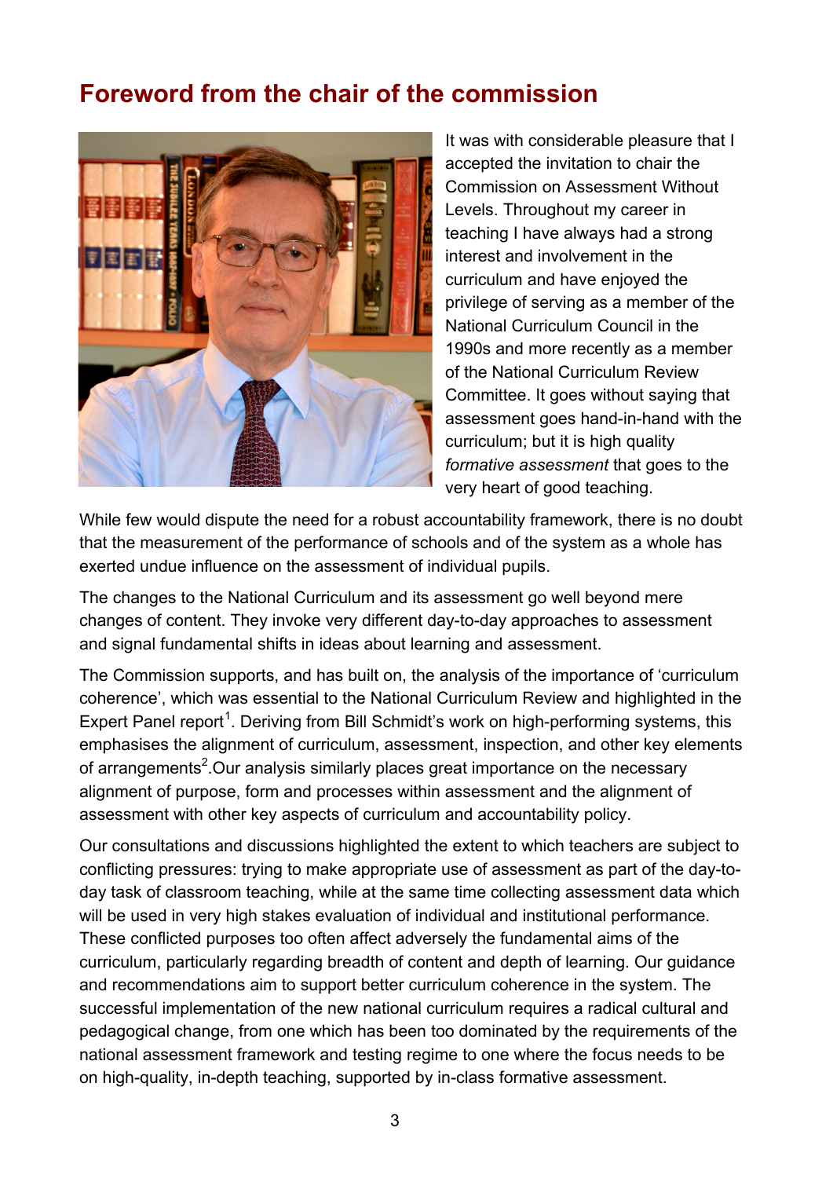## Foreword from the chair of the commission

It was with considerable pleasure that I accepted the invitation to chair the Commission on Assessment Without Levels. Throughout my career in teaching I have always had a strong interest and involvement in the curriculum and have enjoyed the privilege of serving as a member of the National Curriculum Council in the 1990s and more recently as a member of the National Curriculum Review Committee. It goes without saying that assessment goes hand-in-hand with the curriculum; but it is high quality *formative assessment* that goes to the very heart of good teaching.

While few would dispute the need for a robust accountability framework, there is no doubt that the measurement of the performance of schools and of the system as a whole has exerted undue influence on the assessment of individual pupils.

The changes to the National Curriculum and its assessment go well beyond mere changes of content. They invoke very different day-to-day approaches to assessment and signal fundamental shifts in ideas about learning and assessment.

The Commission supports, and has built on, the analysis of the importance of 'curriculum coherence', which was essential to the National Curriculum Review and highlighted in the Expert Panel report[1]. Deriving from Bill Schmidt's work on high-performing systems, this emphasises the alignment of curriculum, assessment, inspection, and other key elements of arrangements[2].Our analysis similarly places great importance on the necessary alignment of purpose, form and processes within assessment and the alignment of assessment with other key aspects of curriculum and accountability policy.

Our consultations and discussions highlighted the extent to which teachers are subject to conflicting pressures: trying to make appropriate use of assessment as part of the day-to-day task of classroom teaching, while at the same time collecting assessment data which will be used in very high stakes evaluation of individual and institutional performance. These conflicted purposes too often affect adversely the fundamental aims of the curriculum, particularly regarding breadth of content and depth of learning. Our guidance and recommendations aim to support better curriculum coherence in the system. The successful implementation of the new national curriculum requires a radical cultural and pedagogical change, from one which has been too dominated by the requirements of the national assessment framework and testing regime to one where the focus needs to be on high-quality, in-depth teaching, supported by in-class formative assessment.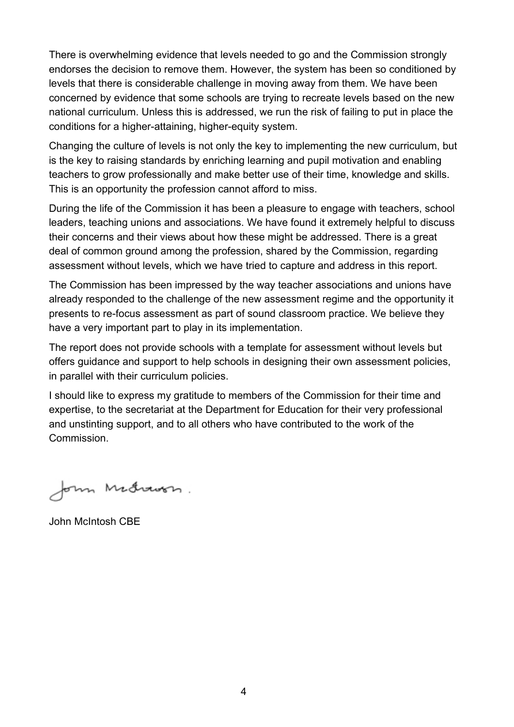There is overwhelming evidence that levels needed to go and the Commission strongly endorses the decision to remove them. However, the system has been so conditioned by levels that there is considerable challenge in moving away from them. We have been concerned by evidence that some schools are trying to recreate levels based on the new national curriculum. Unless this is addressed, we run the risk of failing to put in place the conditions for a higher-attaining, higher-equity system.

Changing the culture of levels is not only the key to implementing the new curriculum, but is the key to raising standards by enriching learning and pupil motivation and enabling teachers to grow professionally and make better use of their time, knowledge and skills. This is an opportunity the profession cannot afford to miss.

During the life of the Commission it has been a pleasure to engage with teachers, school leaders, teaching unions and associations. We have found it extremely helpful to discuss their concerns and their views about how these might be addressed. There is a great deal of common ground among the profession, shared by the Commission, regarding assessment without levels, which we have tried to capture and address in this report.

The Commission has been impressed by the way teacher associations and unions have already responded to the challenge of the new assessment regime and the opportunity it presents to re-focus assessment as part of sound classroom practice. We believe they have a very important part to play in its implementation.

The report does not provide schools with a template for assessment without levels but offers guidance and support to help schools in designing their own assessment policies, in parallel with their curriculum policies.

I should like to express my gratitude to members of the Commission for their time and expertise, to the secretariat at the Department for Education for their very professional and unstinting support, and to all others who have contributed to the work of the Commission.

John McIntosh.

John McIntosh CBE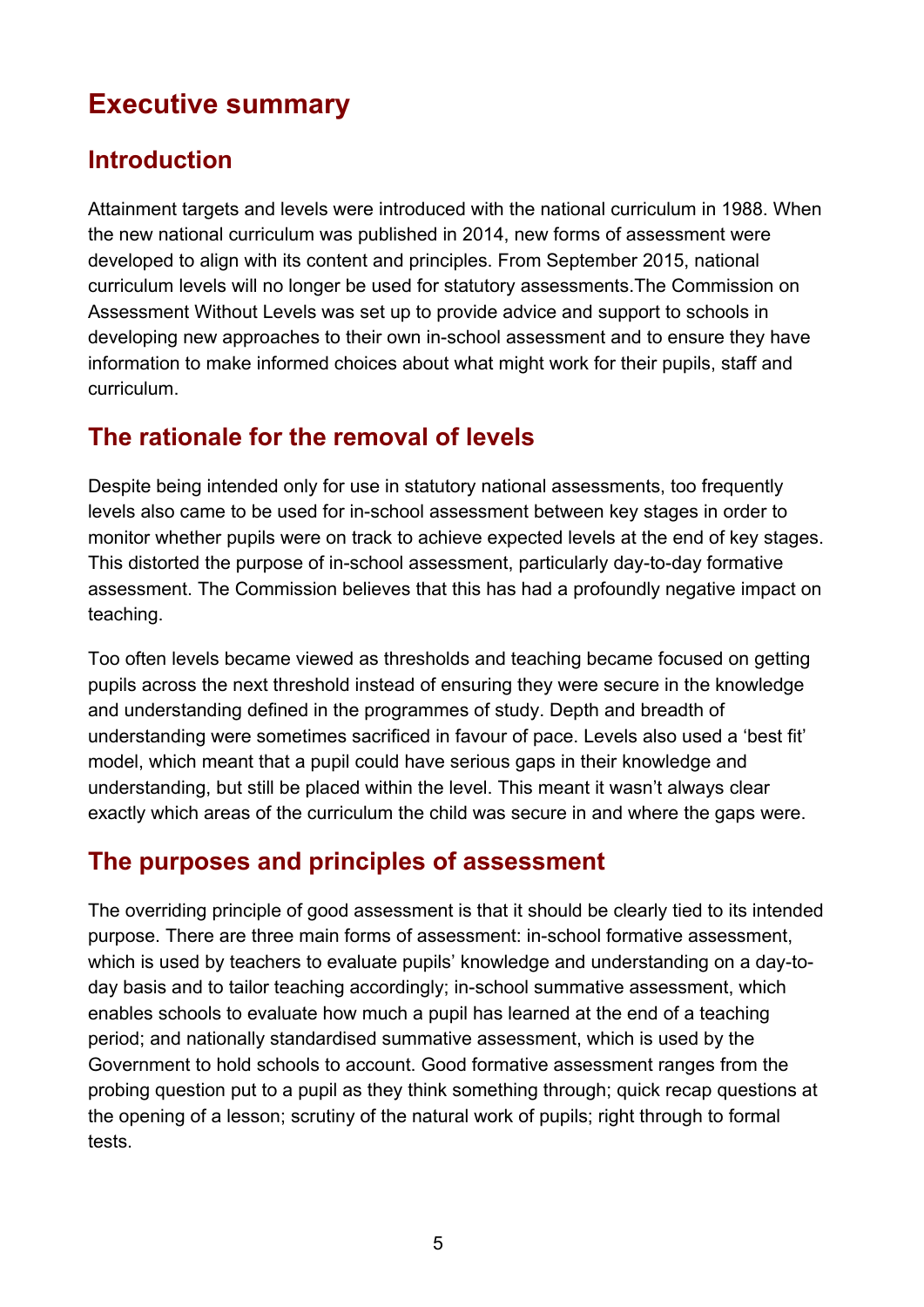# Executive summary

## Introduction

Attainment targets and levels were introduced with the national curriculum in 1988. When the new national curriculum was published in 2014, new forms of assessment were developed to align with its content and principles. From September 2015, national curriculum levels will no longer be used for statutory assessments.The Commission on Assessment Without Levels was set up to provide advice and support to schools in developing new approaches to their own in-school assessment and to ensure they have information to make informed choices about what might work for their pupils, staff and curriculum.

## The rationale for the removal of levels

Despite being intended only for use in statutory national assessments, too frequently levels also came to be used for in-school assessment between key stages in order to monitor whether pupils were on track to achieve expected levels at the end of key stages. This distorted the purpose of in-school assessment, particularly day-to-day formative assessment. The Commission believes that this has had a profoundly negative impact on teaching.

Too often levels became viewed as thresholds and teaching became focused on getting pupils across the next threshold instead of ensuring they were secure in the knowledge and understanding defined in the programmes of study. Depth and breadth of understanding were sometimes sacrificed in favour of pace. Levels also used a 'best fit' model, which meant that a pupil could have serious gaps in their knowledge and understanding, but still be placed within the level. This meant it wasn't always clear exactly which areas of the curriculum the child was secure in and where the gaps were.

## The purposes and principles of assessment

The overriding principle of good assessment is that it should be clearly tied to its intended purpose. There are three main forms of assessment: in-school formative assessment, which is used by teachers to evaluate pupils' knowledge and understanding on a day-to-day basis and to tailor teaching accordingly; in-school summative assessment, which enables schools to evaluate how much a pupil has learned at the end of a teaching period; and nationally standardised summative assessment, which is used by the Government to hold schools to account. Good formative assessment ranges from the probing question put to a pupil as they think something through; quick recap questions at the opening of a lesson; scrutiny of the natural work of pupils; right through to formal tests.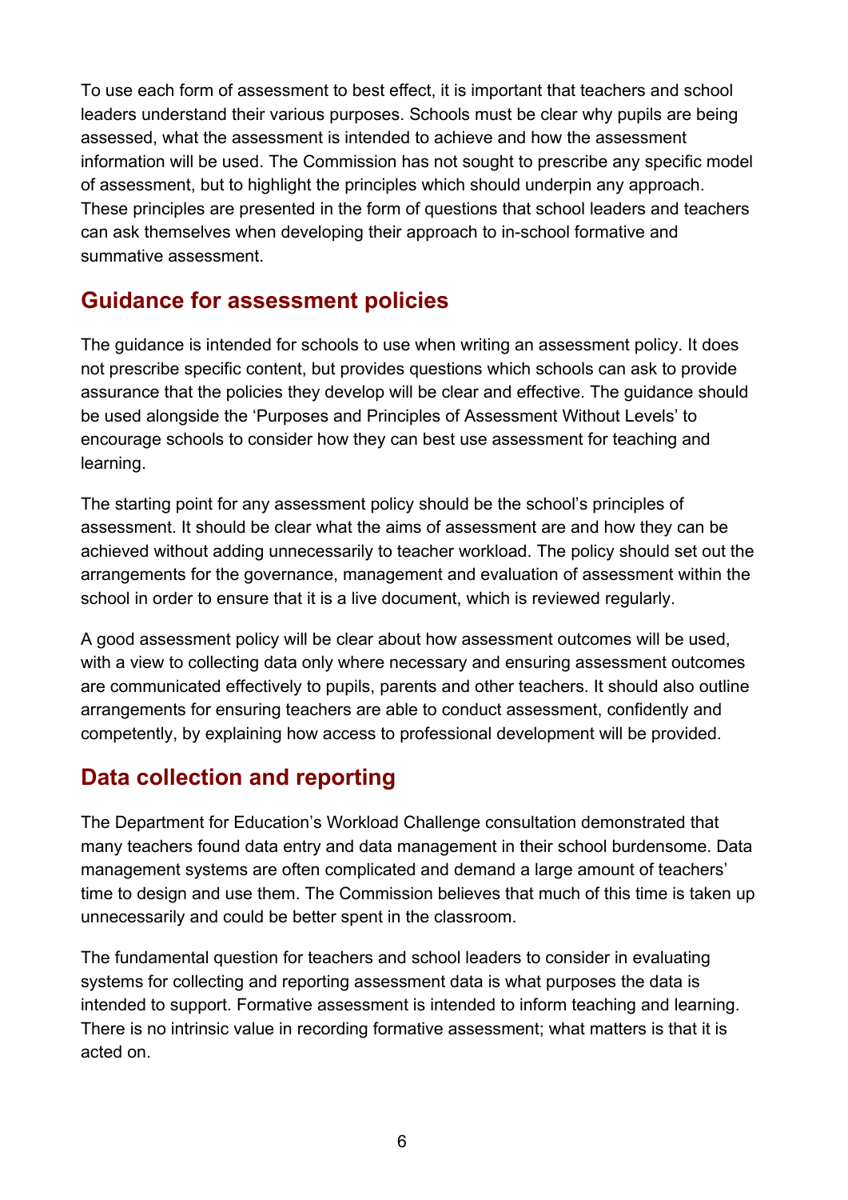To use each form of assessment to best effect, it is important that teachers and school leaders understand their various purposes. Schools must be clear why pupils are being assessed, what the assessment is intended to achieve and how the assessment information will be used. The Commission has not sought to prescribe any specific model of assessment, but to highlight the principles which should underpin any approach. These principles are presented in the form of questions that school leaders and teachers can ask themselves when developing their approach to in-school formative and summative assessment.

## Guidance for assessment policies

The guidance is intended for schools to use when writing an assessment policy. It does not prescribe specific content, but provides questions which schools can ask to provide assurance that the policies they develop will be clear and effective. The guidance should be used alongside the 'Purposes and Principles of Assessment Without Levels' to encourage schools to consider how they can best use assessment for teaching and learning.

The starting point for any assessment policy should be the school's principles of assessment. It should be clear what the aims of assessment are and how they can be achieved without adding unnecessarily to teacher workload. The policy should set out the arrangements for the governance, management and evaluation of assessment within the school in order to ensure that it is a live document, which is reviewed regularly.

A good assessment policy will be clear about how assessment outcomes will be used, with a view to collecting data only where necessary and ensuring assessment outcomes are communicated effectively to pupils, parents and other teachers. It should also outline arrangements for ensuring teachers are able to conduct assessment, confidently and competently, by explaining how access to professional development will be provided.

## Data collection and reporting

The Department for Education's Workload Challenge consultation demonstrated that many teachers found data entry and data management in their school burdensome. Data management systems are often complicated and demand a large amount of teachers' time to design and use them. The Commission believes that much of this time is taken up unnecessarily and could be better spent in the classroom.

The fundamental question for teachers and school leaders to consider in evaluating systems for collecting and reporting assessment data is what purposes the data is intended to support. Formative assessment is intended to inform teaching and learning. There is no intrinsic value in recording formative assessment; what matters is that it is acted on.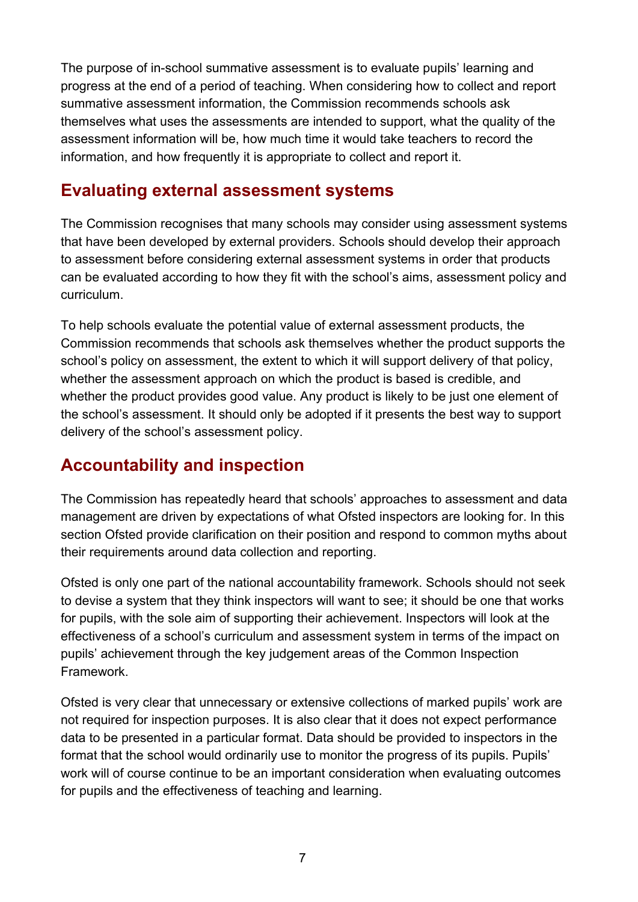The purpose of in-school summative assessment is to evaluate pupils' learning and progress at the end of a period of teaching. When considering how to collect and report summative assessment information, the Commission recommends schools ask themselves what uses the assessments are intended to support, what the quality of the assessment information will be, how much time it would take teachers to record the information, and how frequently it is appropriate to collect and report it.

## Evaluating external assessment systems

The Commission recognises that many schools may consider using assessment systems that have been developed by external providers. Schools should develop their approach to assessment before considering external assessment systems in order that products can be evaluated according to how they fit with the school's aims, assessment policy and curriculum.

To help schools evaluate the potential value of external assessment products, the Commission recommends that schools ask themselves whether the product supports the school's policy on assessment, the extent to which it will support delivery of that policy, whether the assessment approach on which the product is based is credible, and whether the product provides good value. Any product is likely to be just one element of the school's assessment. It should only be adopted if it presents the best way to support delivery of the school's assessment policy.

## Accountability and inspection

The Commission has repeatedly heard that schools' approaches to assessment and data management are driven by expectations of what Ofsted inspectors are looking for. In this section Ofsted provide clarification on their position and respond to common myths about their requirements around data collection and reporting.

Ofsted is only one part of the national accountability framework. Schools should not seek to devise a system that they think inspectors will want to see; it should be one that works for pupils, with the sole aim of supporting their achievement. Inspectors will look at the effectiveness of a school's curriculum and assessment system in terms of the impact on pupils' achievement through the key judgement areas of the Common Inspection Framework.

Ofsted is very clear that unnecessary or extensive collections of marked pupils' work are not required for inspection purposes. It is also clear that it does not expect performance data to be presented in a particular format. Data should be provided to inspectors in the format that the school would ordinarily use to monitor the progress of its pupils. Pupils' work will of course continue to be an important consideration when evaluating outcomes for pupils and the effectiveness of teaching and learning.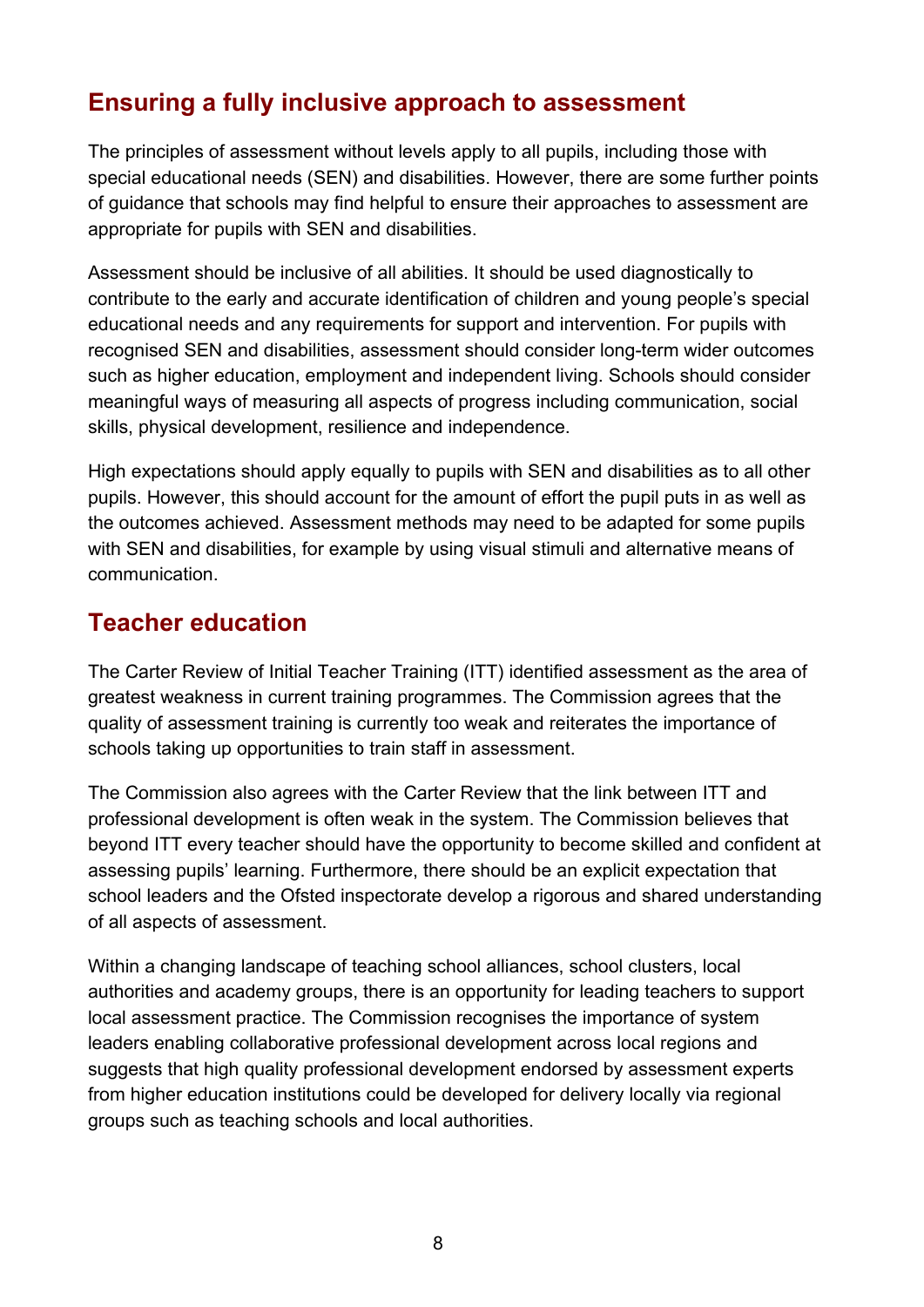## Ensuring a fully inclusive approach to assessment

The principles of assessment without levels apply to all pupils, including those with special educational needs (SEN) and disabilities. However, there are some further points of guidance that schools may find helpful to ensure their approaches to assessment are appropriate for pupils with SEN and disabilities.

Assessment should be inclusive of all abilities. It should be used diagnostically to contribute to the early and accurate identification of children and young people's special educational needs and any requirements for support and intervention. For pupils with recognised SEN and disabilities, assessment should consider long-term wider outcomes such as higher education, employment and independent living. Schools should consider meaningful ways of measuring all aspects of progress including communication, social skills, physical development, resilience and independence.

High expectations should apply equally to pupils with SEN and disabilities as to all other pupils. However, this should account for the amount of effort the pupil puts in as well as the outcomes achieved. Assessment methods may need to be adapted for some pupils with SEN and disabilities, for example by using visual stimuli and alternative means of communication.

## Teacher education

The Carter Review of Initial Teacher Training (ITT) identified assessment as the area of greatest weakness in current training programmes. The Commission agrees that the quality of assessment training is currently too weak and reiterates the importance of schools taking up opportunities to train staff in assessment.

The Commission also agrees with the Carter Review that the link between ITT and professional development is often weak in the system. The Commission believes that beyond ITT every teacher should have the opportunity to become skilled and confident at assessing pupils' learning. Furthermore, there should be an explicit expectation that school leaders and the Ofsted inspectorate develop a rigorous and shared understanding of all aspects of assessment.

Within a changing landscape of teaching school alliances, school clusters, local authorities and academy groups, there is an opportunity for leading teachers to support local assessment practice. The Commission recognises the importance of system leaders enabling collaborative professional development across local regions and suggests that high quality professional development endorsed by assessment experts from higher education institutions could be developed for delivery locally via regional groups such as teaching schools and local authorities.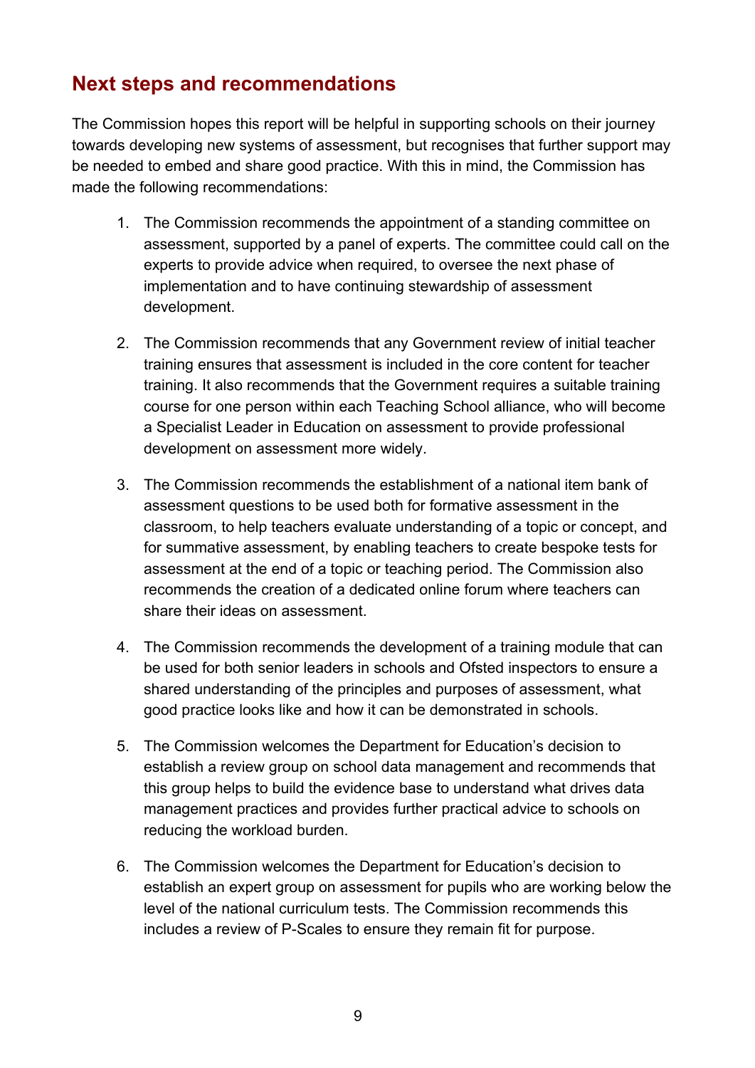## Next steps and recommendations

The Commission hopes this report will be helpful in supporting schools on their journey towards developing new systems of assessment, but recognises that further support may be needed to embed and share good practice. With this in mind, the Commission has made the following recommendations:

1. The Commission recommends the appointment of a standing committee on assessment, supported by a panel of experts. The committee could call on the experts to provide advice when required, to oversee the next phase of implementation and to have continuing stewardship of assessment development.

2. The Commission recommends that any Government review of initial teacher training ensures that assessment is included in the core content for teacher training. It also recommends that the Government requires a suitable training course for one person within each Teaching School alliance, who will become a Specialist Leader in Education on assessment to provide professional development on assessment more widely.

3. The Commission recommends the establishment of a national item bank of assessment questions to be used both for formative assessment in the classroom, to help teachers evaluate understanding of a topic or concept, and for summative assessment, by enabling teachers to create bespoke tests for assessment at the end of a topic or teaching period. The Commission also recommends the creation of a dedicated online forum where teachers can share their ideas on assessment.

4. The Commission recommends the development of a training module that can be used for both senior leaders in schools and Ofsted inspectors to ensure a shared understanding of the principles and purposes of assessment, what good practice looks like and how it can be demonstrated in schools.

5. The Commission welcomes the Department for Education's decision to establish a review group on school data management and recommends that this group helps to build the evidence base to understand what drives data management practices and provides further practical advice to schools on reducing the workload burden.

6. The Commission welcomes the Department for Education's decision to establish an expert group on assessment for pupils who are working below the level of the national curriculum tests. The Commission recommends this includes a review of P-Scales to ensure they remain fit for purpose.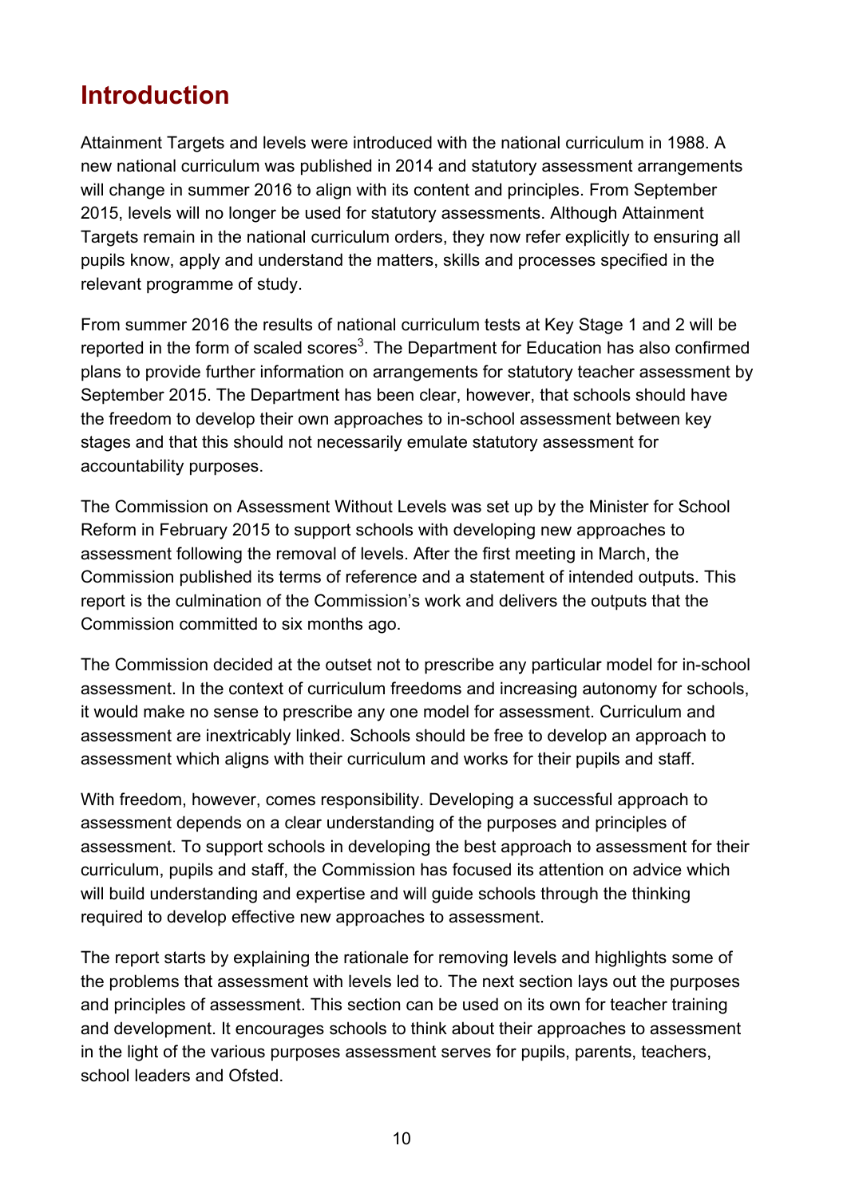# Introduction

Attainment Targets and levels were introduced with the national curriculum in 1988. A new national curriculum was published in 2014 and statutory assessment arrangements will change in summer 2016 to align with its content and principles. From September 2015, levels will no longer be used for statutory assessments. Although Attainment Targets remain in the national curriculum orders, they now refer explicitly to ensuring all pupils know, apply and understand the matters, skills and processes specified in the relevant programme of study.

From summer 2016 the results of national curriculum tests at Key Stage 1 and 2 will be reported in the form of scaled scores[3]. The Department for Education has also confirmed plans to provide further information on arrangements for statutory teacher assessment by September 2015. The Department has been clear, however, that schools should have the freedom to develop their own approaches to in-school assessment between key stages and that this should not necessarily emulate statutory assessment for accountability purposes.

The Commission on Assessment Without Levels was set up by the Minister for School Reform in February 2015 to support schools with developing new approaches to assessment following the removal of levels. After the first meeting in March, the Commission published its terms of reference and a statement of intended outputs. This report is the culmination of the Commission's work and delivers the outputs that the Commission committed to six months ago.

The Commission decided at the outset not to prescribe any particular model for in-school assessment. In the context of curriculum freedoms and increasing autonomy for schools, it would make no sense to prescribe any one model for assessment. Curriculum and assessment are inextricably linked. Schools should be free to develop an approach to assessment which aligns with their curriculum and works for their pupils and staff.

With freedom, however, comes responsibility. Developing a successful approach to assessment depends on a clear understanding of the purposes and principles of assessment. To support schools in developing the best approach to assessment for their curriculum, pupils and staff, the Commission has focused its attention on advice which will build understanding and expertise and will guide schools through the thinking required to develop effective new approaches to assessment.

The report starts by explaining the rationale for removing levels and highlights some of the problems that assessment with levels led to. The next section lays out the purposes and principles of assessment. This section can be used on its own for teacher training and development. It encourages schools to think about their approaches to assessment in the light of the various purposes assessment serves for pupils, parents, teachers, school leaders and Ofsted.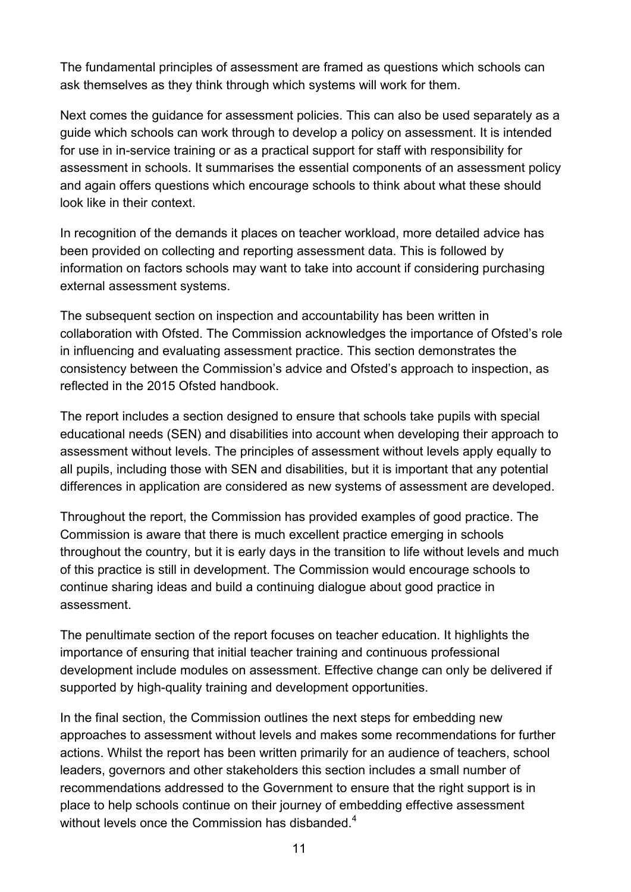The fundamental principles of assessment are framed as questions which schools can ask themselves as they think through which systems will work for them.

Next comes the guidance for assessment policies. This can also be used separately as a guide which schools can work through to develop a policy on assessment. It is intended for use in in-service training or as a practical support for staff with responsibility for assessment in schools. It summarises the essential components of an assessment policy and again offers questions which encourage schools to think about what these should look like in their context.

In recognition of the demands it places on teacher workload, more detailed advice has been provided on collecting and reporting assessment data. This is followed by information on factors schools may want to take into account if considering purchasing external assessment systems.

The subsequent section on inspection and accountability has been written in collaboration with Ofsted. The Commission acknowledges the importance of Ofsted's role in influencing and evaluating assessment practice. This section demonstrates the consistency between the Commission's advice and Ofsted's approach to inspection, as reflected in the 2015 Ofsted handbook.

The report includes a section designed to ensure that schools take pupils with special educational needs (SEN) and disabilities into account when developing their approach to assessment without levels. The principles of assessment without levels apply equally to all pupils, including those with SEN and disabilities, but it is important that any potential differences in application are considered as new systems of assessment are developed.

Throughout the report, the Commission has provided examples of good practice. The Commission is aware that there is much excellent practice emerging in schools throughout the country, but it is early days in the transition to life without levels and much of this practice is still in development. The Commission would encourage schools to continue sharing ideas and build a continuing dialogue about good practice in assessment.

The penultimate section of the report focuses on teacher education. It highlights the importance of ensuring that initial teacher training and continuous professional development include modules on assessment. Effective change can only be delivered if supported by high-quality training and development opportunities.

In the final section, the Commission outlines the next steps for embedding new approaches to assessment without levels and makes some recommendations for further actions. Whilst the report has been written primarily for an audience of teachers, school leaders, governors and other stakeholders this section includes a small number of recommendations addressed to the Government to ensure that the right support is in place to help schools continue on their journey of embedding effective assessment without levels once the Commission has disbanded.[4]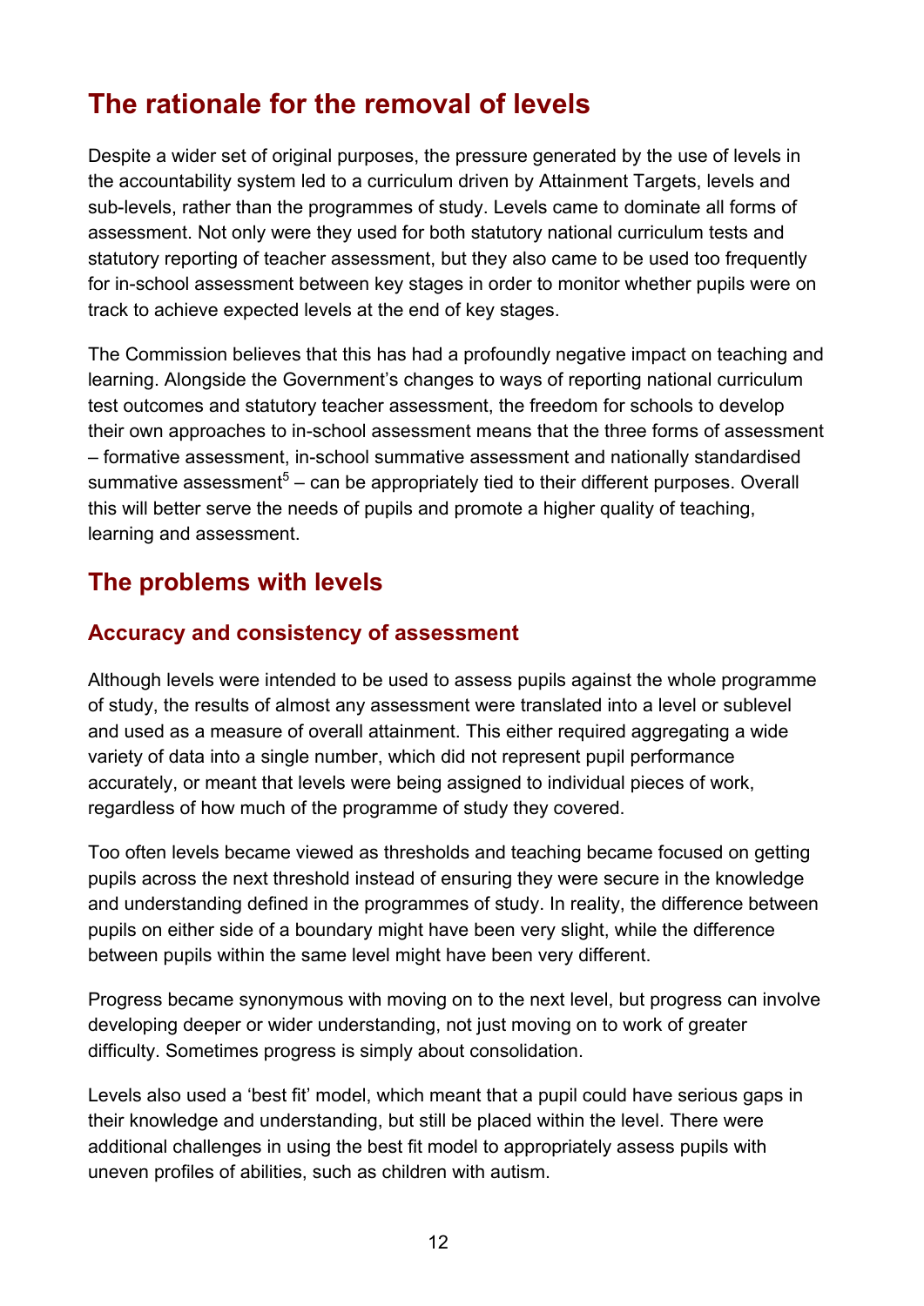## The rationale for the removal of levels

Despite a wider set of original purposes, the pressure generated by the use of levels in the accountability system led to a curriculum driven by Attainment Targets, levels and sub-levels, rather than the programmes of study. Levels came to dominate all forms of assessment. Not only were they used for both statutory national curriculum tests and statutory reporting of teacher assessment, but they also came to be used too frequently for in-school assessment between key stages in order to monitor whether pupils were on track to achieve expected levels at the end of key stages.

The Commission believes that this has had a profoundly negative impact on teaching and learning. Alongside the Government's changes to ways of reporting national curriculum test outcomes and statutory teacher assessment, the freedom for schools to develop their own approaches to in-school assessment means that the three forms of assessment – formative assessment, in-school summative assessment and nationally standardised summative assessment[5] – can be appropriately tied to their different purposes. Overall this will better serve the needs of pupils and promote a higher quality of teaching, learning and assessment.

## The problems with levels

### Accuracy and consistency of assessment

Although levels were intended to be used to assess pupils against the whole programme of study, the results of almost any assessment were translated into a level or sublevel and used as a measure of overall attainment. This either required aggregating a wide variety of data into a single number, which did not represent pupil performance accurately, or meant that levels were being assigned to individual pieces of work, regardless of how much of the programme of study they covered.

Too often levels became viewed as thresholds and teaching became focused on getting pupils across the next threshold instead of ensuring they were secure in the knowledge and understanding defined in the programmes of study. In reality, the difference between pupils on either side of a boundary might have been very slight, while the difference between pupils within the same level might have been very different.

Progress became synonymous with moving on to the next level, but progress can involve developing deeper or wider understanding, not just moving on to work of greater difficulty. Sometimes progress is simply about consolidation.

Levels also used a 'best fit' model, which meant that a pupil could have serious gaps in their knowledge and understanding, but still be placed within the level. There were additional challenges in using the best fit model to appropriately assess pupils with uneven profiles of abilities, such as children with autism.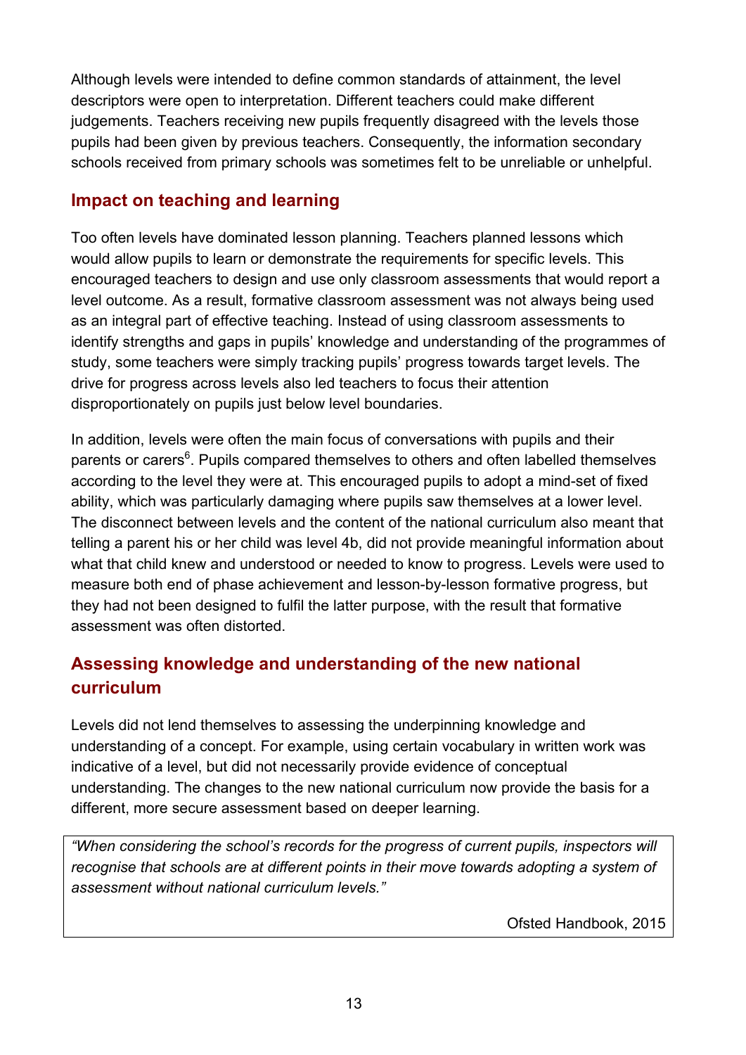Although levels were intended to define common standards of attainment, the level descriptors were open to interpretation. Different teachers could make different judgements. Teachers receiving new pupils frequently disagreed with the levels those pupils had been given by previous teachers. Consequently, the information secondary schools received from primary schools was sometimes felt to be unreliable or unhelpful.

## Impact on teaching and learning

Too often levels have dominated lesson planning. Teachers planned lessons which would allow pupils to learn or demonstrate the requirements for specific levels. This encouraged teachers to design and use only classroom assessments that would report a level outcome. As a result, formative classroom assessment was not always being used as an integral part of effective teaching. Instead of using classroom assessments to identify strengths and gaps in pupils' knowledge and understanding of the programmes of study, some teachers were simply tracking pupils' progress towards target levels. The drive for progress across levels also led teachers to focus their attention disproportionately on pupils just below level boundaries.

In addition, levels were often the main focus of conversations with pupils and their parents or carers[6]. Pupils compared themselves to others and often labelled themselves according to the level they were at. This encouraged pupils to adopt a mind-set of fixed ability, which was particularly damaging where pupils saw themselves at a lower level. The disconnect between levels and the content of the national curriculum also meant that telling a parent his or her child was level 4b, did not provide meaningful information about what that child knew and understood or needed to know to progress. Levels were used to measure both end of phase achievement and lesson-by-lesson formative progress, but they had not been designed to fulfil the latter purpose, with the result that formative assessment was often distorted.

## Assessing knowledge and understanding of the new national curriculum

Levels did not lend themselves to assessing the underpinning knowledge and understanding of a concept. For example, using certain vocabulary in written work was indicative of a level, but did not necessarily provide evidence of conceptual understanding. The changes to the new national curriculum now provide the basis for a different, more secure assessment based on deeper learning.

> *"When considering the school's records for the progress of current pupils, inspectors will recognise that schools are at different points in their move towards adopting a system of assessment without national curriculum levels."*
>
> Ofsted Handbook, 2015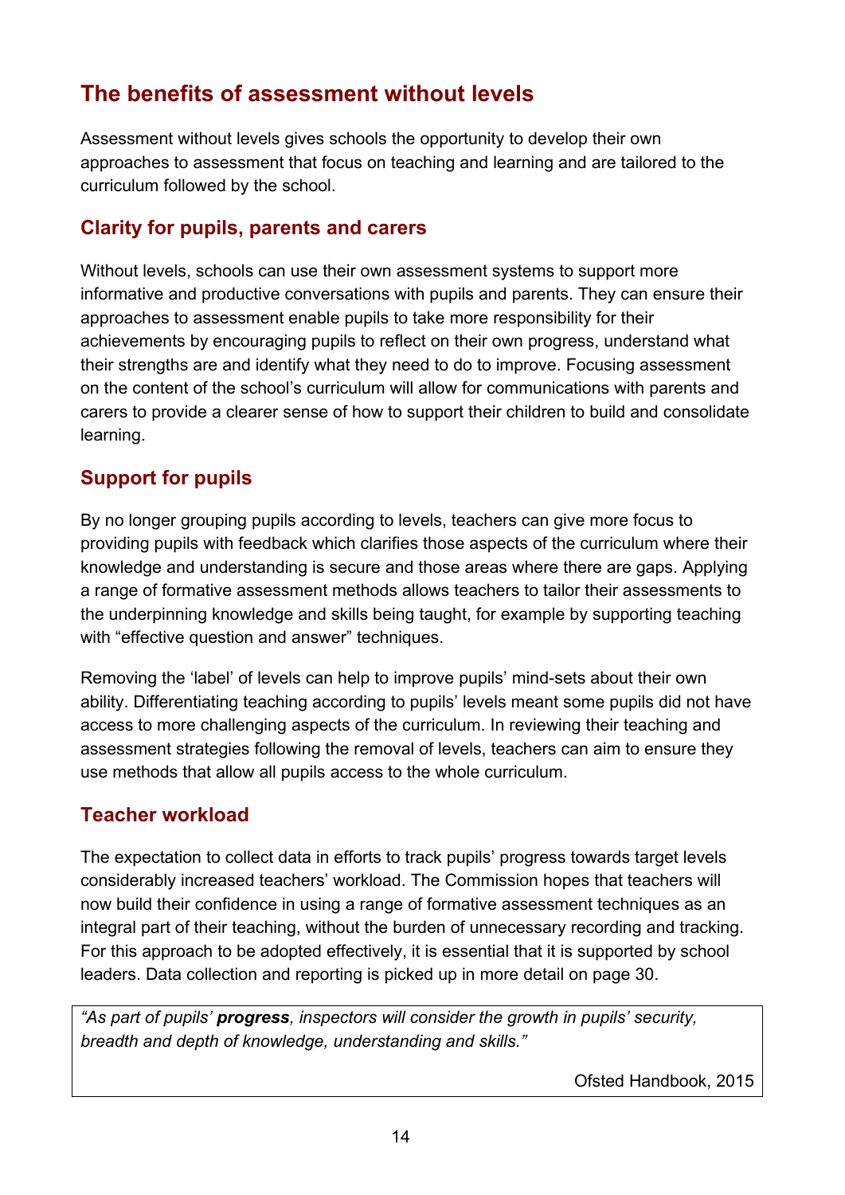## The benefits of assessment without levels

Assessment without levels gives schools the opportunity to develop their own approaches to assessment that focus on teaching and learning and are tailored to the curriculum followed by the school.

### Clarity for pupils, parents and carers

Without levels, schools can use their own assessment systems to support more informative and productive conversations with pupils and parents. They can ensure their approaches to assessment enable pupils to take more responsibility for their achievements by encouraging pupils to reflect on their own progress, understand what their strengths are and identify what they need to do to improve. Focusing assessment on the content of the school's curriculum will allow for communications with parents and carers to provide a clearer sense of how to support their children to build and consolidate learning.

### Support for pupils

By no longer grouping pupils according to levels, teachers can give more focus to providing pupils with feedback which clarifies those aspects of the curriculum where their knowledge and understanding is secure and those areas where there are gaps. Applying a range of formative assessment methods allows teachers to tailor their assessments to the underpinning knowledge and skills being taught, for example by supporting teaching with "effective question and answer" techniques.

Removing the 'label' of levels can help to improve pupils' mind-sets about their own ability. Differentiating teaching according to pupils' levels meant some pupils did not have access to more challenging aspects of the curriculum. In reviewing their teaching and assessment strategies following the removal of levels, teachers can aim to ensure they use methods that allow all pupils access to the whole curriculum.

### Teacher workload

The expectation to collect data in efforts to track pupils' progress towards target levels considerably increased teachers' workload. The Commission hopes that teachers will now build their confidence in using a range of formative assessment techniques as an integral part of their teaching, without the burden of unnecessary recording and tracking. For this approach to be adopted effectively, it is essential that it is supported by school leaders. Data collection and reporting is picked up in more detail on page 30.

> *"As part of pupils' **progress**, inspectors will consider the growth in pupils' security, breadth and depth of knowledge, understanding and skills."*
>
> Ofsted Handbook, 2015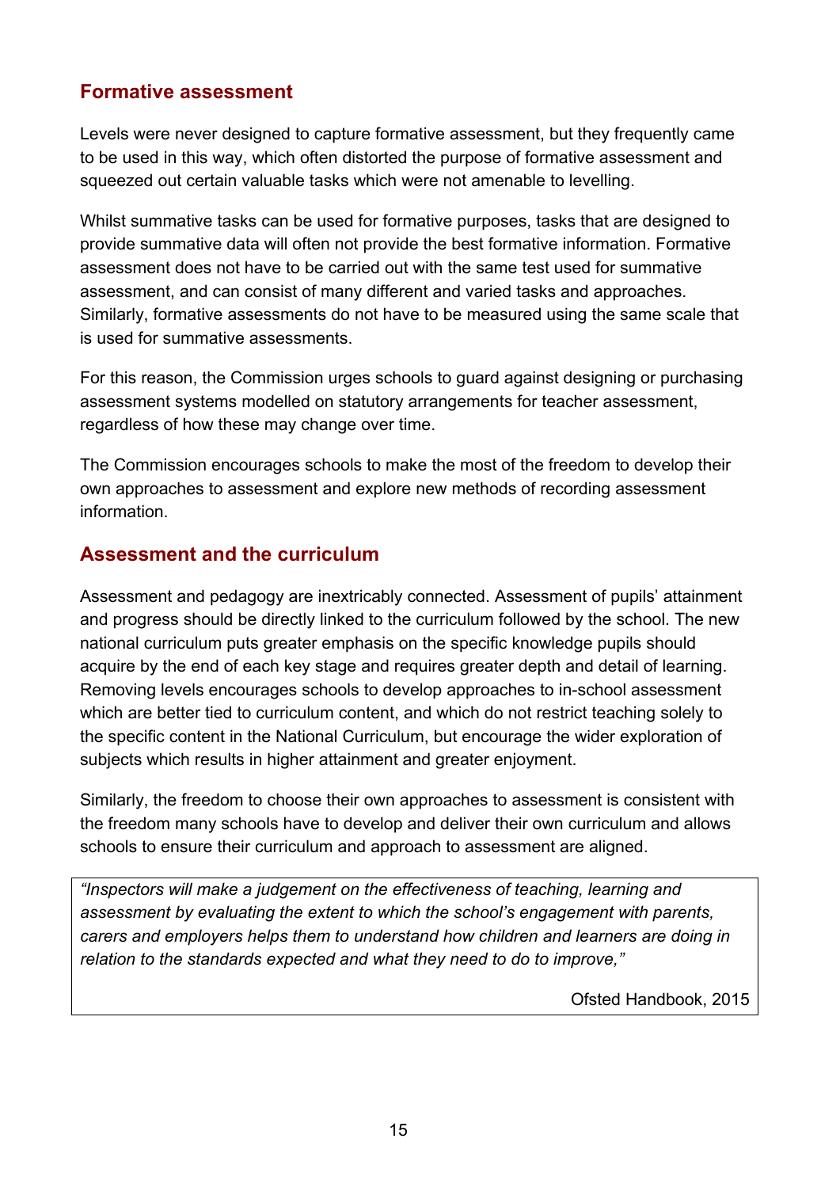## Formative assessment

Levels were never designed to capture formative assessment, but they frequently came to be used in this way, which often distorted the purpose of formative assessment and squeezed out certain valuable tasks which were not amenable to levelling.

Whilst summative tasks can be used for formative purposes, tasks that are designed to provide summative data will often not provide the best formative information. Formative assessment does not have to be carried out with the same test used for summative assessment, and can consist of many different and varied tasks and approaches. Similarly, formative assessments do not have to be measured using the same scale that is used for summative assessments.

For this reason, the Commission urges schools to guard against designing or purchasing assessment systems modelled on statutory arrangements for teacher assessment, regardless of how these may change over time.

The Commission encourages schools to make the most of the freedom to develop their own approaches to assessment and explore new methods of recording assessment information.

## Assessment and the curriculum

Assessment and pedagogy are inextricably connected. Assessment of pupils' attainment and progress should be directly linked to the curriculum followed by the school. The new national curriculum puts greater emphasis on the specific knowledge pupils should acquire by the end of each key stage and requires greater depth and detail of learning. Removing levels encourages schools to develop approaches to in-school assessment which are better tied to curriculum content, and which do not restrict teaching solely to the specific content in the National Curriculum, but encourage the wider exploration of subjects which results in higher attainment and greater enjoyment.

Similarly, the freedom to choose their own approaches to assessment is consistent with the freedom many schools have to develop and deliver their own curriculum and allows schools to ensure their curriculum and approach to assessment are aligned.

> *"Inspectors will make a judgement on the effectiveness of teaching, learning and assessment by evaluating the extent to which the school's engagement with parents, carers and employers helps them to understand how children and learners are doing in relation to the standards expected and what they need to do to improve,"*
>
> Ofsted Handbook, 2015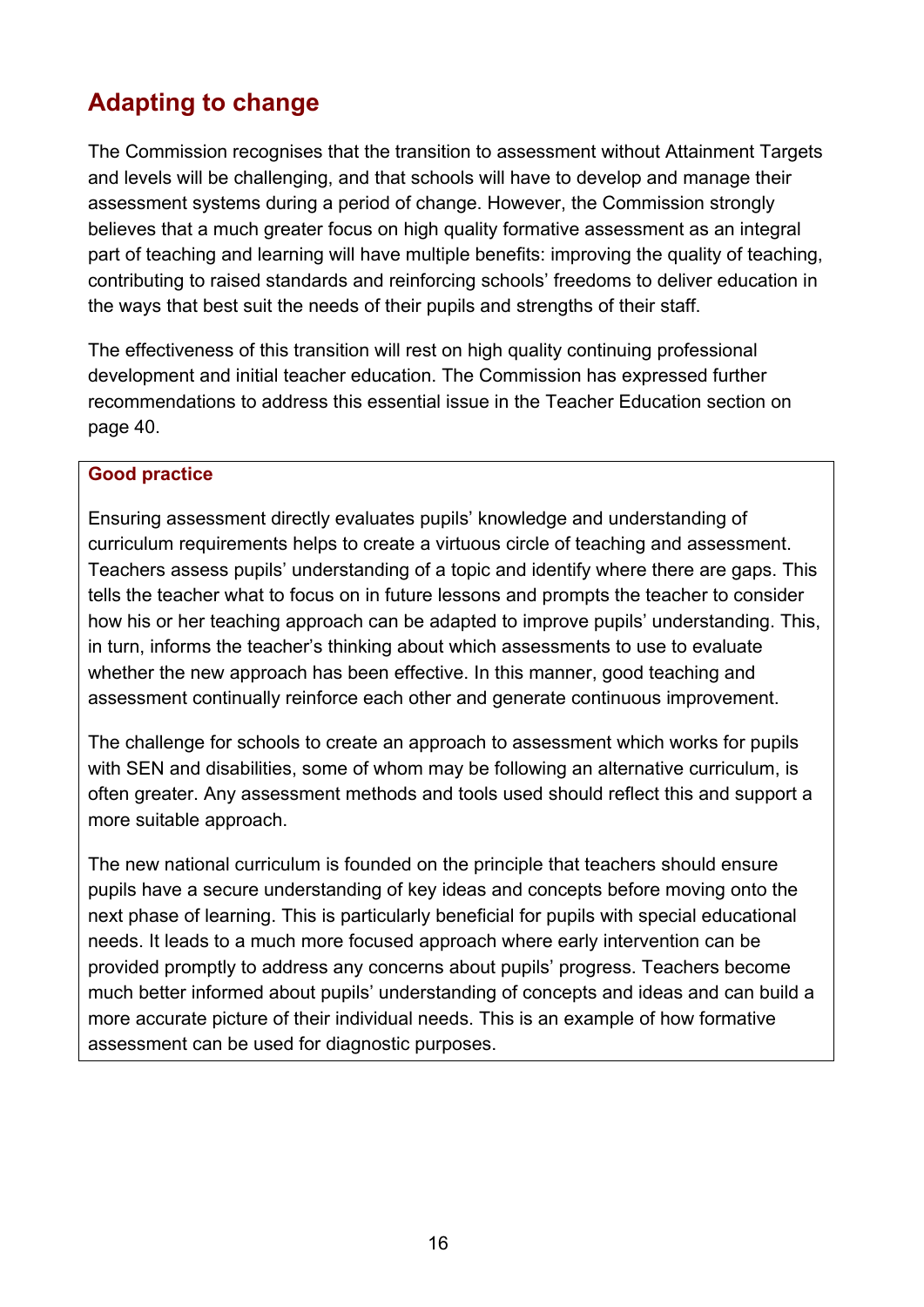## Adapting to change

The Commission recognises that the transition to assessment without Attainment Targets and levels will be challenging, and that schools will have to develop and manage their assessment systems during a period of change. However, the Commission strongly believes that a much greater focus on high quality formative assessment as an integral part of teaching and learning will have multiple benefits: improving the quality of teaching, contributing to raised standards and reinforcing schools' freedoms to deliver education in the ways that best suit the needs of their pupils and strengths of their staff.

The effectiveness of this transition will rest on high quality continuing professional development and initial teacher education. The Commission has expressed further recommendations to address this essential issue in the Teacher Education section on page 40.

> **Good practice**
>
> Ensuring assessment directly evaluates pupils' knowledge and understanding of curriculum requirements helps to create a virtuous circle of teaching and assessment. Teachers assess pupils' understanding of a topic and identify where there are gaps. This tells the teacher what to focus on in future lessons and prompts the teacher to consider how his or her teaching approach can be adapted to improve pupils' understanding. This, in turn, informs the teacher's thinking about which assessments to use to evaluate whether the new approach has been effective. In this manner, good teaching and assessment continually reinforce each other and generate continuous improvement.
>
> The challenge for schools to create an approach to assessment which works for pupils with SEN and disabilities, some of whom may be following an alternative curriculum, is often greater. Any assessment methods and tools used should reflect this and support a more suitable approach.
>
> The new national curriculum is founded on the principle that teachers should ensure pupils have a secure understanding of key ideas and concepts before moving onto the next phase of learning. This is particularly beneficial for pupils with special educational needs. It leads to a much more focused approach where early intervention can be provided promptly to address any concerns about pupils' progress. Teachers become much better informed about pupils' understanding of concepts and ideas and can build a more accurate picture of their individual needs. This is an example of how formative assessment can be used for diagnostic purposes.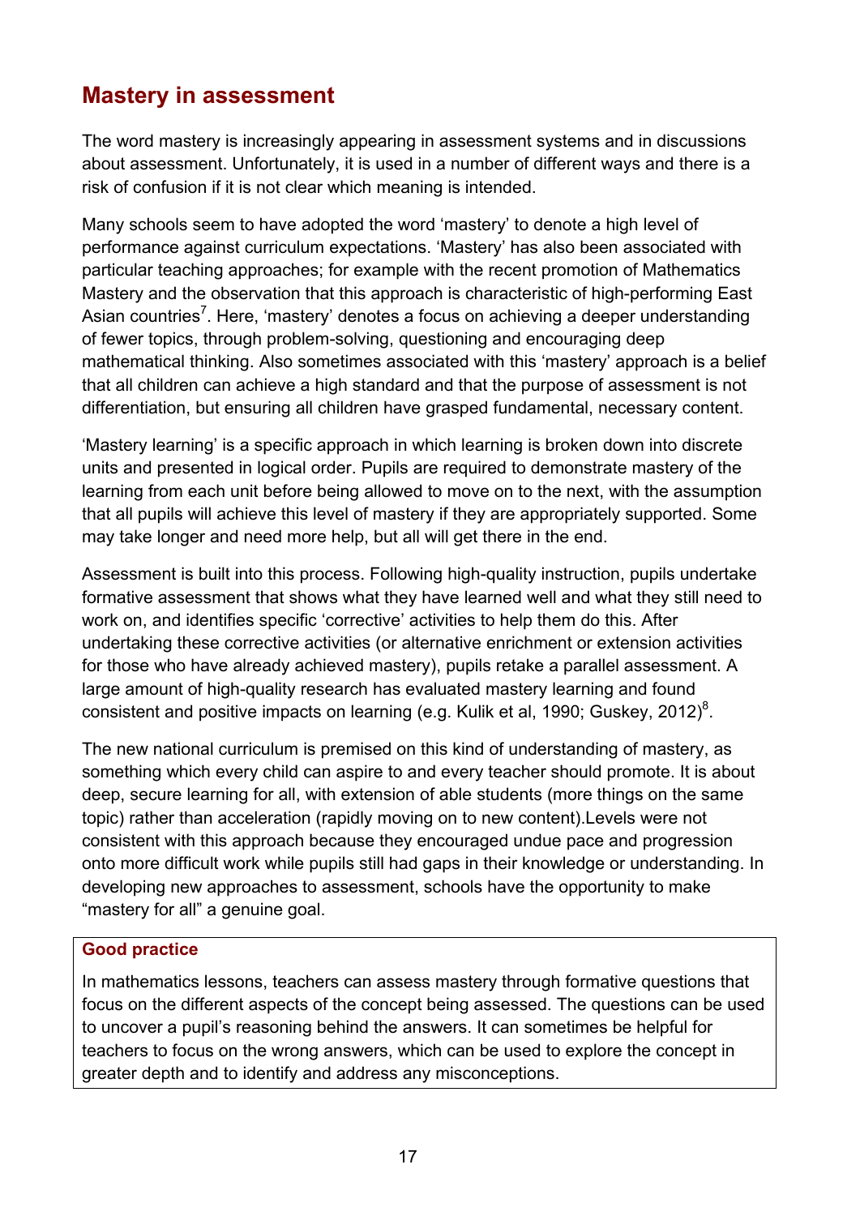## Mastery in assessment

The word mastery is increasingly appearing in assessment systems and in discussions about assessment. Unfortunately, it is used in a number of different ways and there is a risk of confusion if it is not clear which meaning is intended.

Many schools seem to have adopted the word 'mastery' to denote a high level of performance against curriculum expectations. 'Mastery' has also been associated with particular teaching approaches; for example with the recent promotion of Mathematics Mastery and the observation that this approach is characteristic of high-performing East Asian countries[7]. Here, 'mastery' denotes a focus on achieving a deeper understanding of fewer topics, through problem-solving, questioning and encouraging deep mathematical thinking. Also sometimes associated with this 'mastery' approach is a belief that all children can achieve a high standard and that the purpose of assessment is not differentiation, but ensuring all children have grasped fundamental, necessary content.

'Mastery learning' is a specific approach in which learning is broken down into discrete units and presented in logical order. Pupils are required to demonstrate mastery of the learning from each unit before being allowed to move on to the next, with the assumption that all pupils will achieve this level of mastery if they are appropriately supported. Some may take longer and need more help, but all will get there in the end.

Assessment is built into this process. Following high-quality instruction, pupils undertake formative assessment that shows what they have learned well and what they still need to work on, and identifies specific 'corrective' activities to help them do this. After undertaking these corrective activities (or alternative enrichment or extension activities for those who have already achieved mastery), pupils retake a parallel assessment. A large amount of high-quality research has evaluated mastery learning and found consistent and positive impacts on learning (e.g. Kulik et al, 1990; Guskey, 2012)[8].

The new national curriculum is premised on this kind of understanding of mastery, as something which every child can aspire to and every teacher should promote. It is about deep, secure learning for all, with extension of able students (more things on the same topic) rather than acceleration (rapidly moving on to new content).Levels were not consistent with this approach because they encouraged undue pace and progression onto more difficult work while pupils still had gaps in their knowledge or understanding. In developing new approaches to assessment, schools have the opportunity to make "mastery for all" a genuine goal.

**Good practice**

In mathematics lessons, teachers can assess mastery through formative questions that focus on the different aspects of the concept being assessed. The questions can be used to uncover a pupil's reasoning behind the answers. It can sometimes be helpful for teachers to focus on the wrong answers, which can be used to explore the concept in greater depth and to identify and address any misconceptions.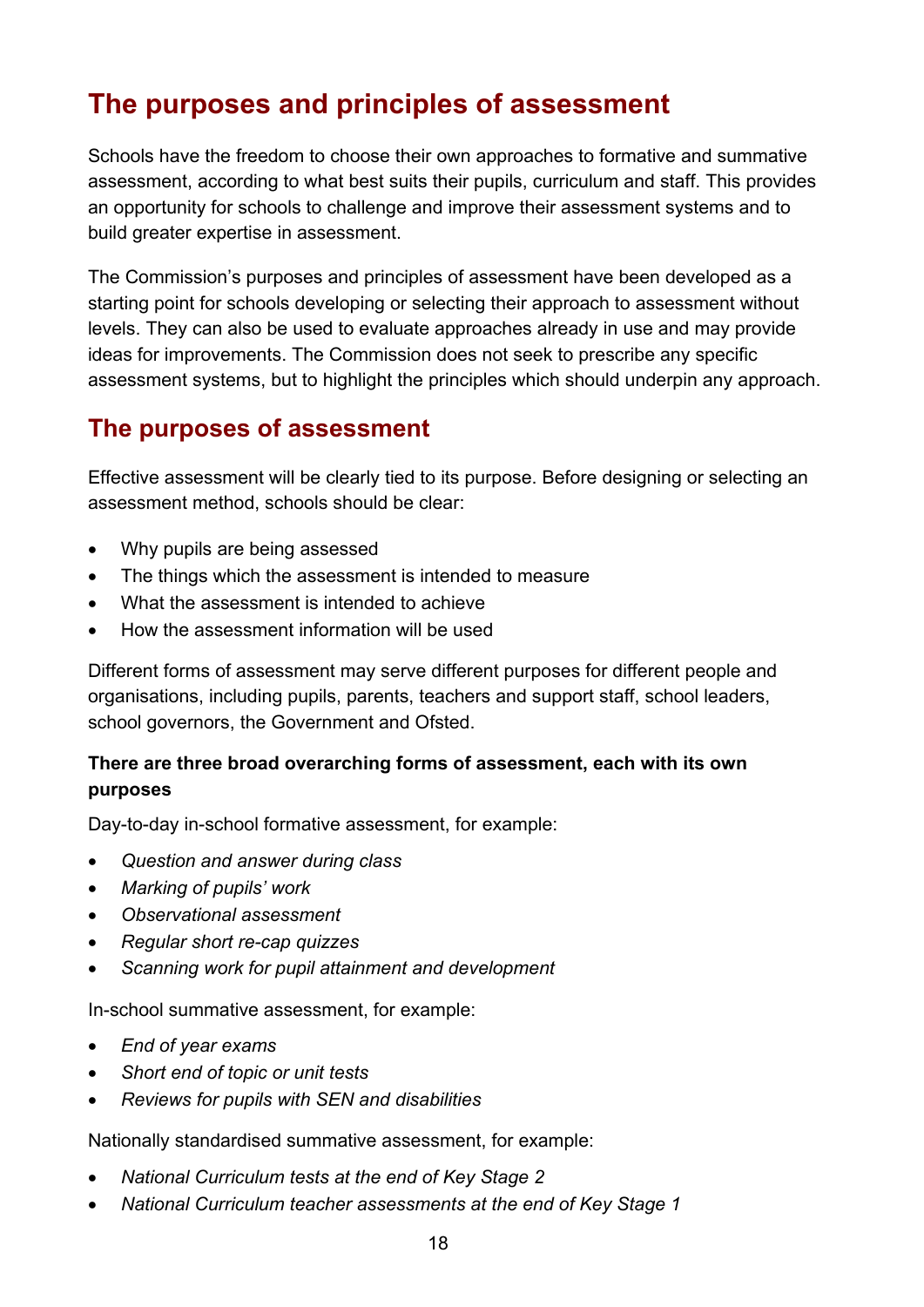# The purposes and principles of assessment

Schools have the freedom to choose their own approaches to formative and summative assessment, according to what best suits their pupils, curriculum and staff. This provides an opportunity for schools to challenge and improve their assessment systems and to build greater expertise in assessment.

The Commission's purposes and principles of assessment have been developed as a starting point for schools developing or selecting their approach to assessment without levels. They can also be used to evaluate approaches already in use and may provide ideas for improvements. The Commission does not seek to prescribe any specific assessment systems, but to highlight the principles which should underpin any approach.

## The purposes of assessment

Effective assessment will be clearly tied to its purpose. Before designing or selecting an assessment method, schools should be clear:

- Why pupils are being assessed
- The things which the assessment is intended to measure
- What the assessment is intended to achieve
- How the assessment information will be used

Different forms of assessment may serve different purposes for different people and organisations, including pupils, parents, teachers and support staff, school leaders, school governors, the Government and Ofsted.

**There are three broad overarching forms of assessment, each with its own purposes**

Day-to-day in-school formative assessment, for example:

- *Question and answer during class*
- *Marking of pupils' work*
- *Observational assessment*
- *Regular short re-cap quizzes*
- *Scanning work for pupil attainment and development*

In-school summative assessment, for example:

- *End of year exams*
- *Short end of topic or unit tests*
- *Reviews for pupils with SEN and disabilities*

Nationally standardised summative assessment, for example:

- *National Curriculum tests at the end of Key Stage 2*
- *National Curriculum teacher assessments at the end of Key Stage 1*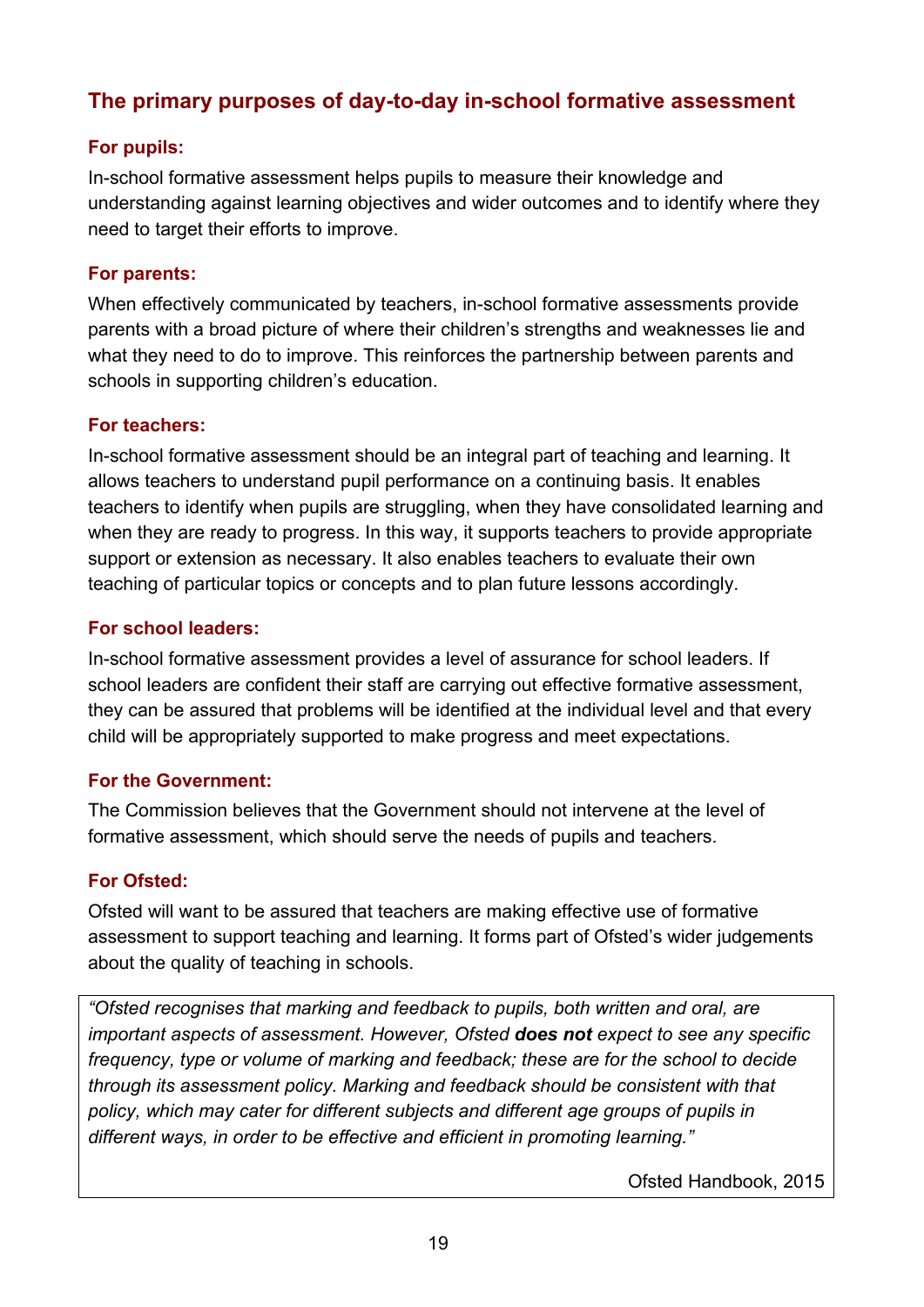## The primary purposes of day-to-day in-school formative assessment

### For pupils:

In-school formative assessment helps pupils to measure their knowledge and understanding against learning objectives and wider outcomes and to identify where they need to target their efforts to improve.

### For parents:

When effectively communicated by teachers, in-school formative assessments provide parents with a broad picture of where their children's strengths and weaknesses lie and what they need to do to improve. This reinforces the partnership between parents and schools in supporting children's education.

### For teachers:

In-school formative assessment should be an integral part of teaching and learning. It allows teachers to understand pupil performance on a continuing basis. It enables teachers to identify when pupils are struggling, when they have consolidated learning and when they are ready to progress. In this way, it supports teachers to provide appropriate support or extension as necessary. It also enables teachers to evaluate their own teaching of particular topics or concepts and to plan future lessons accordingly.

### For school leaders:

In-school formative assessment provides a level of assurance for school leaders. If school leaders are confident their staff are carrying out effective formative assessment, they can be assured that problems will be identified at the individual level and that every child will be appropriately supported to make progress and meet expectations.

### For the Government:

The Commission believes that the Government should not intervene at the level of formative assessment, which should serve the needs of pupils and teachers.

### For Ofsted:

Ofsted will want to be assured that teachers are making effective use of formative assessment to support teaching and learning. It forms part of Ofsted's wider judgements about the quality of teaching in schools.

> *"Ofsted recognises that marking and feedback to pupils, both written and oral, are important aspects of assessment. However, Ofsted **does not** expect to see any specific frequency, type or volume of marking and feedback; these are for the school to decide through its assessment policy. Marking and feedback should be consistent with that policy, which may cater for different subjects and different age groups of pupils in different ways, in order to be effective and efficient in promoting learning."*
>
> Ofsted Handbook, 2015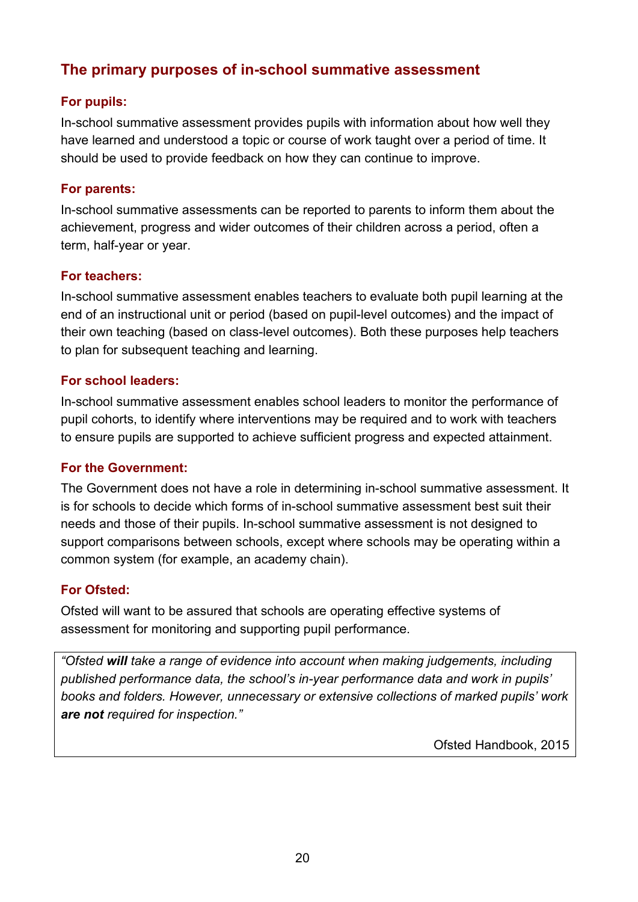## The primary purposes of in-school summative assessment

### For pupils:

In-school summative assessment provides pupils with information about how well they have learned and understood a topic or course of work taught over a period of time. It should be used to provide feedback on how they can continue to improve.

### For parents:

In-school summative assessments can be reported to parents to inform them about the achievement, progress and wider outcomes of their children across a period, often a term, half-year or year.

### For teachers:

In-school summative assessment enables teachers to evaluate both pupil learning at the end of an instructional unit or period (based on pupil-level outcomes) and the impact of their own teaching (based on class-level outcomes). Both these purposes help teachers to plan for subsequent teaching and learning.

### For school leaders:

In-school summative assessment enables school leaders to monitor the performance of pupil cohorts, to identify where interventions may be required and to work with teachers to ensure pupils are supported to achieve sufficient progress and expected attainment.

### For the Government:

The Government does not have a role in determining in-school summative assessment. It is for schools to decide which forms of in-school summative assessment best suit their needs and those of their pupils. In-school summative assessment is not designed to support comparisons between schools, except where schools may be operating within a common system (for example, an academy chain).

### For Ofsted:

Ofsted will want to be assured that schools are operating effective systems of assessment for monitoring and supporting pupil performance.

> *"Ofsted **will** take a range of evidence into account when making judgements, including published performance data, the school's in-year performance data and work in pupils' books and folders. However, unnecessary or extensive collections of marked pupils' work **are not** required for inspection."*
>
> Ofsted Handbook, 2015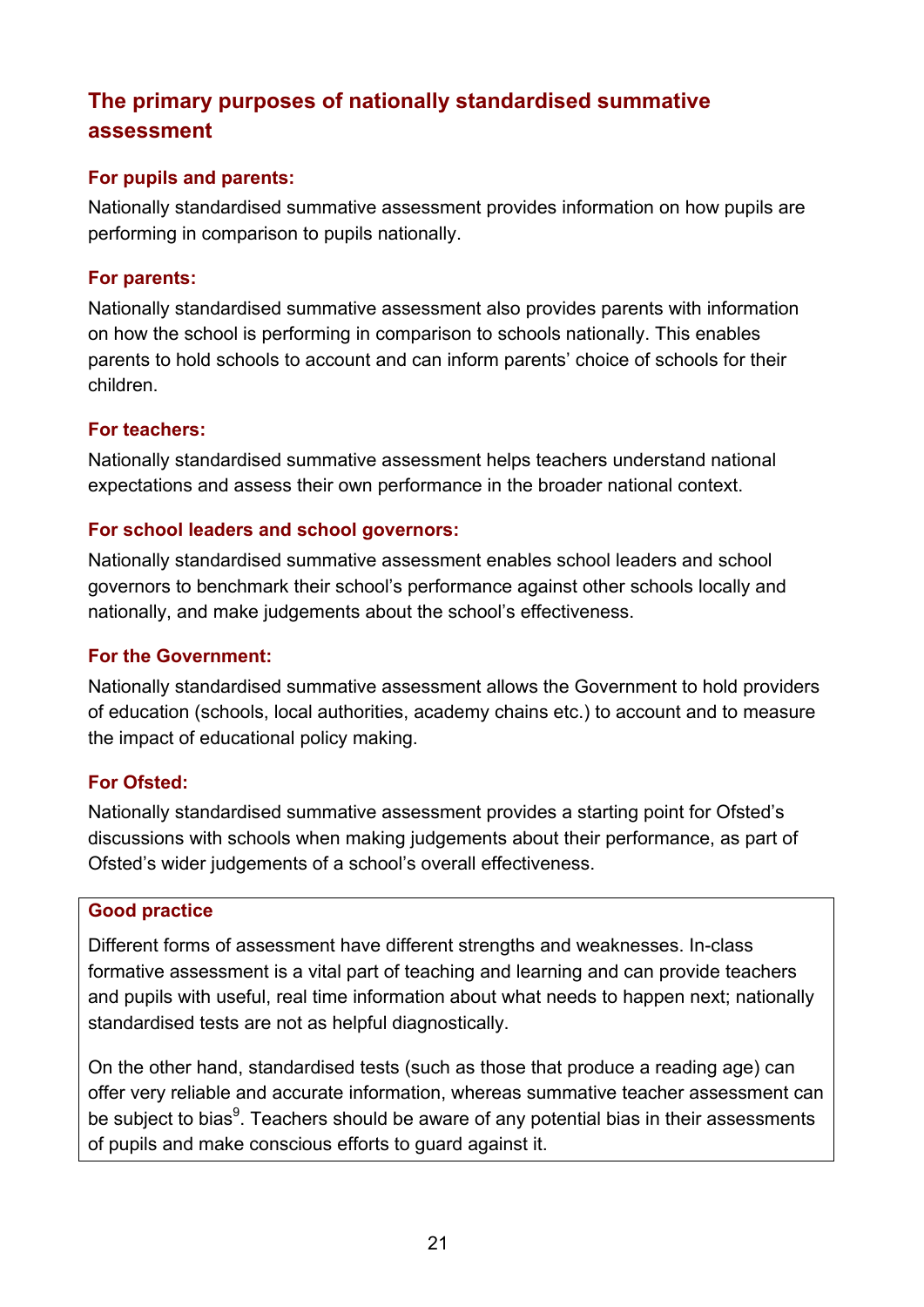## The primary purposes of nationally standardised summative assessment

### For pupils and parents:

Nationally standardised summative assessment provides information on how pupils are performing in comparison to pupils nationally.

### For parents:

Nationally standardised summative assessment also provides parents with information on how the school is performing in comparison to schools nationally. This enables parents to hold schools to account and can inform parents' choice of schools for their children.

### For teachers:

Nationally standardised summative assessment helps teachers understand national expectations and assess their own performance in the broader national context.

### For school leaders and school governors:

Nationally standardised summative assessment enables school leaders and school governors to benchmark their school's performance against other schools locally and nationally, and make judgements about the school's effectiveness.

### For the Government:

Nationally standardised summative assessment allows the Government to hold providers of education (schools, local authorities, academy chains etc.) to account and to measure the impact of educational policy making.

### For Ofsted:

Nationally standardised summative assessment provides a starting point for Ofsted's discussions with schools when making judgements about their performance, as part of Ofsted's wider judgements of a school's overall effectiveness.

> **Good practice**
>
> Different forms of assessment have different strengths and weaknesses. In-class formative assessment is a vital part of teaching and learning and can provide teachers and pupils with useful, real time information about what needs to happen next; nationally standardised tests are not as helpful diagnostically.
>
> On the other hand, standardised tests (such as those that produce a reading age) can offer very reliable and accurate information, whereas summative teacher assessment can be subject to bias[9]. Teachers should be aware of any potential bias in their assessments of pupils and make conscious efforts to guard against it.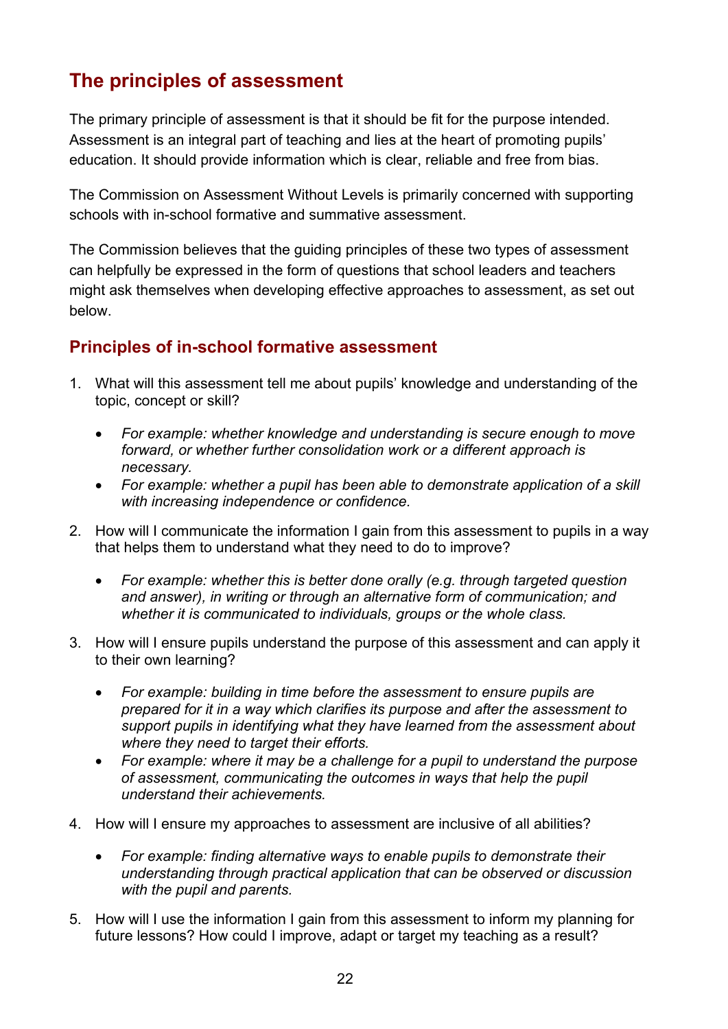## The principles of assessment

The primary principle of assessment is that it should be fit for the purpose intended. Assessment is an integral part of teaching and lies at the heart of promoting pupils' education. It should provide information which is clear, reliable and free from bias.

The Commission on Assessment Without Levels is primarily concerned with supporting schools with in-school formative and summative assessment.

The Commission believes that the guiding principles of these two types of assessment can helpfully be expressed in the form of questions that school leaders and teachers might ask themselves when developing effective approaches to assessment, as set out below.

### Principles of in-school formative assessment

1. What will this assessment tell me about pupils' knowledge and understanding of the topic, concept or skill?
   - *For example: whether knowledge and understanding is secure enough to move forward, or whether further consolidation work or a different approach is necessary.*
   - *For example: whether a pupil has been able to demonstrate application of a skill with increasing independence or confidence.*
2. How will I communicate the information I gain from this assessment to pupils in a way that helps them to understand what they need to do to improve?
   - *For example: whether this is better done orally (e.g. through targeted question and answer), in writing or through an alternative form of communication; and whether it is communicated to individuals, groups or the whole class.*
3. How will I ensure pupils understand the purpose of this assessment and can apply it to their own learning?
   - *For example: building in time before the assessment to ensure pupils are prepared for it in a way which clarifies its purpose and after the assessment to support pupils in identifying what they have learned from the assessment about where they need to target their efforts.*
   - *For example: where it may be a challenge for a pupil to understand the purpose of assessment, communicating the outcomes in ways that help the pupil understand their achievements.*
4. How will I ensure my approaches to assessment are inclusive of all abilities?
   - *For example: finding alternative ways to enable pupils to demonstrate their understanding through practical application that can be observed or discussion with the pupil and parents.*
5. How will I use the information I gain from this assessment to inform my planning for future lessons? How could I improve, adapt or target my teaching as a result?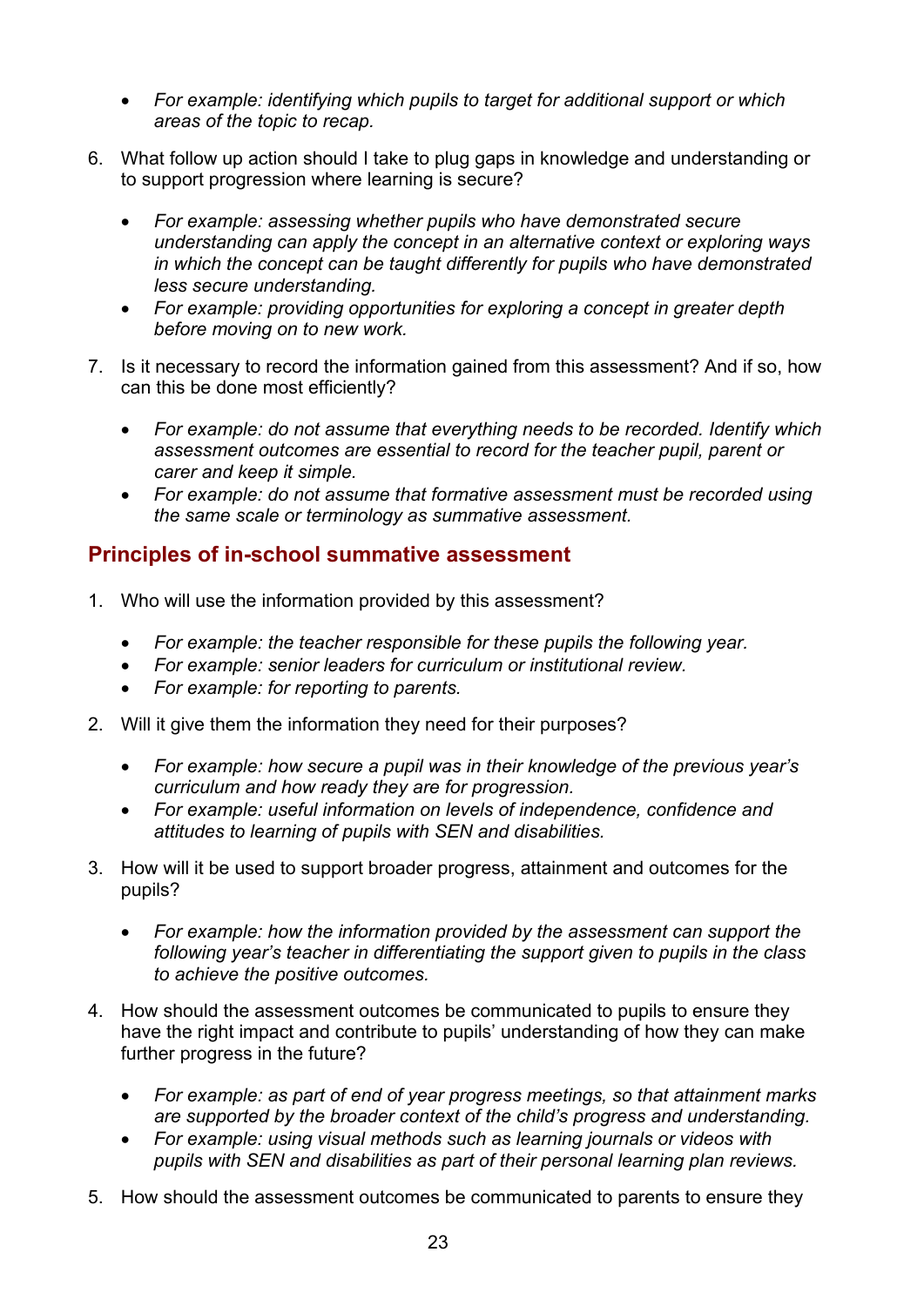- *For example: identifying which pupils to target for additional support or which areas of the topic to recap.*

6. What follow up action should I take to plug gaps in knowledge and understanding or to support progression where learning is secure?

   - *For example: assessing whether pupils who have demonstrated secure understanding can apply the concept in an alternative context or exploring ways in which the concept can be taught differently for pupils who have demonstrated less secure understanding.*
   - *For example: providing opportunities for exploring a concept in greater depth before moving on to new work.*

7. Is it necessary to record the information gained from this assessment? And if so, how can this be done most efficiently?

   - *For example: do not assume that everything needs to be recorded. Identify which assessment outcomes are essential to record for the teacher pupil, parent or carer and keep it simple.*
   - *For example: do not assume that formative assessment must be recorded using the same scale or terminology as summative assessment.*

## Principles of in-school summative assessment

1. Who will use the information provided by this assessment?

   - *For example: the teacher responsible for these pupils the following year.*
   - *For example: senior leaders for curriculum or institutional review.*
   - *For example: for reporting to parents.*

2. Will it give them the information they need for their purposes?

   - *For example: how secure a pupil was in their knowledge of the previous year's curriculum and how ready they are for progression.*
   - *For example: useful information on levels of independence, confidence and attitudes to learning of pupils with SEN and disabilities.*

3. How will it be used to support broader progress, attainment and outcomes for the pupils?

   - *For example: how the information provided by the assessment can support the following year's teacher in differentiating the support given to pupils in the class to achieve the positive outcomes.*

4. How should the assessment outcomes be communicated to pupils to ensure they have the right impact and contribute to pupils' understanding of how they can make further progress in the future?

   - *For example: as part of end of year progress meetings, so that attainment marks are supported by the broader context of the child's progress and understanding.*
   - *For example: using visual methods such as learning journals or videos with pupils with SEN and disabilities as part of their personal learning plan reviews.*

5. How should the assessment outcomes be communicated to parents to ensure they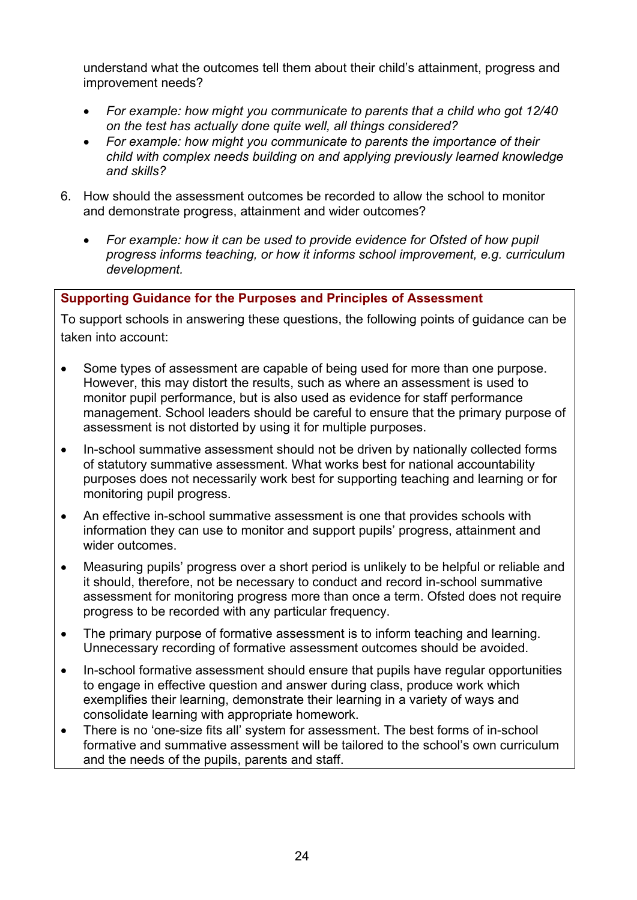understand what the outcomes tell them about their child's attainment, progress and improvement needs?

- *For example: how might you communicate to parents that a child who got 12/40 on the test has actually done quite well, all things considered?*
- *For example: how might you communicate to parents the importance of their child with complex needs building on and applying previously learned knowledge and skills?*

6. How should the assessment outcomes be recorded to allow the school to monitor and demonstrate progress, attainment and wider outcomes?

    - *For example: how it can be used to provide evidence for Ofsted of how pupil progress informs teaching, or how it informs school improvement, e.g. curriculum development.*

**Supporting Guidance for the Purposes and Principles of Assessment**

To support schools in answering these questions, the following points of guidance can be taken into account:

- Some types of assessment are capable of being used for more than one purpose. However, this may distort the results, such as where an assessment is used to monitor pupil performance, but is also used as evidence for staff performance management. School leaders should be careful to ensure that the primary purpose of assessment is not distorted by using it for multiple purposes.
- In-school summative assessment should not be driven by nationally collected forms of statutory summative assessment. What works best for national accountability purposes does not necessarily work best for supporting teaching and learning or for monitoring pupil progress.
- An effective in-school summative assessment is one that provides schools with information they can use to monitor and support pupils' progress, attainment and wider outcomes.
- Measuring pupils' progress over a short period is unlikely to be helpful or reliable and it should, therefore, not be necessary to conduct and record in-school summative assessment for monitoring progress more than once a term. Ofsted does not require progress to be recorded with any particular frequency.
- The primary purpose of formative assessment is to inform teaching and learning. Unnecessary recording of formative assessment outcomes should be avoided.
- In-school formative assessment should ensure that pupils have regular opportunities to engage in effective question and answer during class, produce work which exemplifies their learning, demonstrate their learning in a variety of ways and consolidate learning with appropriate homework.
- There is no 'one-size fits all' system for assessment. The best forms of in-school formative and summative assessment will be tailored to the school's own curriculum and the needs of the pupils, parents and staff.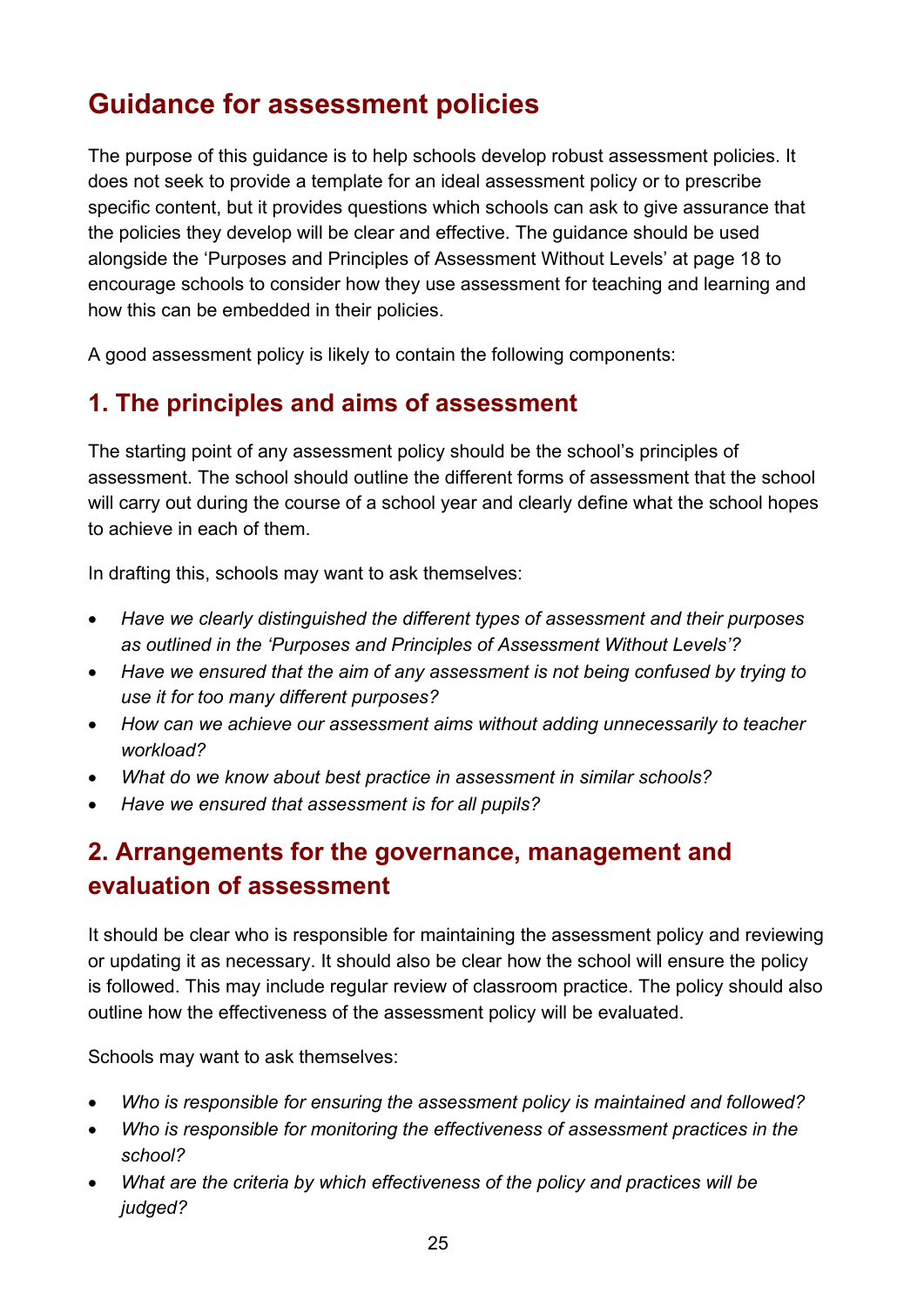# Guidance for assessment policies

The purpose of this guidance is to help schools develop robust assessment policies. It does not seek to provide a template for an ideal assessment policy or to prescribe specific content, but it provides questions which schools can ask to give assurance that the policies they develop will be clear and effective. The guidance should be used alongside the 'Purposes and Principles of Assessment Without Levels' at page 18 to encourage schools to consider how they use assessment for teaching and learning and how this can be embedded in their policies.

A good assessment policy is likely to contain the following components:

## 1. The principles and aims of assessment

The starting point of any assessment policy should be the school's principles of assessment. The school should outline the different forms of assessment that the school will carry out during the course of a school year and clearly define what the school hopes to achieve in each of them.

In drafting this, schools may want to ask themselves:

- *Have we clearly distinguished the different types of assessment and their purposes as outlined in the 'Purposes and Principles of Assessment Without Levels'?*
- *Have we ensured that the aim of any assessment is not being confused by trying to use it for too many different purposes?*
- *How can we achieve our assessment aims without adding unnecessarily to teacher workload?*
- *What do we know about best practice in assessment in similar schools?*
- *Have we ensured that assessment is for all pupils?*

## 2. Arrangements for the governance, management and evaluation of assessment

It should be clear who is responsible for maintaining the assessment policy and reviewing or updating it as necessary. It should also be clear how the school will ensure the policy is followed. This may include regular review of classroom practice. The policy should also outline how the effectiveness of the assessment policy will be evaluated.

Schools may want to ask themselves:

- *Who is responsible for ensuring the assessment policy is maintained and followed?*
- *Who is responsible for monitoring the effectiveness of assessment practices in the school?*
- *What are the criteria by which effectiveness of the policy and practices will be judged?*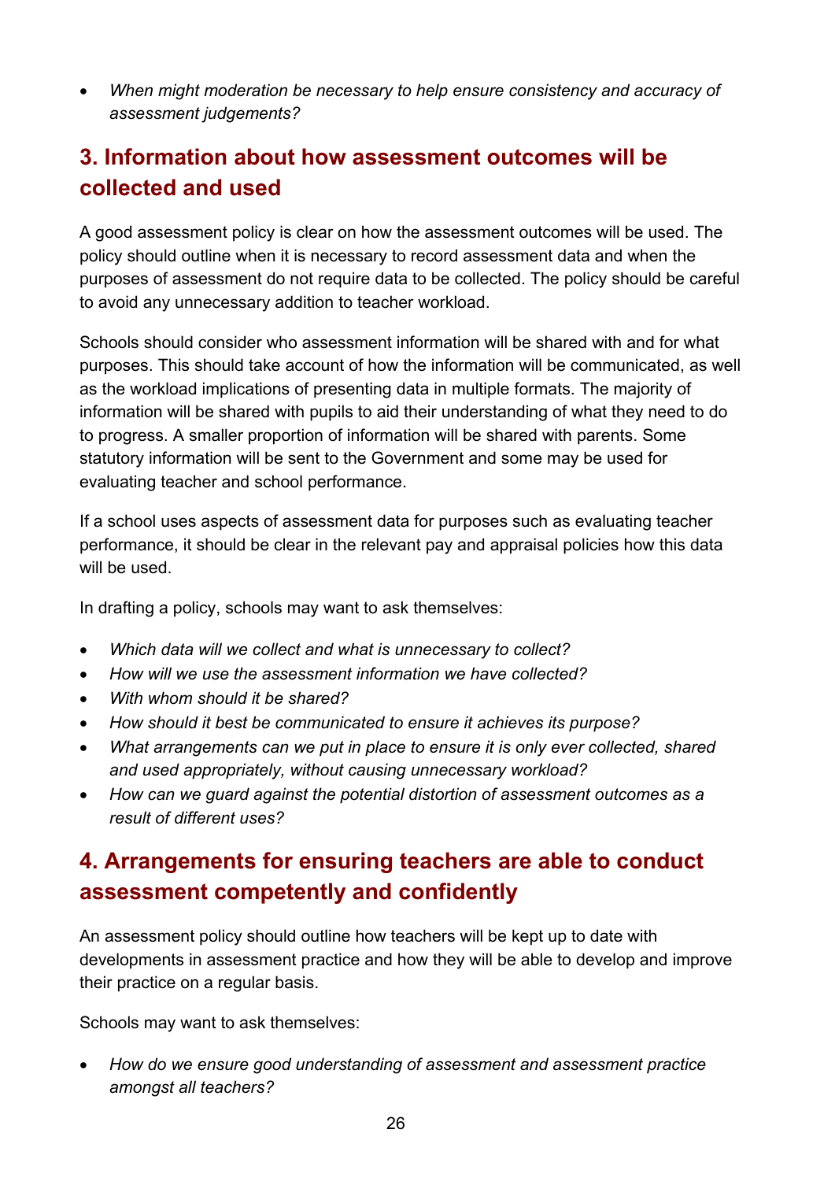- *When might moderation be necessary to help ensure consistency and accuracy of assessment judgements?*

## 3. Information about how assessment outcomes will be collected and used

A good assessment policy is clear on how the assessment outcomes will be used. The policy should outline when it is necessary to record assessment data and when the purposes of assessment do not require data to be collected. The policy should be careful to avoid any unnecessary addition to teacher workload.

Schools should consider who assessment information will be shared with and for what purposes. This should take account of how the information will be communicated, as well as the workload implications of presenting data in multiple formats. The majority of information will be shared with pupils to aid their understanding of what they need to do to progress. A smaller proportion of information will be shared with parents. Some statutory information will be sent to the Government and some may be used for evaluating teacher and school performance.

If a school uses aspects of assessment data for purposes such as evaluating teacher performance, it should be clear in the relevant pay and appraisal policies how this data will be used.

In drafting a policy, schools may want to ask themselves:

- *Which data will we collect and what is unnecessary to collect?*
- *How will we use the assessment information we have collected?*
- *With whom should it be shared?*
- *How should it best be communicated to ensure it achieves its purpose?*
- *What arrangements can we put in place to ensure it is only ever collected, shared and used appropriately, without causing unnecessary workload?*
- *How can we guard against the potential distortion of assessment outcomes as a result of different uses?*

## 4. Arrangements for ensuring teachers are able to conduct assessment competently and confidently

An assessment policy should outline how teachers will be kept up to date with developments in assessment practice and how they will be able to develop and improve their practice on a regular basis.

Schools may want to ask themselves:

- *How do we ensure good understanding of assessment and assessment practice amongst all teachers?*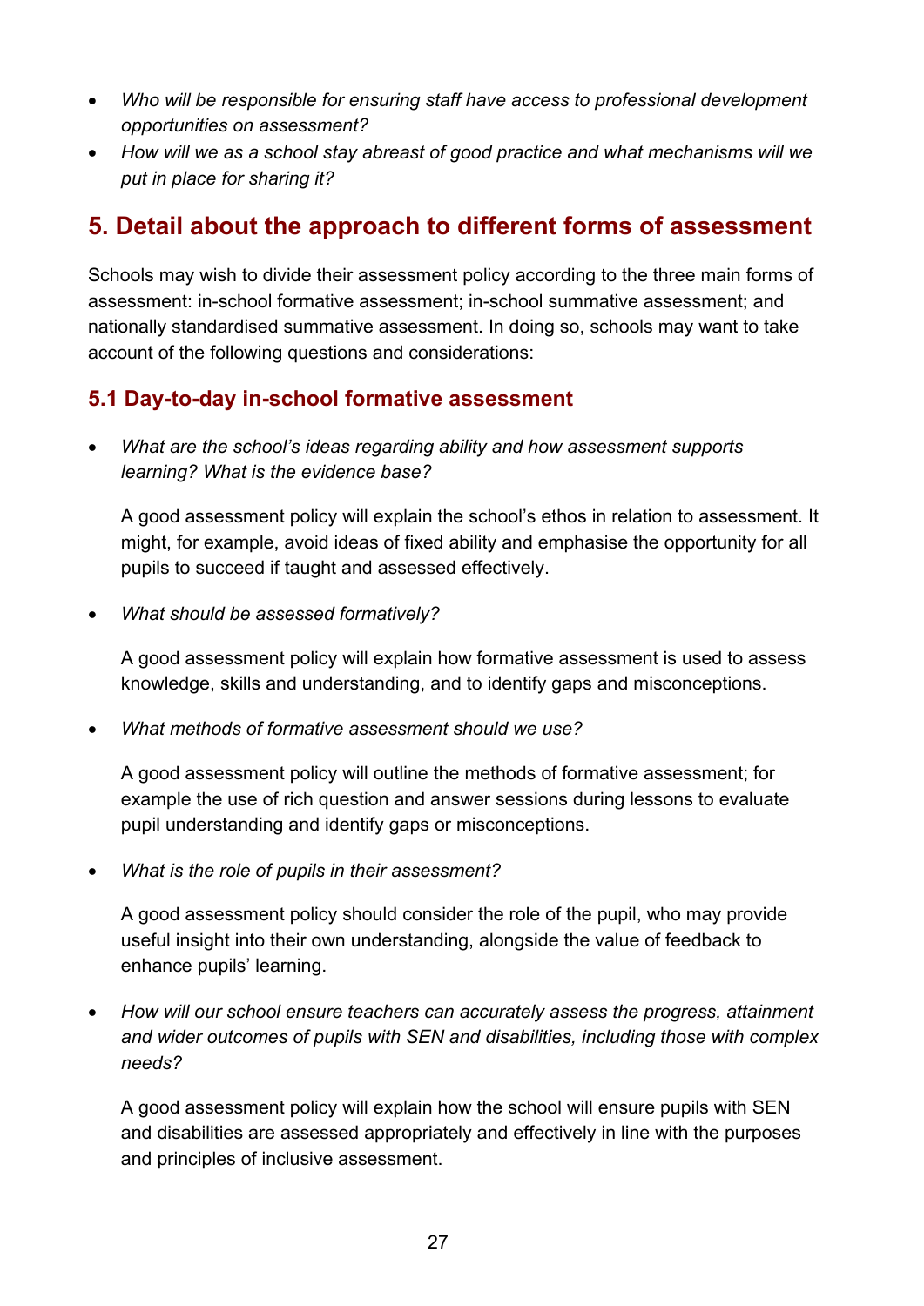- *Who will be responsible for ensuring staff have access to professional development opportunities on assessment?*
- *How will we as a school stay abreast of good practice and what mechanisms will we put in place for sharing it?*

## 5. Detail about the approach to different forms of assessment

Schools may wish to divide their assessment policy according to the three main forms of assessment: in-school formative assessment; in-school summative assessment; and nationally standardised summative assessment. In doing so, schools may want to take account of the following questions and considerations:

### 5.1 Day-to-day in-school formative assessment

- *What are the school's ideas regarding ability and how assessment supports learning? What is the evidence base?*

  A good assessment policy will explain the school's ethos in relation to assessment. It might, for example, avoid ideas of fixed ability and emphasise the opportunity for all pupils to succeed if taught and assessed effectively.

- *What should be assessed formatively?*

  A good assessment policy will explain how formative assessment is used to assess knowledge, skills and understanding, and to identify gaps and misconceptions.

- *What methods of formative assessment should we use?*

  A good assessment policy will outline the methods of formative assessment; for example the use of rich question and answer sessions during lessons to evaluate pupil understanding and identify gaps or misconceptions.

- *What is the role of pupils in their assessment?*

  A good assessment policy should consider the role of the pupil, who may provide useful insight into their own understanding, alongside the value of feedback to enhance pupils' learning.

- *How will our school ensure teachers can accurately assess the progress, attainment and wider outcomes of pupils with SEN and disabilities, including those with complex needs?*

  A good assessment policy will explain how the school will ensure pupils with SEN and disabilities are assessed appropriately and effectively in line with the purposes and principles of inclusive assessment.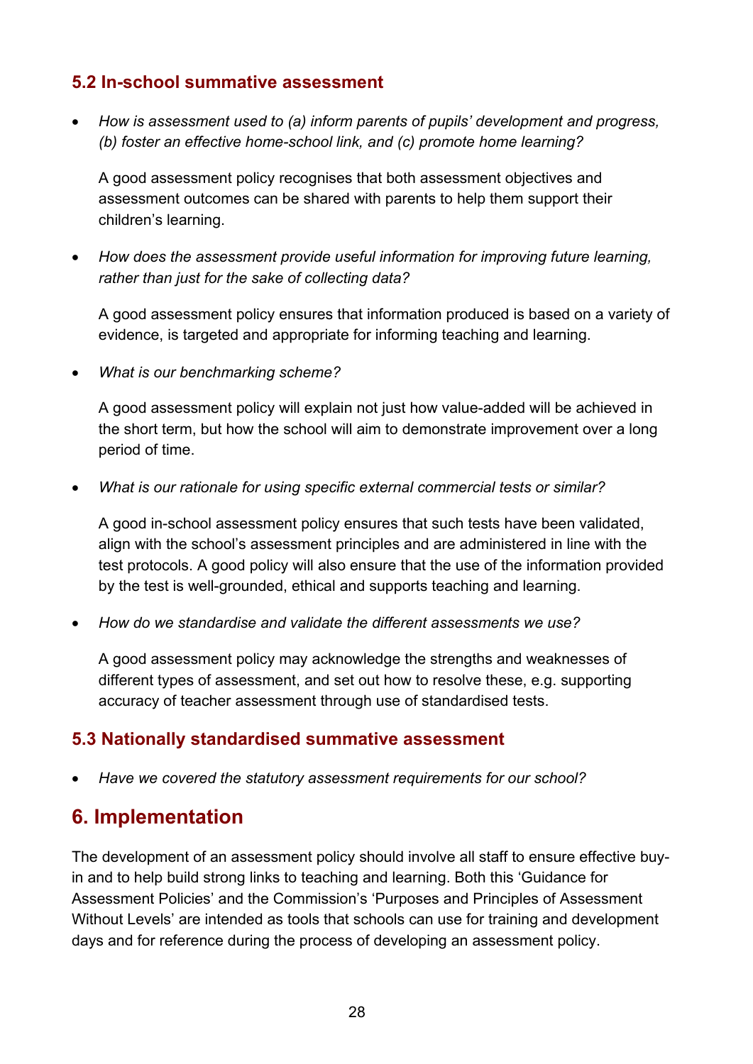### 5.2 In-school summative assessment

- *How is assessment used to (a) inform parents of pupils' development and progress, (b) foster an effective home-school link, and (c) promote home learning?*

  A good assessment policy recognises that both assessment objectives and assessment outcomes can be shared with parents to help them support their children's learning.

- *How does the assessment provide useful information for improving future learning, rather than just for the sake of collecting data?*

  A good assessment policy ensures that information produced is based on a variety of evidence, is targeted and appropriate for informing teaching and learning.

- *What is our benchmarking scheme?*

  A good assessment policy will explain not just how value-added will be achieved in the short term, but how the school will aim to demonstrate improvement over a long period of time.

- *What is our rationale for using specific external commercial tests or similar?*

  A good in-school assessment policy ensures that such tests have been validated, align with the school's assessment principles and are administered in line with the test protocols. A good policy will also ensure that the use of the information provided by the test is well-grounded, ethical and supports teaching and learning.

- *How do we standardise and validate the different assessments we use?*

  A good assessment policy may acknowledge the strengths and weaknesses of different types of assessment, and set out how to resolve these, e.g. supporting accuracy of teacher assessment through use of standardised tests.

### 5.3 Nationally standardised summative assessment

- *Have we covered the statutory assessment requirements for our school?*

## 6. Implementation

The development of an assessment policy should involve all staff to ensure effective buy-in and to help build strong links to teaching and learning. Both this 'Guidance for Assessment Policies' and the Commission's 'Purposes and Principles of Assessment Without Levels' are intended as tools that schools can use for training and development days and for reference during the process of developing an assessment policy.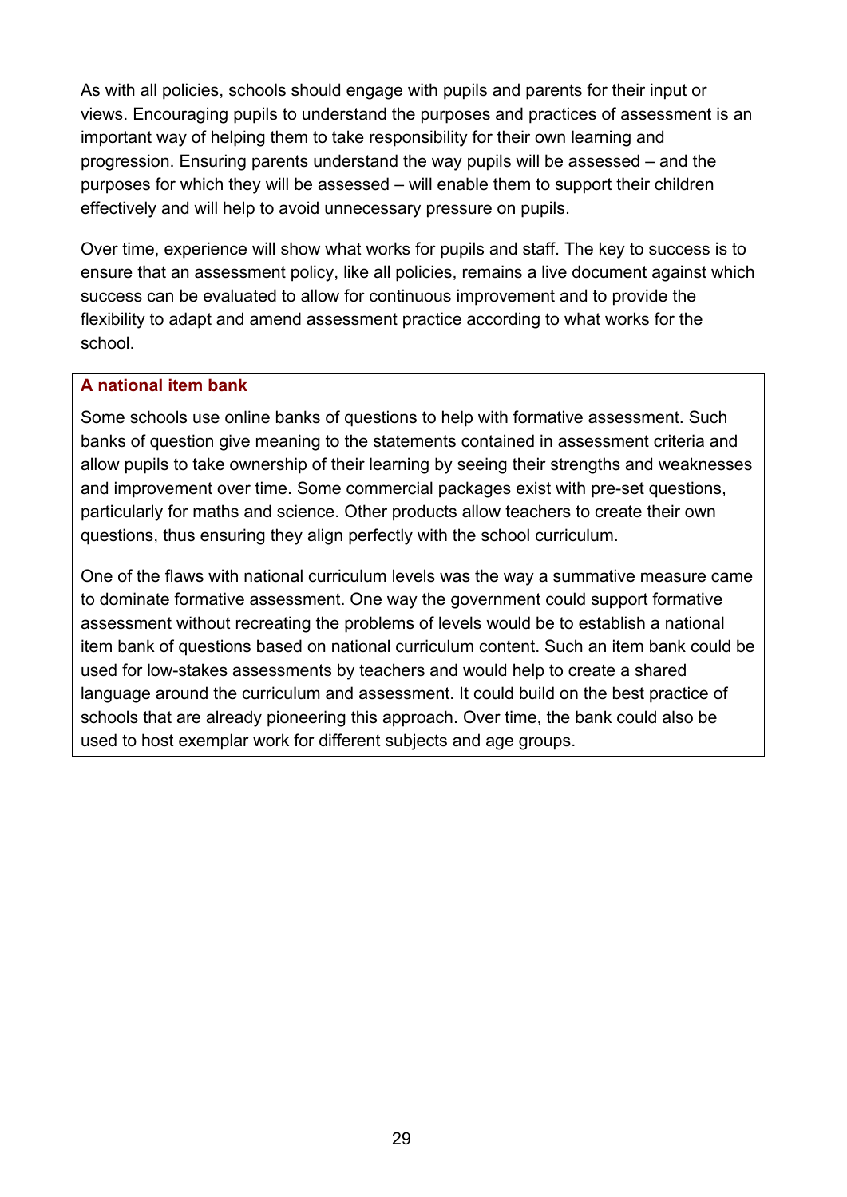As with all policies, schools should engage with pupils and parents for their input or views. Encouraging pupils to understand the purposes and practices of assessment is an important way of helping them to take responsibility for their own learning and progression. Ensuring parents understand the way pupils will be assessed – and the purposes for which they will be assessed – will enable them to support their children effectively and will help to avoid unnecessary pressure on pupils.

Over time, experience will show what works for pupils and staff. The key to success is to ensure that an assessment policy, like all policies, remains a live document against which success can be evaluated to allow for continuous improvement and to provide the flexibility to adapt and amend assessment practice according to what works for the school.

**A national item bank**

Some schools use online banks of questions to help with formative assessment. Such banks of question give meaning to the statements contained in assessment criteria and allow pupils to take ownership of their learning by seeing their strengths and weaknesses and improvement over time. Some commercial packages exist with pre-set questions, particularly for maths and science. Other products allow teachers to create their own questions, thus ensuring they align perfectly with the school curriculum.

One of the flaws with national curriculum levels was the way a summative measure came to dominate formative assessment. One way the government could support formative assessment without recreating the problems of levels would be to establish a national item bank of questions based on national curriculum content. Such an item bank could be used for low-stakes assessments by teachers and would help to create a shared language around the curriculum and assessment. It could build on the best practice of schools that are already pioneering this approach. Over time, the bank could also be used to host exemplar work for different subjects and age groups.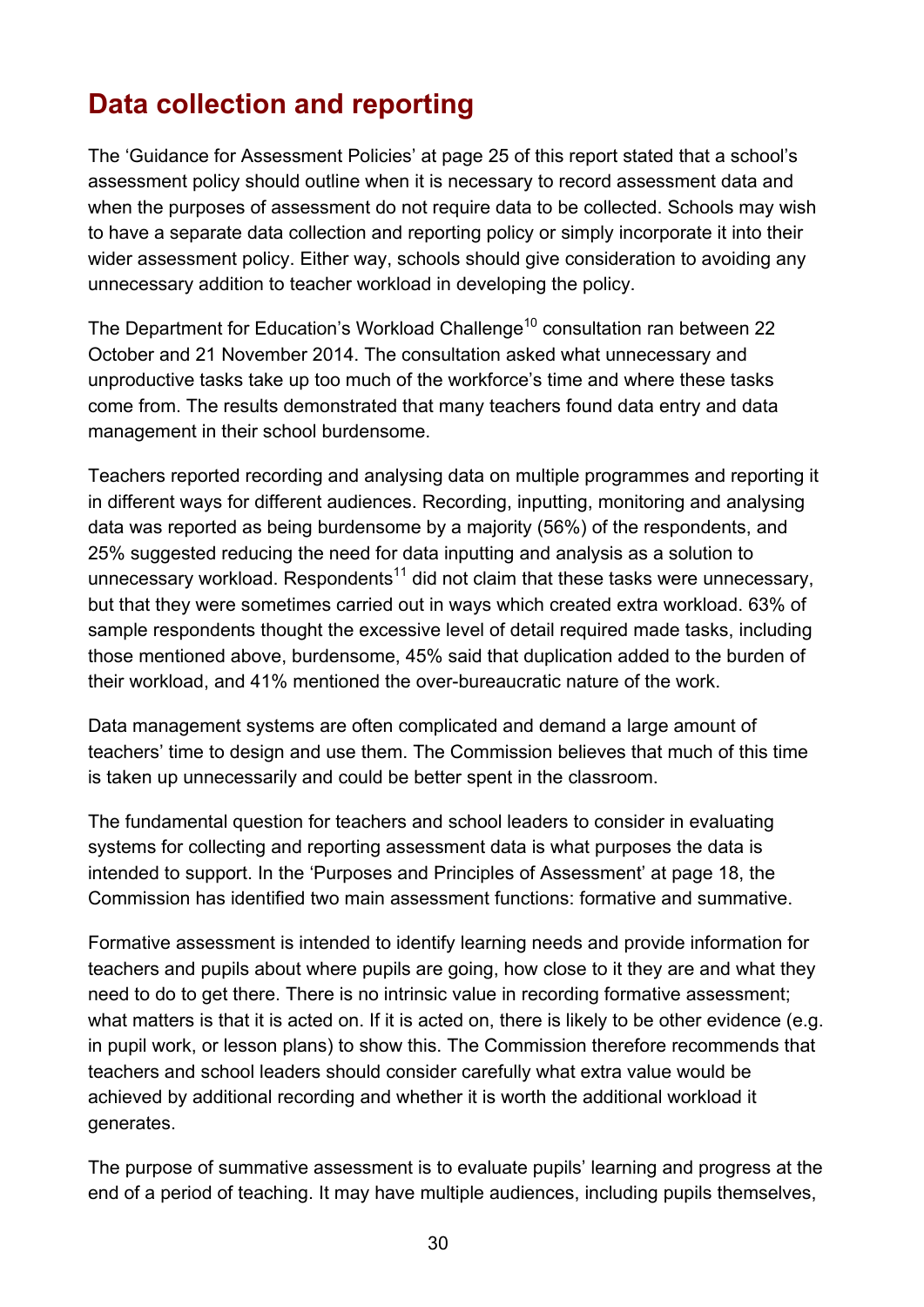## Data collection and reporting

The 'Guidance for Assessment Policies' at page 25 of this report stated that a school's assessment policy should outline when it is necessary to record assessment data and when the purposes of assessment do not require data to be collected. Schools may wish to have a separate data collection and reporting policy or simply incorporate it into their wider assessment policy. Either way, schools should give consideration to avoiding any unnecessary addition to teacher workload in developing the policy.

The Department for Education's Workload Challenge[10] consultation ran between 22 October and 21 November 2014. The consultation asked what unnecessary and unproductive tasks take up too much of the workforce's time and where these tasks come from. The results demonstrated that many teachers found data entry and data management in their school burdensome.

Teachers reported recording and analysing data on multiple programmes and reporting it in different ways for different audiences. Recording, inputting, monitoring and analysing data was reported as being burdensome by a majority (56%) of the respondents, and 25% suggested reducing the need for data inputting and analysis as a solution to unnecessary workload. Respondents[11] did not claim that these tasks were unnecessary, but that they were sometimes carried out in ways which created extra workload. 63% of sample respondents thought the excessive level of detail required made tasks, including those mentioned above, burdensome, 45% said that duplication added to the burden of their workload, and 41% mentioned the over-bureaucratic nature of the work.

Data management systems are often complicated and demand a large amount of teachers' time to design and use them. The Commission believes that much of this time is taken up unnecessarily and could be better spent in the classroom.

The fundamental question for teachers and school leaders to consider in evaluating systems for collecting and reporting assessment data is what purposes the data is intended to support. In the 'Purposes and Principles of Assessment' at page 18, the Commission has identified two main assessment functions: formative and summative.

Formative assessment is intended to identify learning needs and provide information for teachers and pupils about where pupils are going, how close to it they are and what they need to do to get there. There is no intrinsic value in recording formative assessment; what matters is that it is acted on. If it is acted on, there is likely to be other evidence (e.g. in pupil work, or lesson plans) to show this. The Commission therefore recommends that teachers and school leaders should consider carefully what extra value would be achieved by additional recording and whether it is worth the additional workload it generates.

The purpose of summative assessment is to evaluate pupils' learning and progress at the end of a period of teaching. It may have multiple audiences, including pupils themselves,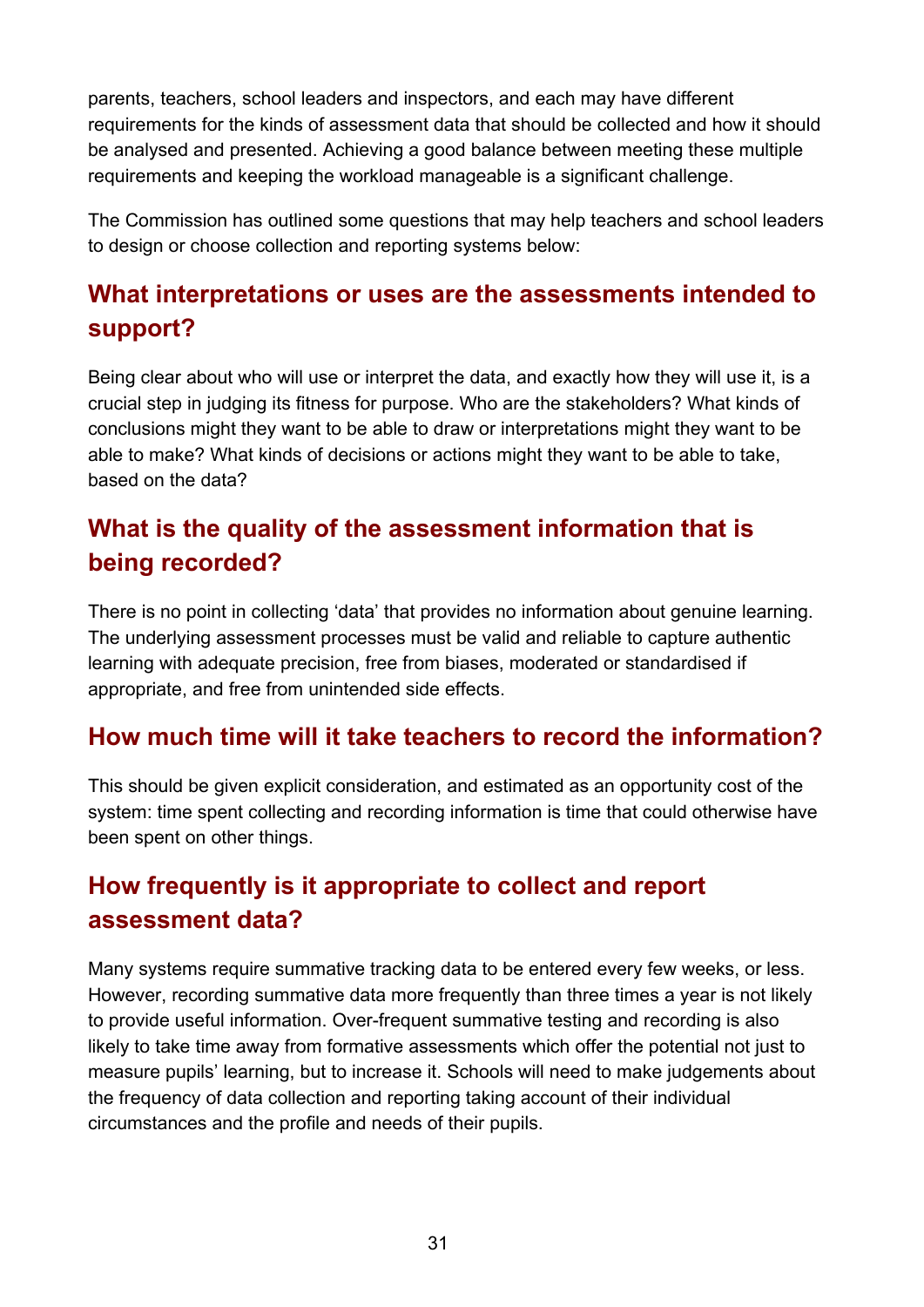parents, teachers, school leaders and inspectors, and each may have different requirements for the kinds of assessment data that should be collected and how it should be analysed and presented. Achieving a good balance between meeting these multiple requirements and keeping the workload manageable is a significant challenge.

The Commission has outlined some questions that may help teachers and school leaders to design or choose collection and reporting systems below:

## What interpretations or uses are the assessments intended to support?

Being clear about who will use or interpret the data, and exactly how they will use it, is a crucial step in judging its fitness for purpose. Who are the stakeholders? What kinds of conclusions might they want to be able to draw or interpretations might they want to be able to make? What kinds of decisions or actions might they want to be able to take, based on the data?

## What is the quality of the assessment information that is being recorded?

There is no point in collecting 'data' that provides no information about genuine learning. The underlying assessment processes must be valid and reliable to capture authentic learning with adequate precision, free from biases, moderated or standardised if appropriate, and free from unintended side effects.

## How much time will it take teachers to record the information?

This should be given explicit consideration, and estimated as an opportunity cost of the system: time spent collecting and recording information is time that could otherwise have been spent on other things.

## How frequently is it appropriate to collect and report assessment data?

Many systems require summative tracking data to be entered every few weeks, or less. However, recording summative data more frequently than three times a year is not likely to provide useful information. Over-frequent summative testing and recording is also likely to take time away from formative assessments which offer the potential not just to measure pupils' learning, but to increase it. Schools will need to make judgements about the frequency of data collection and reporting taking account of their individual circumstances and the profile and needs of their pupils.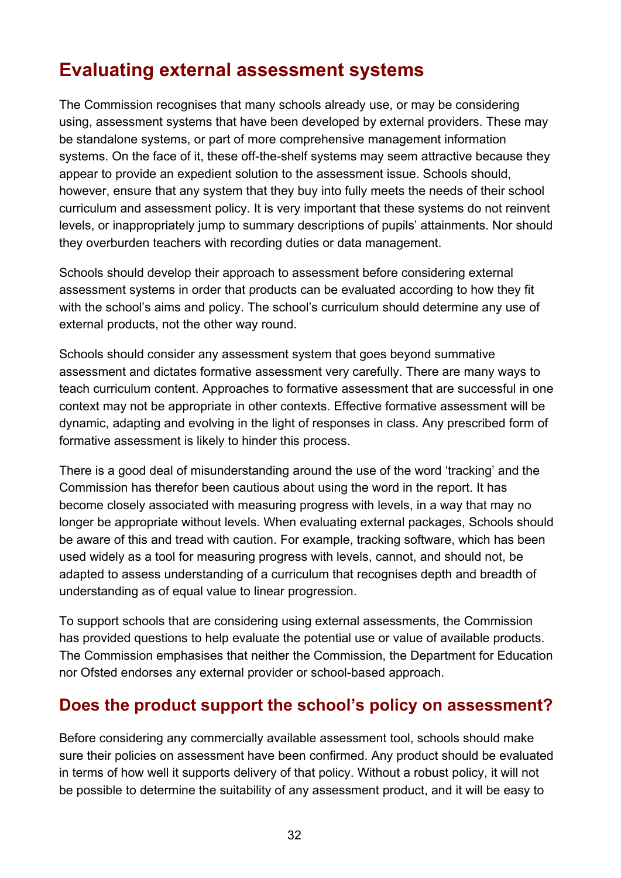## Evaluating external assessment systems

The Commission recognises that many schools already use, or may be considering using, assessment systems that have been developed by external providers. These may be standalone systems, or part of more comprehensive management information systems. On the face of it, these off-the-shelf systems may seem attractive because they appear to provide an expedient solution to the assessment issue. Schools should, however, ensure that any system that they buy into fully meets the needs of their school curriculum and assessment policy. It is very important that these systems do not reinvent levels, or inappropriately jump to summary descriptions of pupils' attainments. Nor should they overburden teachers with recording duties or data management.

Schools should develop their approach to assessment before considering external assessment systems in order that products can be evaluated according to how they fit with the school's aims and policy. The school's curriculum should determine any use of external products, not the other way round.

Schools should consider any assessment system that goes beyond summative assessment and dictates formative assessment very carefully. There are many ways to teach curriculum content. Approaches to formative assessment that are successful in one context may not be appropriate in other contexts. Effective formative assessment will be dynamic, adapting and evolving in the light of responses in class. Any prescribed form of formative assessment is likely to hinder this process.

There is a good deal of misunderstanding around the use of the word 'tracking' and the Commission has therefor been cautious about using the word in the report. It has become closely associated with measuring progress with levels, in a way that may no longer be appropriate without levels. When evaluating external packages, Schools should be aware of this and tread with caution. For example, tracking software, which has been used widely as a tool for measuring progress with levels, cannot, and should not, be adapted to assess understanding of a curriculum that recognises depth and breadth of understanding as of equal value to linear progression.

To support schools that are considering using external assessments, the Commission has provided questions to help evaluate the potential use or value of available products. The Commission emphasises that neither the Commission, the Department for Education nor Ofsted endorses any external provider or school-based approach.

## Does the product support the school's policy on assessment?

Before considering any commercially available assessment tool, schools should make sure their policies on assessment have been confirmed. Any product should be evaluated in terms of how well it supports delivery of that policy. Without a robust policy, it will not be possible to determine the suitability of any assessment product, and it will be easy to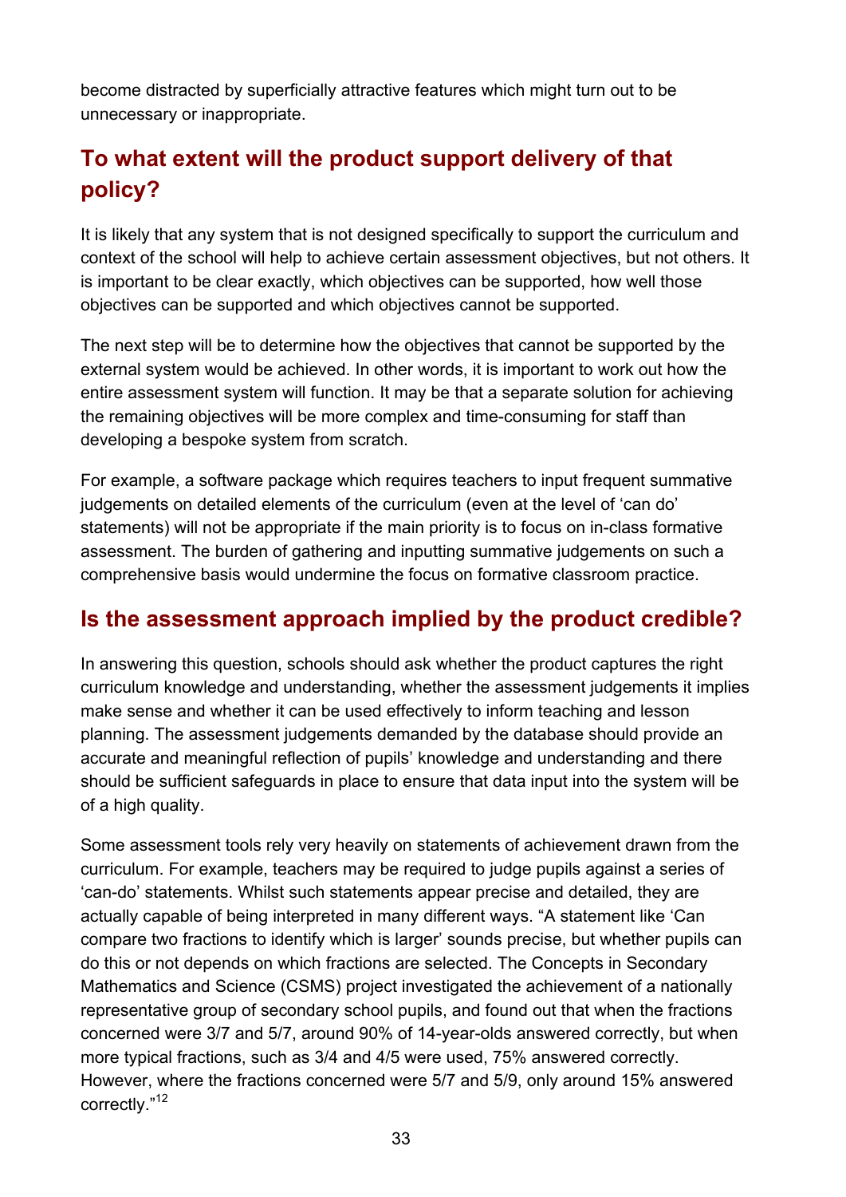become distracted by superficially attractive features which might turn out to be unnecessary or inappropriate.

## To what extent will the product support delivery of that policy?

It is likely that any system that is not designed specifically to support the curriculum and context of the school will help to achieve certain assessment objectives, but not others. It is important to be clear exactly, which objectives can be supported, how well those objectives can be supported and which objectives cannot be supported.

The next step will be to determine how the objectives that cannot be supported by the external system would be achieved. In other words, it is important to work out how the entire assessment system will function. It may be that a separate solution for achieving the remaining objectives will be more complex and time-consuming for staff than developing a bespoke system from scratch.

For example, a software package which requires teachers to input frequent summative judgements on detailed elements of the curriculum (even at the level of 'can do' statements) will not be appropriate if the main priority is to focus on in-class formative assessment. The burden of gathering and inputting summative judgements on such a comprehensive basis would undermine the focus on formative classroom practice.

## Is the assessment approach implied by the product credible?

In answering this question, schools should ask whether the product captures the right curriculum knowledge and understanding, whether the assessment judgements it implies make sense and whether it can be used effectively to inform teaching and lesson planning. The assessment judgements demanded by the database should provide an accurate and meaningful reflection of pupils' knowledge and understanding and there should be sufficient safeguards in place to ensure that data input into the system will be of a high quality.

Some assessment tools rely very heavily on statements of achievement drawn from the curriculum. For example, teachers may be required to judge pupils against a series of 'can-do' statements. Whilst such statements appear precise and detailed, they are actually capable of being interpreted in many different ways. "A statement like 'Can compare two fractions to identify which is larger' sounds precise, but whether pupils can do this or not depends on which fractions are selected. The Concepts in Secondary Mathematics and Science (CSMS) project investigated the achievement of a nationally representative group of secondary school pupils, and found out that when the fractions concerned were 3/7 and 5/7, around 90% of 14-year-olds answered correctly, but when more typical fractions, such as 3/4 and 4/5 were used, 75% answered correctly. However, where the fractions concerned were 5/7 and 5/9, only around 15% answered correctly."[12]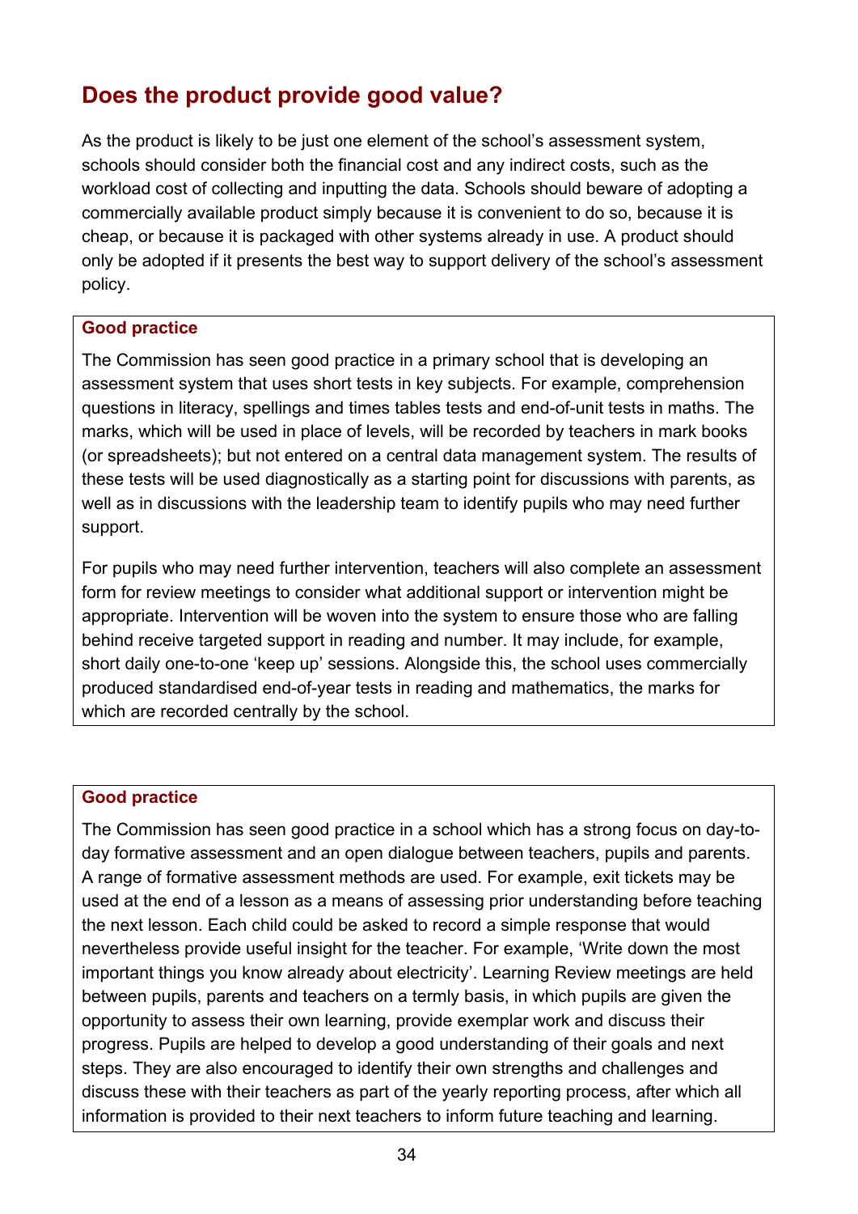## Does the product provide good value?

As the product is likely to be just one element of the school's assessment system, schools should consider both the financial cost and any indirect costs, such as the workload cost of collecting and inputting the data. Schools should beware of adopting a commercially available product simply because it is convenient to do so, because it is cheap, or because it is packaged with other systems already in use. A product should only be adopted if it presents the best way to support delivery of the school's assessment policy.

**Good practice**

The Commission has seen good practice in a primary school that is developing an assessment system that uses short tests in key subjects. For example, comprehension questions in literacy, spellings and times tables tests and end-of-unit tests in maths. The marks, which will be used in place of levels, will be recorded by teachers in mark books (or spreadsheets); but not entered on a central data management system. The results of these tests will be used diagnostically as a starting point for discussions with parents, as well as in discussions with the leadership team to identify pupils who may need further support.

For pupils who may need further intervention, teachers will also complete an assessment form for review meetings to consider what additional support or intervention might be appropriate. Intervention will be woven into the system to ensure those who are falling behind receive targeted support in reading and number. It may include, for example, short daily one-to-one 'keep up' sessions. Alongside this, the school uses commercially produced standardised end-of-year tests in reading and mathematics, the marks for which are recorded centrally by the school.

**Good practice**

The Commission has seen good practice in a school which has a strong focus on day-to-day formative assessment and an open dialogue between teachers, pupils and parents. A range of formative assessment methods are used. For example, exit tickets may be used at the end of a lesson as a means of assessing prior understanding before teaching the next lesson. Each child could be asked to record a simple response that would nevertheless provide useful insight for the teacher. For example, 'Write down the most important things you know already about electricity'. Learning Review meetings are held between pupils, parents and teachers on a termly basis, in which pupils are given the opportunity to assess their own learning, provide exemplar work and discuss their progress. Pupils are helped to develop a good understanding of their goals and next steps. They are also encouraged to identify their own strengths and challenges and discuss these with their teachers as part of the yearly reporting process, after which all information is provided to their next teachers to inform future teaching and learning.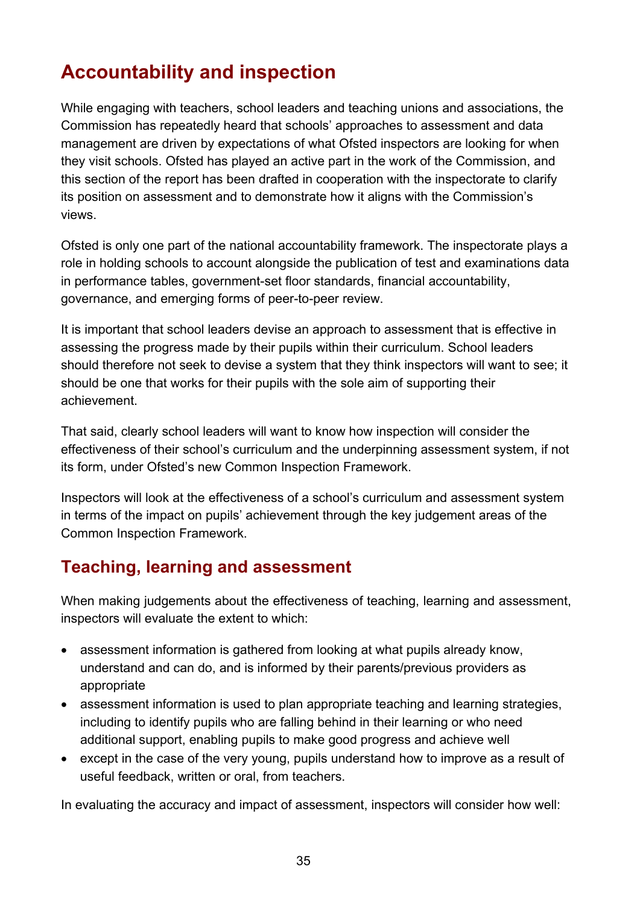## Accountability and inspection

While engaging with teachers, school leaders and teaching unions and associations, the Commission has repeatedly heard that schools' approaches to assessment and data management are driven by expectations of what Ofsted inspectors are looking for when they visit schools. Ofsted has played an active part in the work of the Commission, and this section of the report has been drafted in cooperation with the inspectorate to clarify its position on assessment and to demonstrate how it aligns with the Commission's views.

Ofsted is only one part of the national accountability framework. The inspectorate plays a role in holding schools to account alongside the publication of test and examinations data in performance tables, government-set floor standards, financial accountability, governance, and emerging forms of peer-to-peer review.

It is important that school leaders devise an approach to assessment that is effective in assessing the progress made by their pupils within their curriculum. School leaders should therefore not seek to devise a system that they think inspectors will want to see; it should be one that works for their pupils with the sole aim of supporting their achievement.

That said, clearly school leaders will want to know how inspection will consider the effectiveness of their school's curriculum and the underpinning assessment system, if not its form, under Ofsted's new Common Inspection Framework.

Inspectors will look at the effectiveness of a school's curriculum and assessment system in terms of the impact on pupils' achievement through the key judgement areas of the Common Inspection Framework.

## Teaching, learning and assessment

When making judgements about the effectiveness of teaching, learning and assessment, inspectors will evaluate the extent to which:

- assessment information is gathered from looking at what pupils already know, understand and can do, and is informed by their parents/previous providers as appropriate
- assessment information is used to plan appropriate teaching and learning strategies, including to identify pupils who are falling behind in their learning or who need additional support, enabling pupils to make good progress and achieve well
- except in the case of the very young, pupils understand how to improve as a result of useful feedback, written or oral, from teachers.

In evaluating the accuracy and impact of assessment, inspectors will consider how well: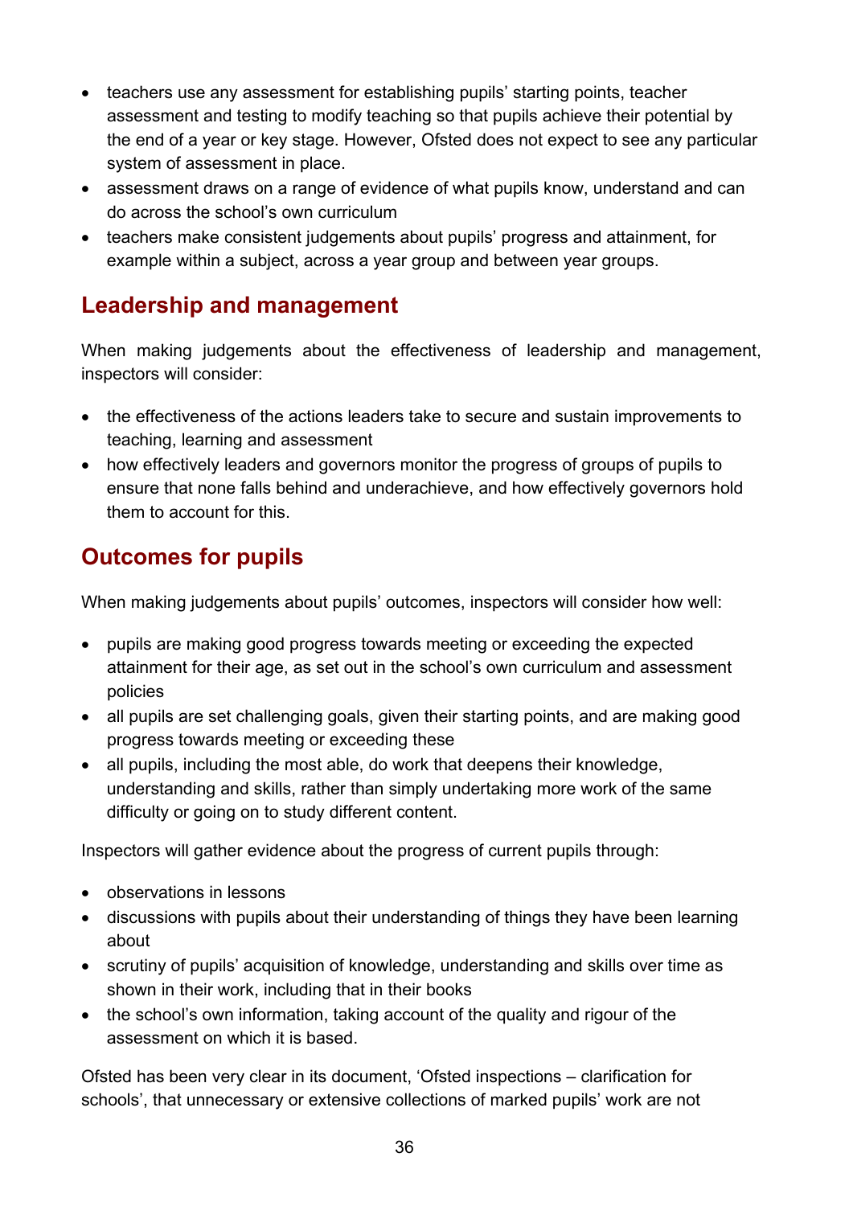- teachers use any assessment for establishing pupils' starting points, teacher assessment and testing to modify teaching so that pupils achieve their potential by the end of a year or key stage. However, Ofsted does not expect to see any particular system of assessment in place.
- assessment draws on a range of evidence of what pupils know, understand and can do across the school's own curriculum
- teachers make consistent judgements about pupils' progress and attainment, for example within a subject, across a year group and between year groups.

## Leadership and management

When making judgements about the effectiveness of leadership and management, inspectors will consider:

- the effectiveness of the actions leaders take to secure and sustain improvements to teaching, learning and assessment
- how effectively leaders and governors monitor the progress of groups of pupils to ensure that none falls behind and underachieve, and how effectively governors hold them to account for this.

## Outcomes for pupils

When making judgements about pupils' outcomes, inspectors will consider how well:

- pupils are making good progress towards meeting or exceeding the expected attainment for their age, as set out in the school's own curriculum and assessment policies
- all pupils are set challenging goals, given their starting points, and are making good progress towards meeting or exceeding these
- all pupils, including the most able, do work that deepens their knowledge, understanding and skills, rather than simply undertaking more work of the same difficulty or going on to study different content.

Inspectors will gather evidence about the progress of current pupils through:

- observations in lessons
- discussions with pupils about their understanding of things they have been learning about
- scrutiny of pupils' acquisition of knowledge, understanding and skills over time as shown in their work, including that in their books
- the school's own information, taking account of the quality and rigour of the assessment on which it is based.

Ofsted has been very clear in its document, 'Ofsted inspections – clarification for schools', that unnecessary or extensive collections of marked pupils' work are not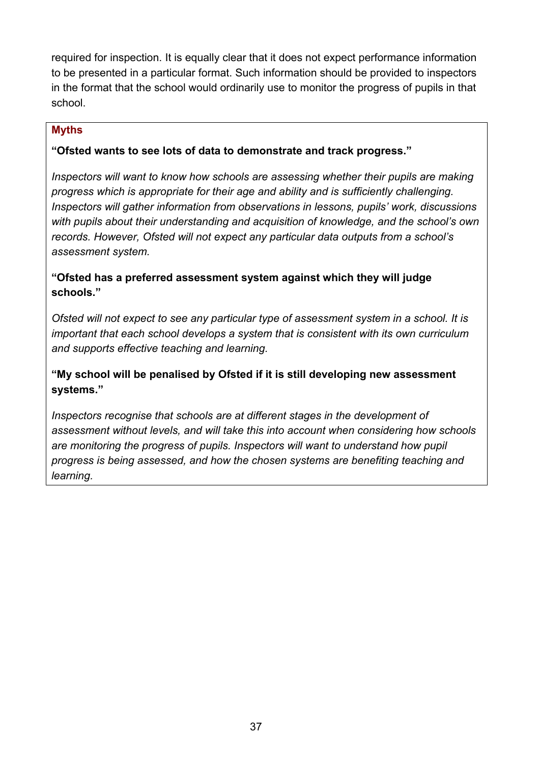required for inspection. It is equally clear that it does not expect performance information to be presented in a particular format. Such information should be provided to inspectors in the format that the school would ordinarily use to monitor the progress of pupils in that school.

**Myths**

**"Ofsted wants to see lots of data to demonstrate and track progress."**

*Inspectors will want to know how schools are assessing whether their pupils are making progress which is appropriate for their age and ability and is sufficiently challenging. Inspectors will gather information from observations in lessons, pupils' work, discussions with pupils about their understanding and acquisition of knowledge, and the school's own records. However, Ofsted will not expect any particular data outputs from a school's assessment system.*

**"Ofsted has a preferred assessment system against which they will judge schools."**

*Ofsted will not expect to see any particular type of assessment system in a school. It is important that each school develops a system that is consistent with its own curriculum and supports effective teaching and learning.*

**"My school will be penalised by Ofsted if it is still developing new assessment systems."**

*Inspectors recognise that schools are at different stages in the development of assessment without levels, and will take this into account when considering how schools are monitoring the progress of pupils. Inspectors will want to understand how pupil progress is being assessed, and how the chosen systems are benefiting teaching and learning.*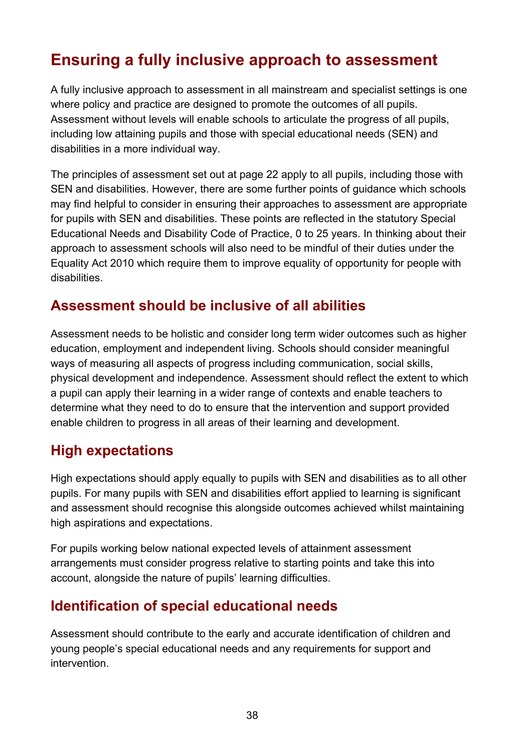## Ensuring a fully inclusive approach to assessment

A fully inclusive approach to assessment in all mainstream and specialist settings is one where policy and practice are designed to promote the outcomes of all pupils. Assessment without levels will enable schools to articulate the progress of all pupils, including low attaining pupils and those with special educational needs (SEN) and disabilities in a more individual way.

The principles of assessment set out at page 22 apply to all pupils, including those with SEN and disabilities. However, there are some further points of guidance which schools may find helpful to consider in ensuring their approaches to assessment are appropriate for pupils with SEN and disabilities. These points are reflected in the statutory Special Educational Needs and Disability Code of Practice, 0 to 25 years. In thinking about their approach to assessment schools will also need to be mindful of their duties under the Equality Act 2010 which require them to improve equality of opportunity for people with disabilities.

### Assessment should be inclusive of all abilities

Assessment needs to be holistic and consider long term wider outcomes such as higher education, employment and independent living. Schools should consider meaningful ways of measuring all aspects of progress including communication, social skills, physical development and independence. Assessment should reflect the extent to which a pupil can apply their learning in a wider range of contexts and enable teachers to determine what they need to do to ensure that the intervention and support provided enable children to progress in all areas of their learning and development.

### High expectations

High expectations should apply equally to pupils with SEN and disabilities as to all other pupils. For many pupils with SEN and disabilities effort applied to learning is significant and assessment should recognise this alongside outcomes achieved whilst maintaining high aspirations and expectations.

For pupils working below national expected levels of attainment assessment arrangements must consider progress relative to starting points and take this into account, alongside the nature of pupils' learning difficulties.

### Identification of special educational needs

Assessment should contribute to the early and accurate identification of children and young people's special educational needs and any requirements for support and intervention.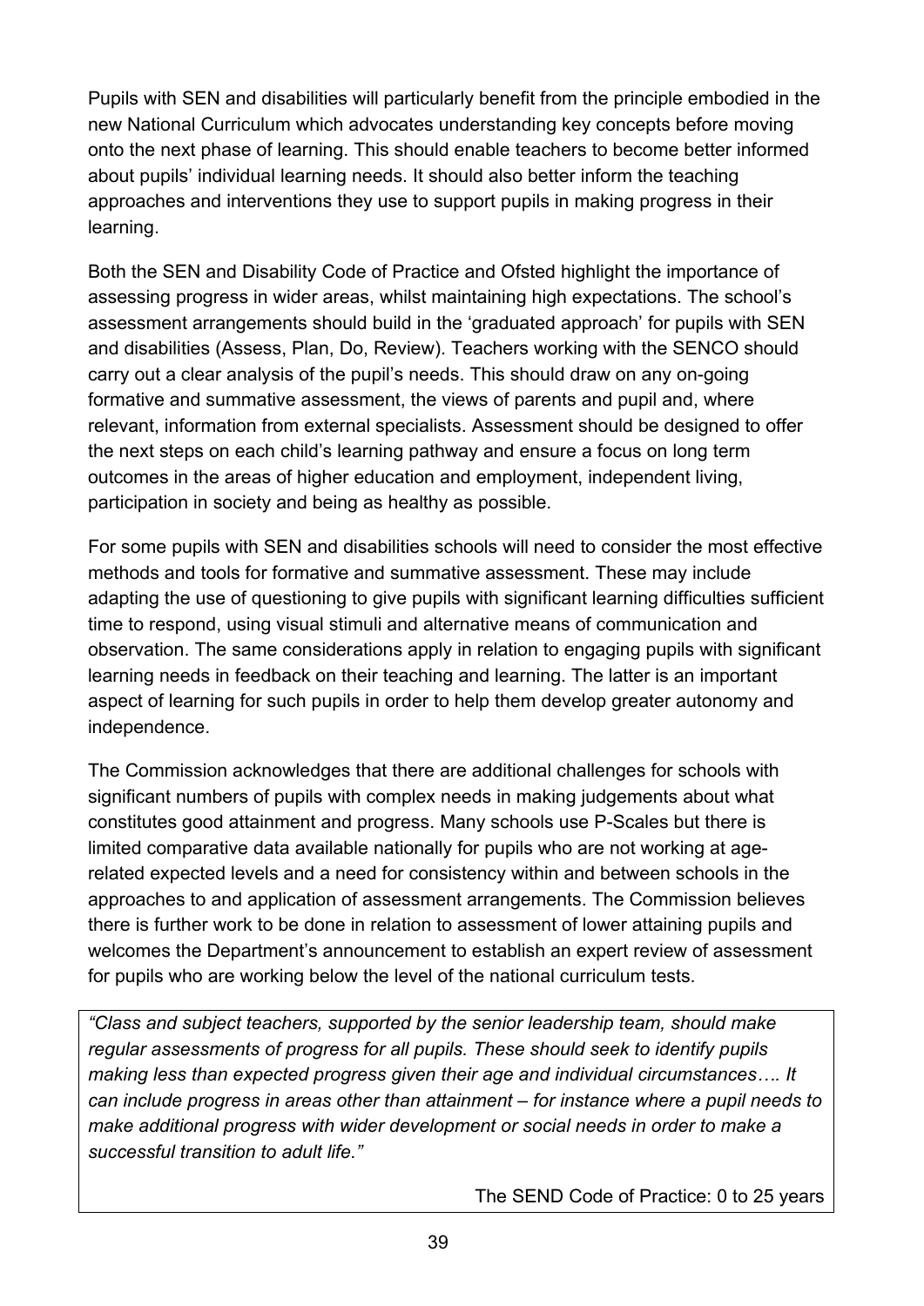Pupils with SEN and disabilities will particularly benefit from the principle embodied in the new National Curriculum which advocates understanding key concepts before moving onto the next phase of learning. This should enable teachers to become better informed about pupils' individual learning needs. It should also better inform the teaching approaches and interventions they use to support pupils in making progress in their learning.

Both the SEN and Disability Code of Practice and Ofsted highlight the importance of assessing progress in wider areas, whilst maintaining high expectations. The school's assessment arrangements should build in the 'graduated approach' for pupils with SEN and disabilities (Assess, Plan, Do, Review). Teachers working with the SENCO should carry out a clear analysis of the pupil's needs. This should draw on any on-going formative and summative assessment, the views of parents and pupil and, where relevant, information from external specialists. Assessment should be designed to offer the next steps on each child's learning pathway and ensure a focus on long term outcomes in the areas of higher education and employment, independent living, participation in society and being as healthy as possible.

For some pupils with SEN and disabilities schools will need to consider the most effective methods and tools for formative and summative assessment. These may include adapting the use of questioning to give pupils with significant learning difficulties sufficient time to respond, using visual stimuli and alternative means of communication and observation. The same considerations apply in relation to engaging pupils with significant learning needs in feedback on their teaching and learning. The latter is an important aspect of learning for such pupils in order to help them develop greater autonomy and independence.

The Commission acknowledges that there are additional challenges for schools with significant numbers of pupils with complex needs in making judgements about what constitutes good attainment and progress. Many schools use P-Scales but there is limited comparative data available nationally for pupils who are not working at age-related expected levels and a need for consistency within and between schools in the approaches to and application of assessment arrangements. The Commission believes there is further work to be done in relation to assessment of lower attaining pupils and welcomes the Department's announcement to establish an expert review of assessment for pupils who are working below the level of the national curriculum tests.

> *"Class and subject teachers, supported by the senior leadership team, should make regular assessments of progress for all pupils. These should seek to identify pupils making less than expected progress given their age and individual circumstances…. It can include progress in areas other than attainment – for instance where a pupil needs to make additional progress with wider development or social needs in order to make a successful transition to adult life."*
>
> The SEND Code of Practice: 0 to 25 years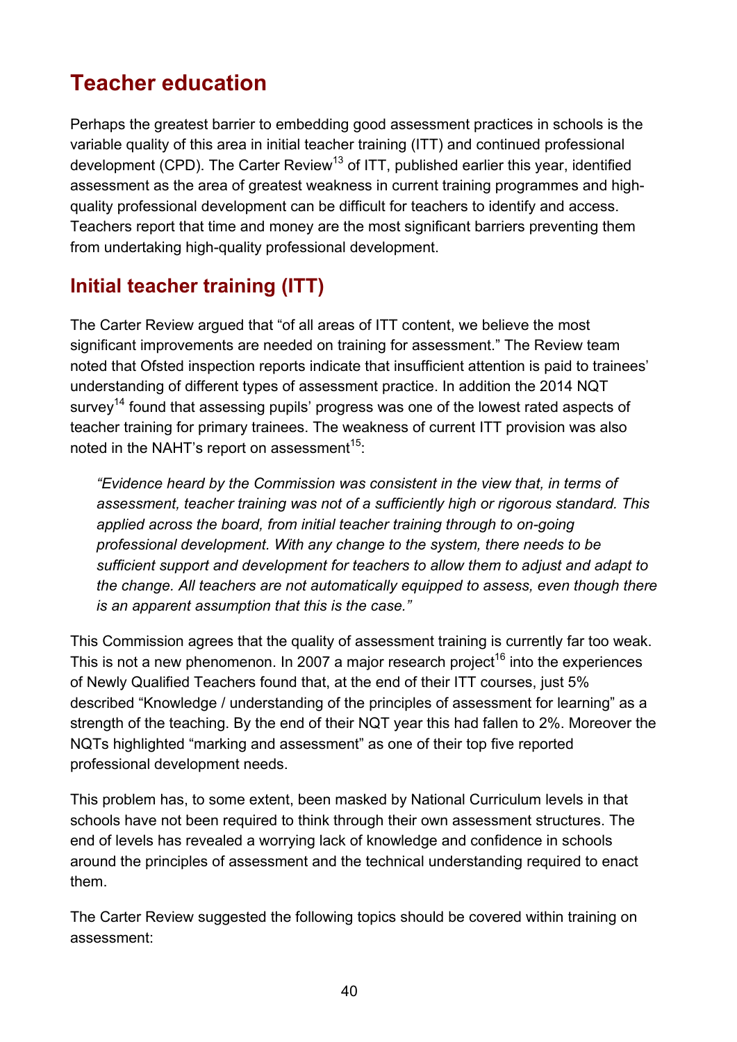## Teacher education

Perhaps the greatest barrier to embedding good assessment practices in schools is the variable quality of this area in initial teacher training (ITT) and continued professional development (CPD). The Carter Review[13] of ITT, published earlier this year, identified assessment as the area of greatest weakness in current training programmes and high-quality professional development can be difficult for teachers to identify and access. Teachers report that time and money are the most significant barriers preventing them from undertaking high-quality professional development.

### Initial teacher training (ITT)

The Carter Review argued that "of all areas of ITT content, we believe the most significant improvements are needed on training for assessment." The Review team noted that Ofsted inspection reports indicate that insufficient attention is paid to trainees' understanding of different types of assessment practice. In addition the 2014 NQT survey[14] found that assessing pupils' progress was one of the lowest rated aspects of teacher training for primary trainees. The weakness of current ITT provision was also noted in the NAHT's report on assessment[15]:

> *"Evidence heard by the Commission was consistent in the view that, in terms of assessment, teacher training was not of a sufficiently high or rigorous standard. This applied across the board, from initial teacher training through to on-going professional development. With any change to the system, there needs to be sufficient support and development for teachers to allow them to adjust and adapt to the change. All teachers are not automatically equipped to assess, even though there is an apparent assumption that this is the case."*

This Commission agrees that the quality of assessment training is currently far too weak. This is not a new phenomenon. In 2007 a major research project[16] into the experiences of Newly Qualified Teachers found that, at the end of their ITT courses, just 5% described "Knowledge / understanding of the principles of assessment for learning" as a strength of the teaching. By the end of their NQT year this had fallen to 2%. Moreover the NQTs highlighted "marking and assessment" as one of their top five reported professional development needs.

This problem has, to some extent, been masked by National Curriculum levels in that schools have not been required to think through their own assessment structures. The end of levels has revealed a worrying lack of knowledge and confidence in schools around the principles of assessment and the technical understanding required to enact them.

The Carter Review suggested the following topics should be covered within training on assessment: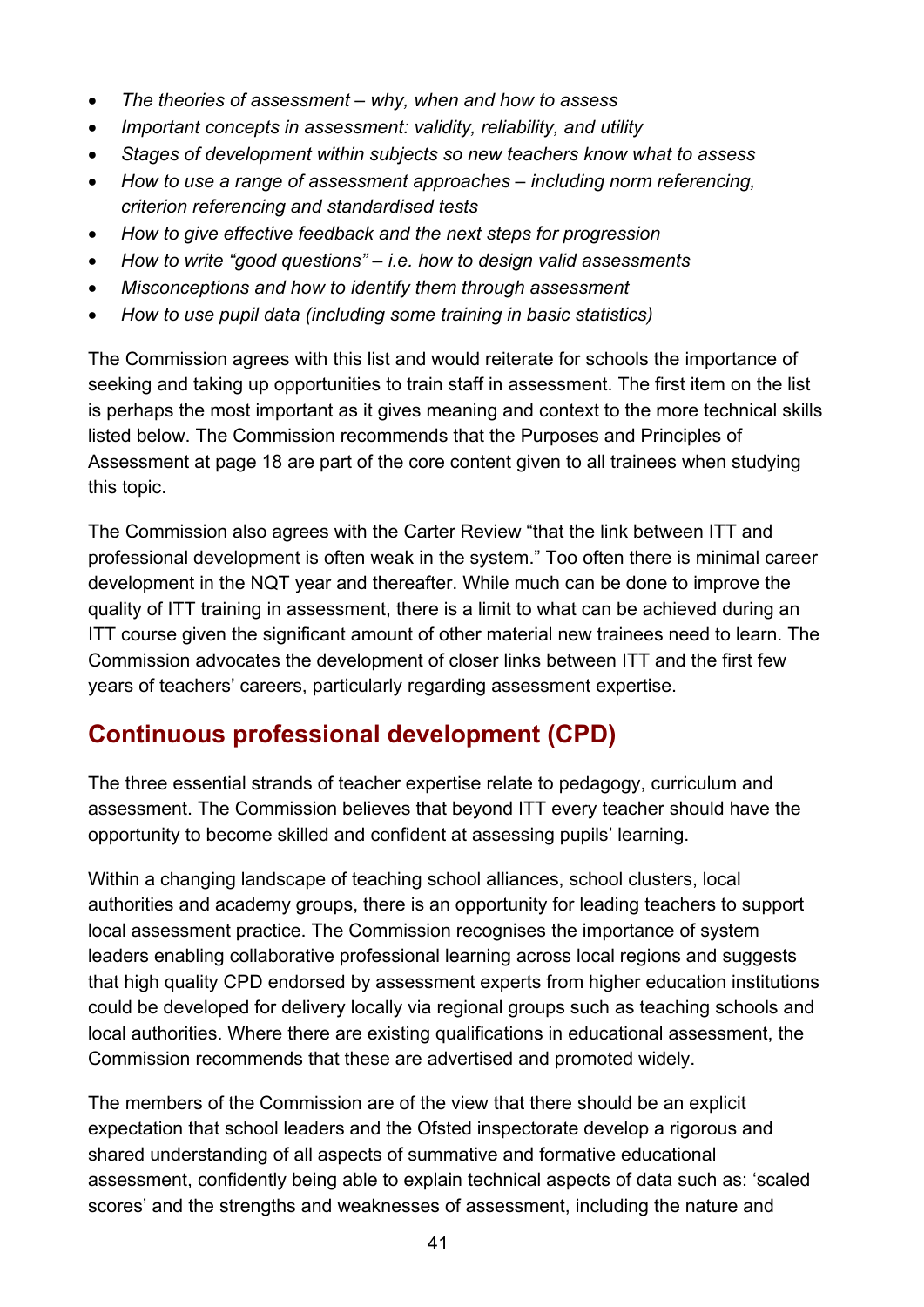- *The theories of assessment – why, when and how to assess*
- *Important concepts in assessment: validity, reliability, and utility*
- *Stages of development within subjects so new teachers know what to assess*
- *How to use a range of assessment approaches – including norm referencing, criterion referencing and standardised tests*
- *How to give effective feedback and the next steps for progression*
- *How to write "good questions" – i.e. how to design valid assessments*
- *Misconceptions and how to identify them through assessment*
- *How to use pupil data (including some training in basic statistics)*

The Commission agrees with this list and would reiterate for schools the importance of seeking and taking up opportunities to train staff in assessment. The first item on the list is perhaps the most important as it gives meaning and context to the more technical skills listed below. The Commission recommends that the Purposes and Principles of Assessment at page 18 are part of the core content given to all trainees when studying this topic.

The Commission also agrees with the Carter Review "that the link between ITT and professional development is often weak in the system." Too often there is minimal career development in the NQT year and thereafter. While much can be done to improve the quality of ITT training in assessment, there is a limit to what can be achieved during an ITT course given the significant amount of other material new trainees need to learn. The Commission advocates the development of closer links between ITT and the first few years of teachers' careers, particularly regarding assessment expertise.

## Continuous professional development (CPD)

The three essential strands of teacher expertise relate to pedagogy, curriculum and assessment. The Commission believes that beyond ITT every teacher should have the opportunity to become skilled and confident at assessing pupils' learning.

Within a changing landscape of teaching school alliances, school clusters, local authorities and academy groups, there is an opportunity for leading teachers to support local assessment practice. The Commission recognises the importance of system leaders enabling collaborative professional learning across local regions and suggests that high quality CPD endorsed by assessment experts from higher education institutions could be developed for delivery locally via regional groups such as teaching schools and local authorities. Where there are existing qualifications in educational assessment, the Commission recommends that these are advertised and promoted widely.

The members of the Commission are of the view that there should be an explicit expectation that school leaders and the Ofsted inspectorate develop a rigorous and shared understanding of all aspects of summative and formative educational assessment, confidently being able to explain technical aspects of data such as: 'scaled scores' and the strengths and weaknesses of assessment, including the nature and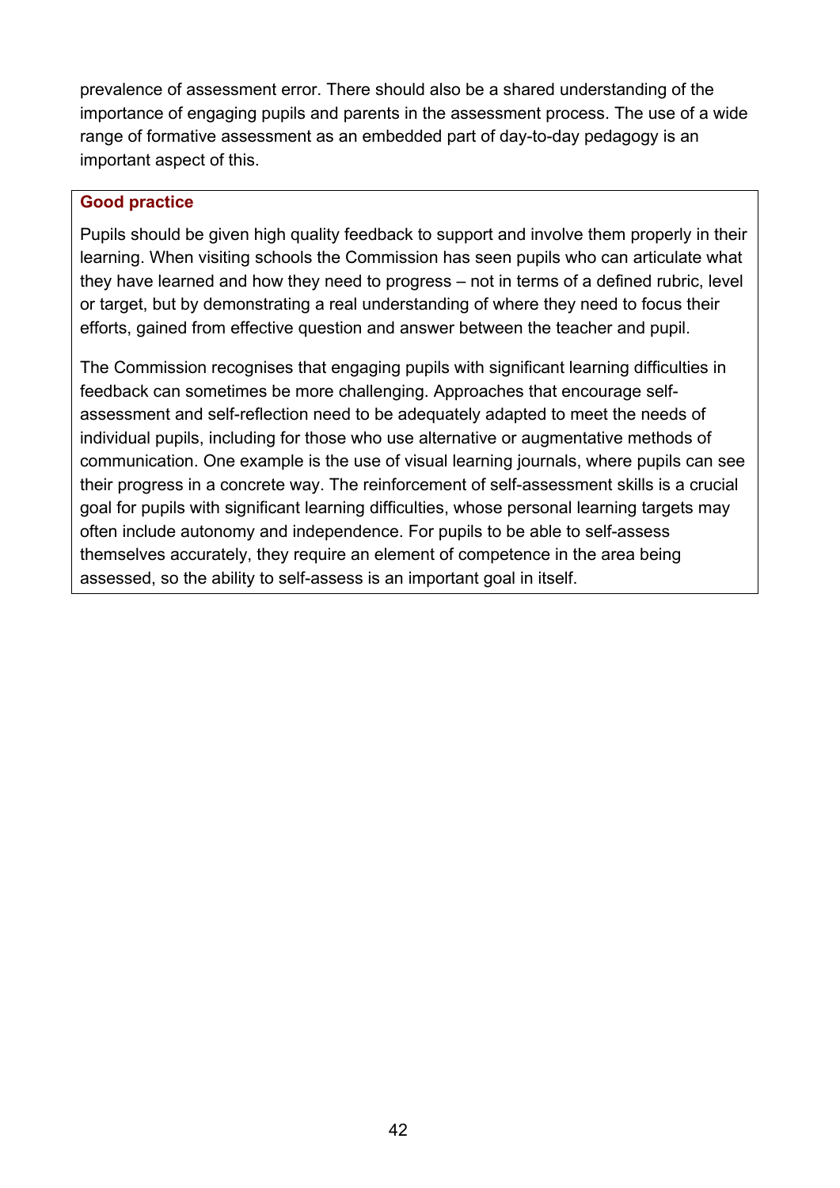prevalence of assessment error. There should also be a shared understanding of the importance of engaging pupils and parents in the assessment process. The use of a wide range of formative assessment as an embedded part of day-to-day pedagogy is an important aspect of this.

**Good practice**

Pupils should be given high quality feedback to support and involve them properly in their learning. When visiting schools the Commission has seen pupils who can articulate what they have learned and how they need to progress – not in terms of a defined rubric, level or target, but by demonstrating a real understanding of where they need to focus their efforts, gained from effective question and answer between the teacher and pupil.

The Commission recognises that engaging pupils with significant learning difficulties in feedback can sometimes be more challenging. Approaches that encourage self-assessment and self-reflection need to be adequately adapted to meet the needs of individual pupils, including for those who use alternative or augmentative methods of communication. One example is the use of visual learning journals, where pupils can see their progress in a concrete way. The reinforcement of self-assessment skills is a crucial goal for pupils with significant learning difficulties, whose personal learning targets may often include autonomy and independence. For pupils to be able to self-assess themselves accurately, they require an element of competence in the area being assessed, so the ability to self-assess is an important goal in itself.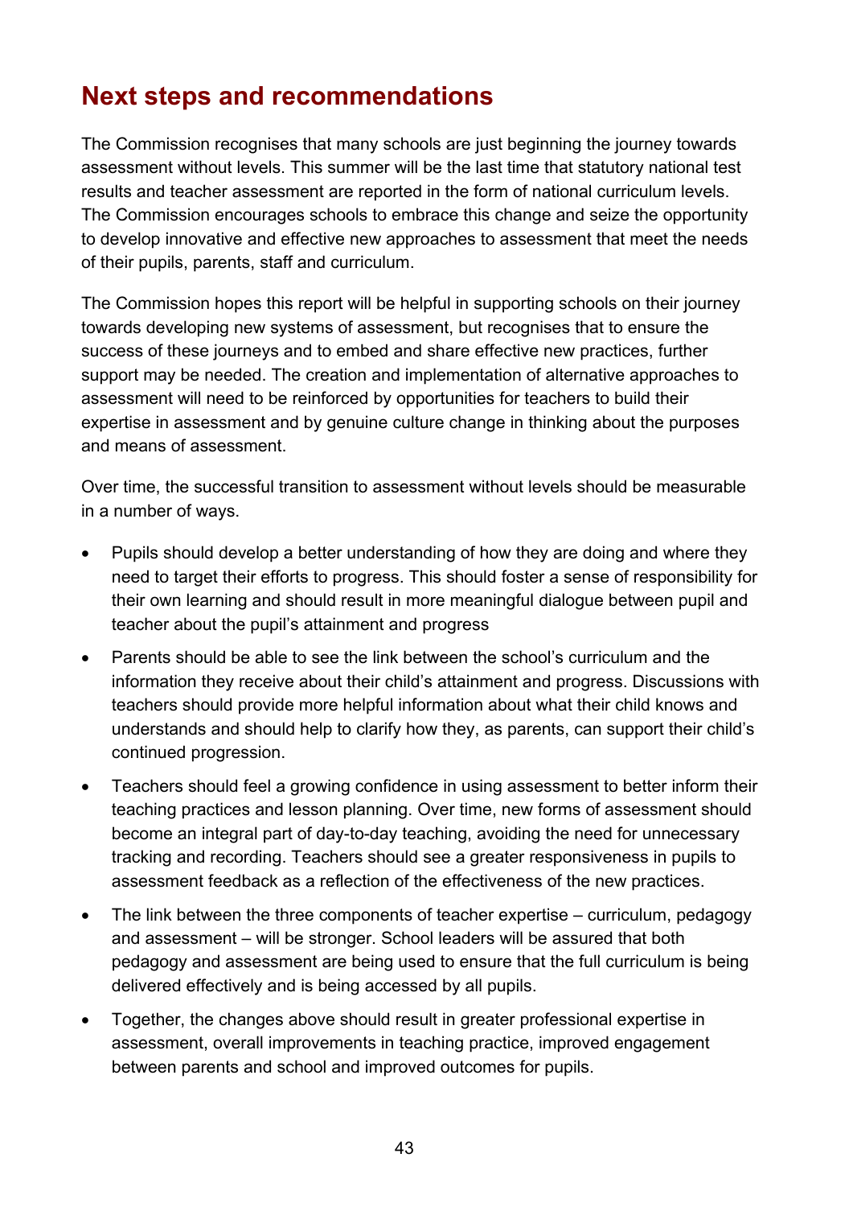## Next steps and recommendations

The Commission recognises that many schools are just beginning the journey towards assessment without levels. This summer will be the last time that statutory national test results and teacher assessment are reported in the form of national curriculum levels. The Commission encourages schools to embrace this change and seize the opportunity to develop innovative and effective new approaches to assessment that meet the needs of their pupils, parents, staff and curriculum.

The Commission hopes this report will be helpful in supporting schools on their journey towards developing new systems of assessment, but recognises that to ensure the success of these journeys and to embed and share effective new practices, further support may be needed. The creation and implementation of alternative approaches to assessment will need to be reinforced by opportunities for teachers to build their expertise in assessment and by genuine culture change in thinking about the purposes and means of assessment.

Over time, the successful transition to assessment without levels should be measurable in a number of ways.

- Pupils should develop a better understanding of how they are doing and where they need to target their efforts to progress. This should foster a sense of responsibility for their own learning and should result in more meaningful dialogue between pupil and teacher about the pupil's attainment and progress
- Parents should be able to see the link between the school's curriculum and the information they receive about their child's attainment and progress. Discussions with teachers should provide more helpful information about what their child knows and understands and should help to clarify how they, as parents, can support their child's continued progression.
- Teachers should feel a growing confidence in using assessment to better inform their teaching practices and lesson planning. Over time, new forms of assessment should become an integral part of day-to-day teaching, avoiding the need for unnecessary tracking and recording. Teachers should see a greater responsiveness in pupils to assessment feedback as a reflection of the effectiveness of the new practices.
- The link between the three components of teacher expertise – curriculum, pedagogy and assessment – will be stronger. School leaders will be assured that both pedagogy and assessment are being used to ensure that the full curriculum is being delivered effectively and is being accessed by all pupils.
- Together, the changes above should result in greater professional expertise in assessment, overall improvements in teaching practice, improved engagement between parents and school and improved outcomes for pupils.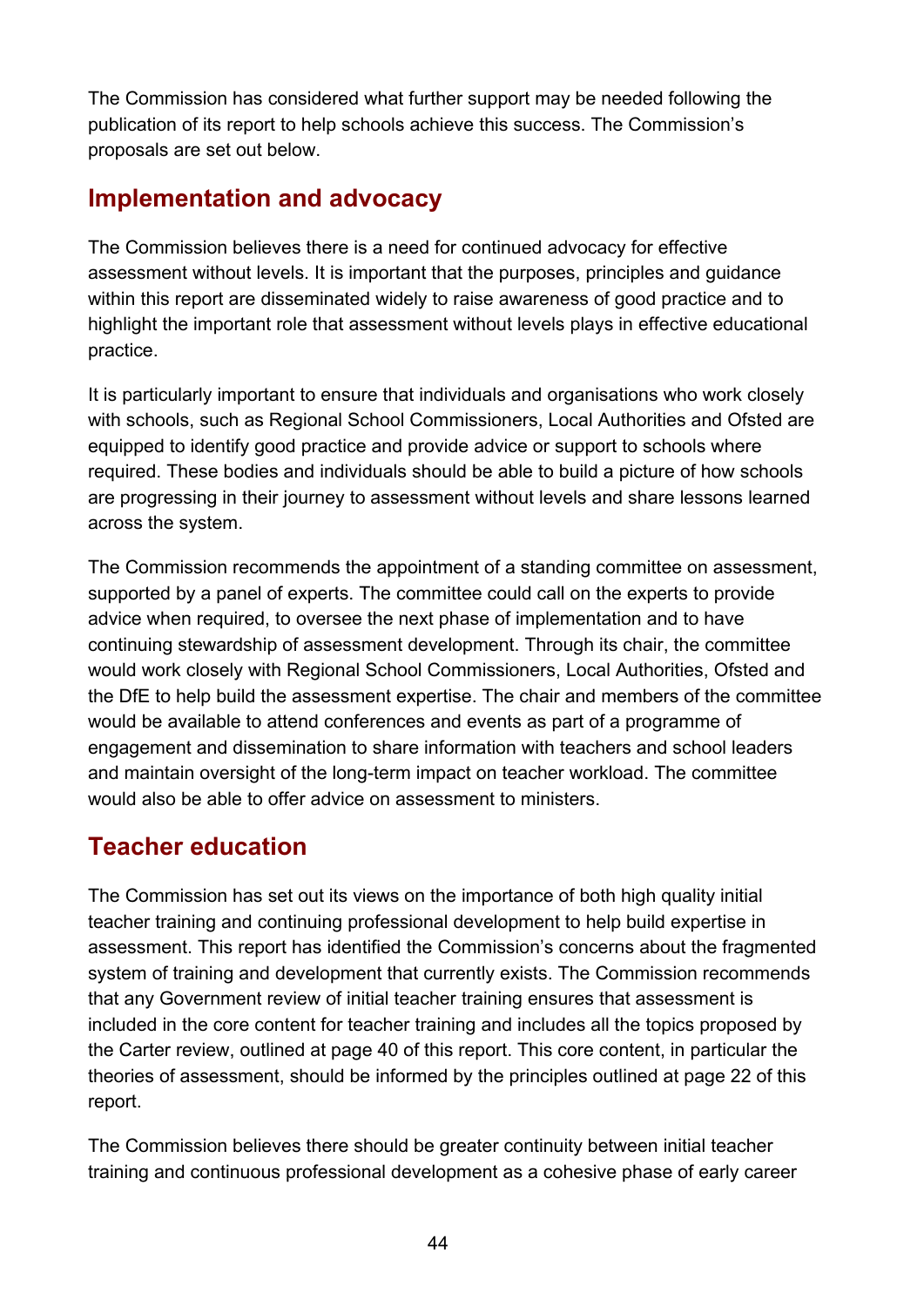The Commission has considered what further support may be needed following the publication of its report to help schools achieve this success. The Commission's proposals are set out below.

## Implementation and advocacy

The Commission believes there is a need for continued advocacy for effective assessment without levels. It is important that the purposes, principles and guidance within this report are disseminated widely to raise awareness of good practice and to highlight the important role that assessment without levels plays in effective educational practice.

It is particularly important to ensure that individuals and organisations who work closely with schools, such as Regional School Commissioners, Local Authorities and Ofsted are equipped to identify good practice and provide advice or support to schools where required. These bodies and individuals should be able to build a picture of how schools are progressing in their journey to assessment without levels and share lessons learned across the system.

The Commission recommends the appointment of a standing committee on assessment, supported by a panel of experts. The committee could call on the experts to provide advice when required, to oversee the next phase of implementation and to have continuing stewardship of assessment development. Through its chair, the committee would work closely with Regional School Commissioners, Local Authorities, Ofsted and the DfE to help build the assessment expertise. The chair and members of the committee would be available to attend conferences and events as part of a programme of engagement and dissemination to share information with teachers and school leaders and maintain oversight of the long-term impact on teacher workload. The committee would also be able to offer advice on assessment to ministers.

## Teacher education

The Commission has set out its views on the importance of both high quality initial teacher training and continuing professional development to help build expertise in assessment. This report has identified the Commission's concerns about the fragmented system of training and development that currently exists. The Commission recommends that any Government review of initial teacher training ensures that assessment is included in the core content for teacher training and includes all the topics proposed by the Carter review, outlined at page 40 of this report. This core content, in particular the theories of assessment, should be informed by the principles outlined at page 22 of this report.

The Commission believes there should be greater continuity between initial teacher training and continuous professional development as a cohesive phase of early career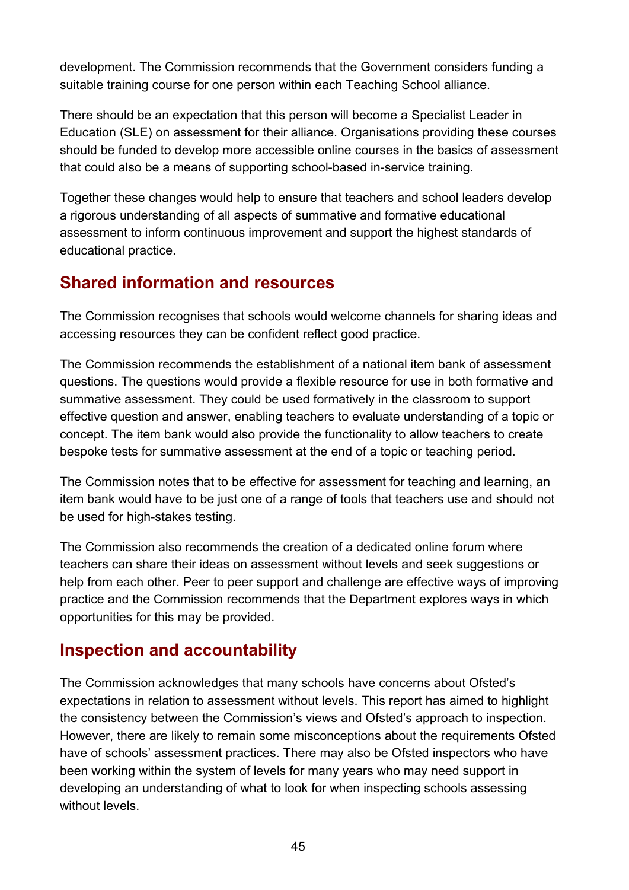development. The Commission recommends that the Government considers funding a suitable training course for one person within each Teaching School alliance.

There should be an expectation that this person will become a Specialist Leader in Education (SLE) on assessment for their alliance. Organisations providing these courses should be funded to develop more accessible online courses in the basics of assessment that could also be a means of supporting school-based in-service training.

Together these changes would help to ensure that teachers and school leaders develop a rigorous understanding of all aspects of summative and formative educational assessment to inform continuous improvement and support the highest standards of educational practice.

## Shared information and resources

The Commission recognises that schools would welcome channels for sharing ideas and accessing resources they can be confident reflect good practice.

The Commission recommends the establishment of a national item bank of assessment questions. The questions would provide a flexible resource for use in both formative and summative assessment. They could be used formatively in the classroom to support effective question and answer, enabling teachers to evaluate understanding of a topic or concept. The item bank would also provide the functionality to allow teachers to create bespoke tests for summative assessment at the end of a topic or teaching period.

The Commission notes that to be effective for assessment for teaching and learning, an item bank would have to be just one of a range of tools that teachers use and should not be used for high-stakes testing.

The Commission also recommends the creation of a dedicated online forum where teachers can share their ideas on assessment without levels and seek suggestions or help from each other. Peer to peer support and challenge are effective ways of improving practice and the Commission recommends that the Department explores ways in which opportunities for this may be provided.

## Inspection and accountability

The Commission acknowledges that many schools have concerns about Ofsted's expectations in relation to assessment without levels. This report has aimed to highlight the consistency between the Commission's views and Ofsted's approach to inspection. However, there are likely to remain some misconceptions about the requirements Ofsted have of schools' assessment practices. There may also be Ofsted inspectors who have been working within the system of levels for many years who may need support in developing an understanding of what to look for when inspecting schools assessing without levels.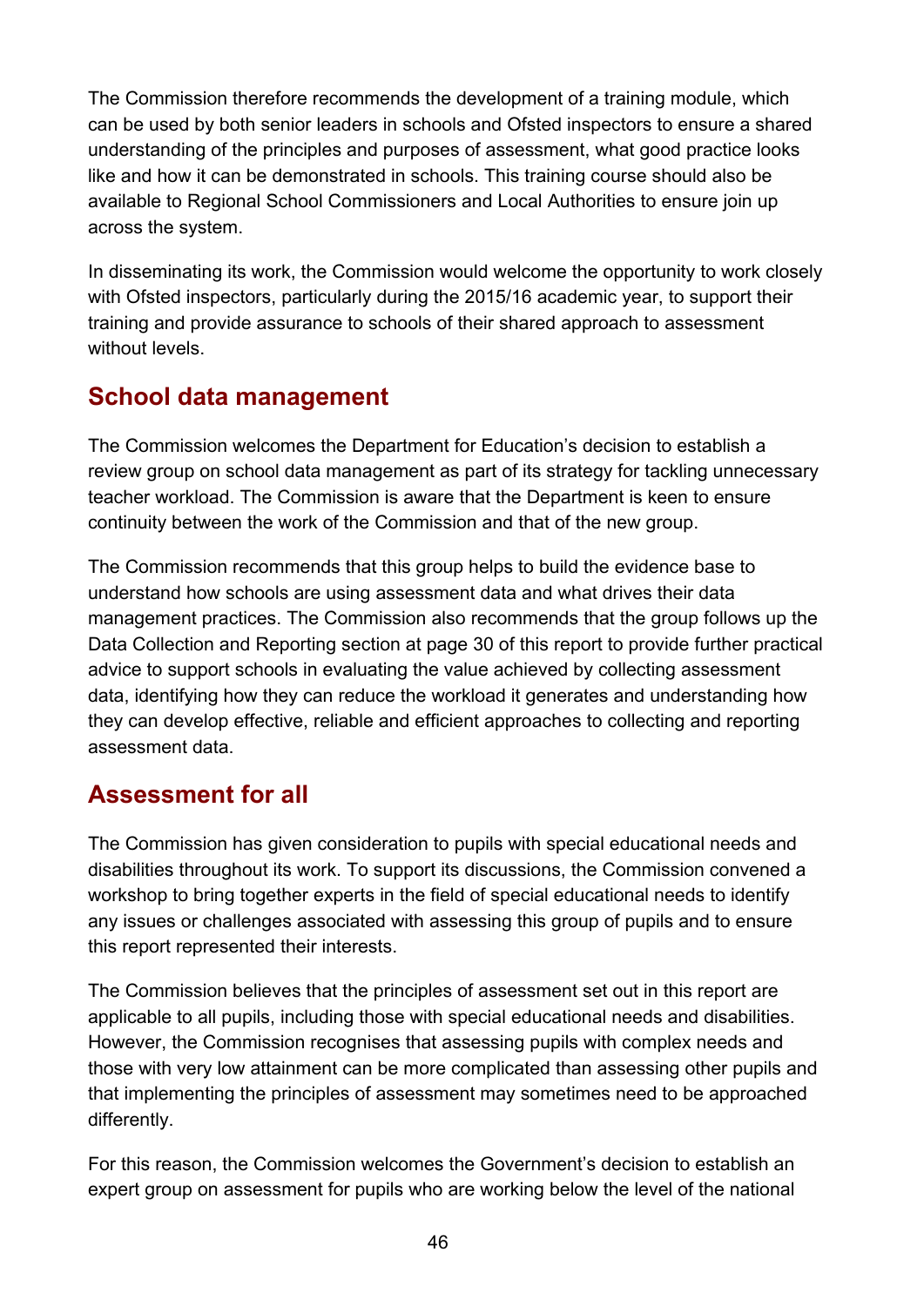The Commission therefore recommends the development of a training module, which can be used by both senior leaders in schools and Ofsted inspectors to ensure a shared understanding of the principles and purposes of assessment, what good practice looks like and how it can be demonstrated in schools. This training course should also be available to Regional School Commissioners and Local Authorities to ensure join up across the system.

In disseminating its work, the Commission would welcome the opportunity to work closely with Ofsted inspectors, particularly during the 2015/16 academic year, to support their training and provide assurance to schools of their shared approach to assessment without levels.

## School data management

The Commission welcomes the Department for Education's decision to establish a review group on school data management as part of its strategy for tackling unnecessary teacher workload. The Commission is aware that the Department is keen to ensure continuity between the work of the Commission and that of the new group.

The Commission recommends that this group helps to build the evidence base to understand how schools are using assessment data and what drives their data management practices. The Commission also recommends that the group follows up the Data Collection and Reporting section at page 30 of this report to provide further practical advice to support schools in evaluating the value achieved by collecting assessment data, identifying how they can reduce the workload it generates and understanding how they can develop effective, reliable and efficient approaches to collecting and reporting assessment data.

## Assessment for all

The Commission has given consideration to pupils with special educational needs and disabilities throughout its work. To support its discussions, the Commission convened a workshop to bring together experts in the field of special educational needs to identify any issues or challenges associated with assessing this group of pupils and to ensure this report represented their interests.

The Commission believes that the principles of assessment set out in this report are applicable to all pupils, including those with special educational needs and disabilities. However, the Commission recognises that assessing pupils with complex needs and those with very low attainment can be more complicated than assessing other pupils and that implementing the principles of assessment may sometimes need to be approached differently.

For this reason, the Commission welcomes the Government's decision to establish an expert group on assessment for pupils who are working below the level of the national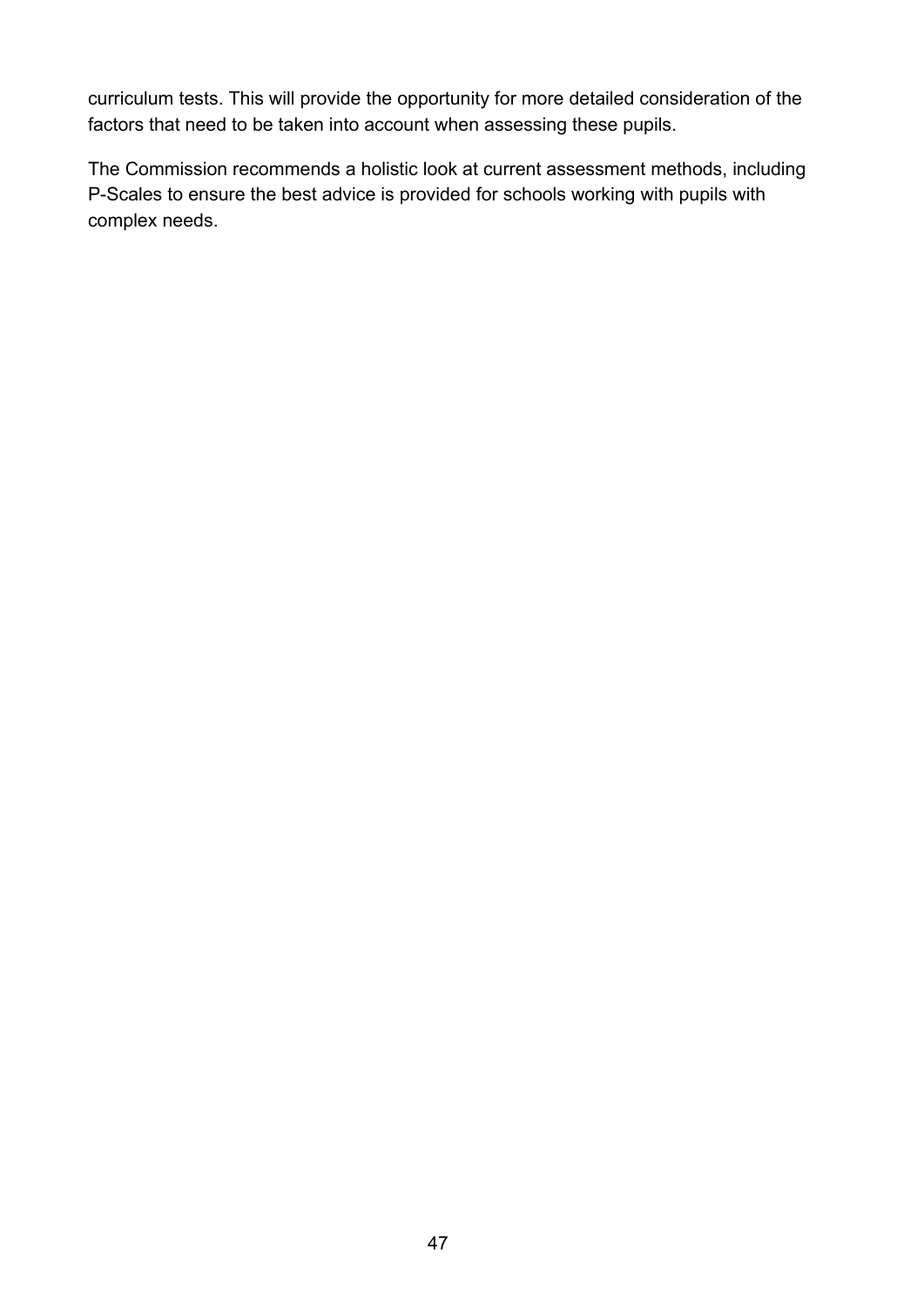curriculum tests. This will provide the opportunity for more detailed consideration of the factors that need to be taken into account when assessing these pupils.

The Commission recommends a holistic look at current assessment methods, including P-Scales to ensure the best advice is provided for schools working with pupils with complex needs.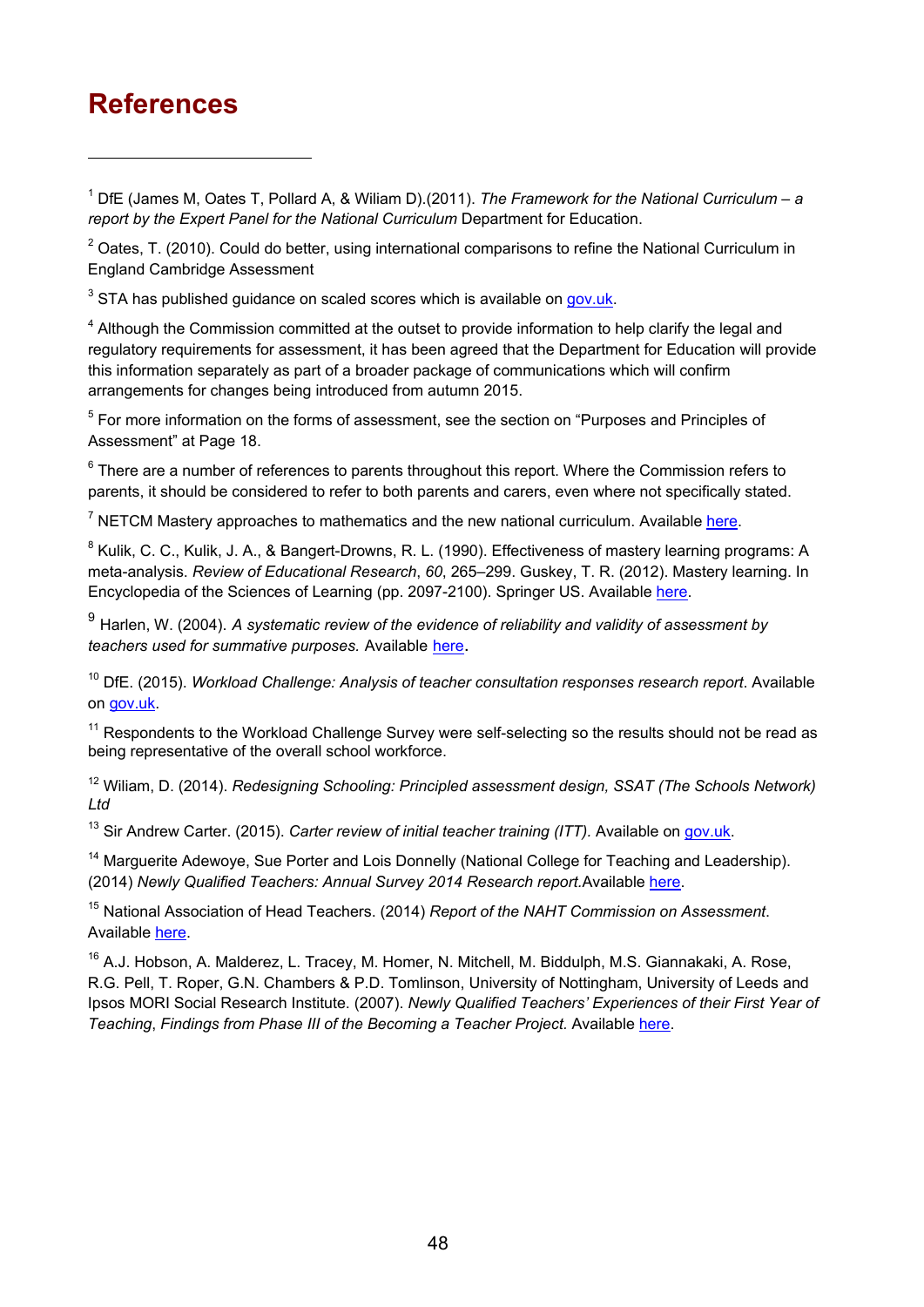# References

[1] DfE (James M, Oates T, Pollard A, & Wiliam D).(2011). *The Framework for the National Curriculum – a report by the Expert Panel for the National Curriculum* Department for Education.

[2] Oates, T. (2010). Could do better, using international comparisons to refine the National Curriculum in England Cambridge Assessment

[3] STA has published guidance on scaled scores which is available on gov.uk.

[4] Although the Commission committed at the outset to provide information to help clarify the legal and regulatory requirements for assessment, it has been agreed that the Department for Education will provide this information separately as part of a broader package of communications which will confirm arrangements for changes being introduced from autumn 2015.

[5] For more information on the forms of assessment, see the section on "Purposes and Principles of Assessment" at Page 18.

[6] There are a number of references to parents throughout this report. Where the Commission refers to parents, it should be considered to refer to both parents and carers, even where not specifically stated.

[7] NETCM Mastery approaches to mathematics and the new national curriculum. Available here.

[8] Kulik, C. C., Kulik, J. A., & Bangert-Drowns, R. L. (1990). Effectiveness of mastery learning programs: A meta-analysis. *Review of Educational Research*, *60*, 265–299. Guskey, T. R. (2012). Mastery learning. In Encyclopedia of the Sciences of Learning (pp. 2097-2100). Springer US. Available here.

[9] Harlen, W. (2004). *A systematic review of the evidence of reliability and validity of assessment by teachers used for summative purposes.* Available here.

[10] DfE. (2015). *Workload Challenge: Analysis of teacher consultation responses research report*. Available on gov.uk.

[11] Respondents to the Workload Challenge Survey were self-selecting so the results should not be read as being representative of the overall school workforce.

[12] Wiliam, D. (2014). *Redesigning Schooling: Principled assessment design, SSAT (The Schools Network) Ltd*

[13] Sir Andrew Carter. (2015). *Carter review of initial teacher training (ITT).* Available on gov.uk.

[14] Marguerite Adewoye, Sue Porter and Lois Donnelly (National College for Teaching and Leadership). (2014) *Newly Qualified Teachers: Annual Survey 2014 Research report.*Available here.

[15] National Association of Head Teachers. (2014) *Report of the NAHT Commission on Assessment*. Available here.

[16] A.J. Hobson, A. Malderez, L. Tracey, M. Homer, N. Mitchell, M. Biddulph, M.S. Giannakaki, A. Rose, R.G. Pell, T. Roper, G.N. Chambers & P.D. Tomlinson, University of Nottingham, University of Leeds and Ipsos MORI Social Research Institute. (2007). *Newly Qualified Teachers' Experiences of their First Year of Teaching*, *Findings from Phase III of the Becoming a Teacher Project.* Available here.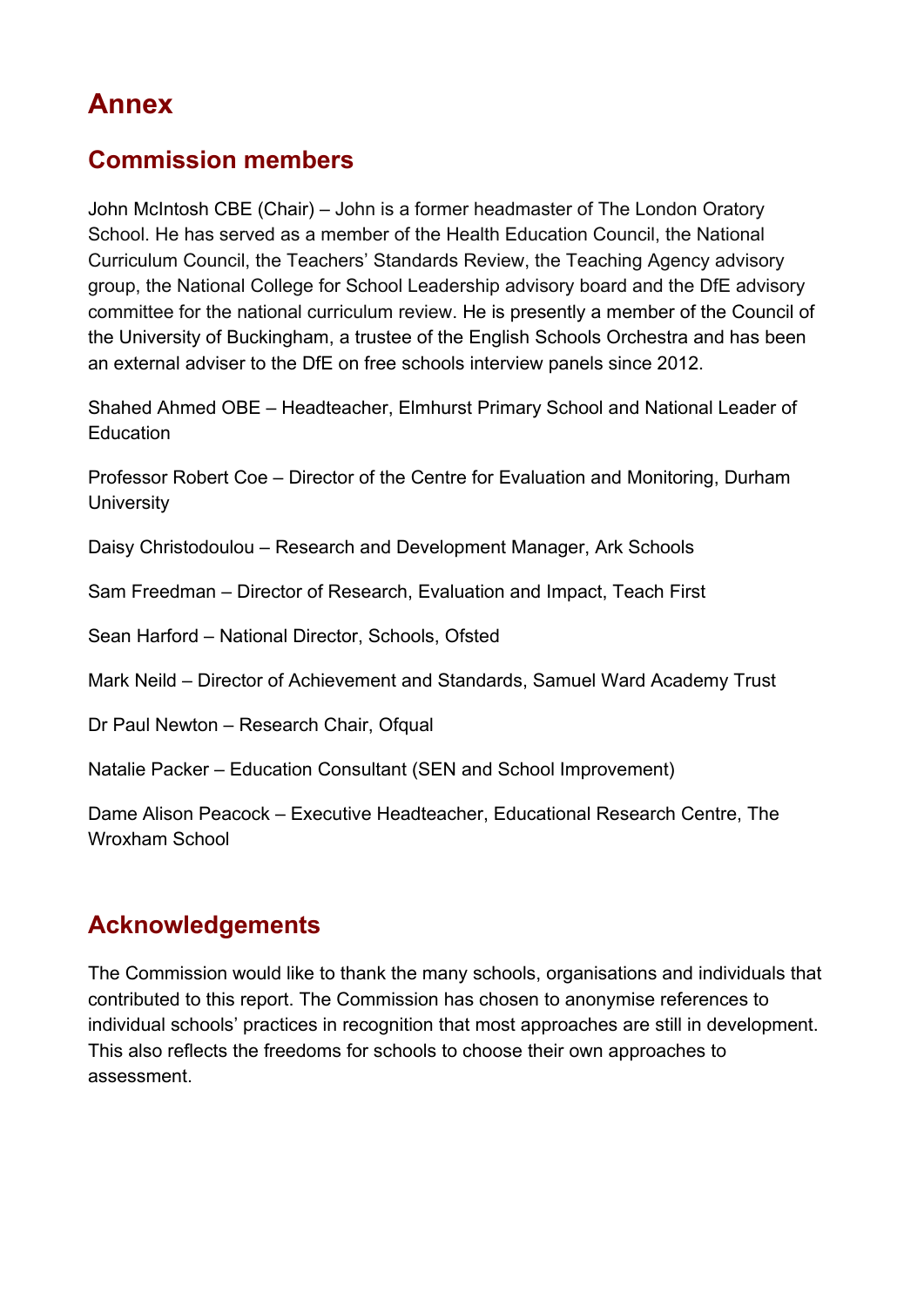# Annex

## Commission members

John McIntosh CBE (Chair) – John is a former headmaster of The London Oratory School. He has served as a member of the Health Education Council, the National Curriculum Council, the Teachers' Standards Review, the Teaching Agency advisory group, the National College for School Leadership advisory board and the DfE advisory committee for the national curriculum review. He is presently a member of the Council of the University of Buckingham, a trustee of the English Schools Orchestra and has been an external adviser to the DfE on free schools interview panels since 2012.

Shahed Ahmed OBE – Headteacher, Elmhurst Primary School and National Leader of Education

Professor Robert Coe – Director of the Centre for Evaluation and Monitoring, Durham University

Daisy Christodoulou – Research and Development Manager, Ark Schools

Sam Freedman – Director of Research, Evaluation and Impact, Teach First

Sean Harford – National Director, Schools, Ofsted

Mark Neild – Director of Achievement and Standards, Samuel Ward Academy Trust

Dr Paul Newton – Research Chair, Ofqual

Natalie Packer – Education Consultant (SEN and School Improvement)

Dame Alison Peacock – Executive Headteacher, Educational Research Centre, The Wroxham School

## Acknowledgements

The Commission would like to thank the many schools, organisations and individuals that contributed to this report. The Commission has chosen to anonymise references to individual schools' practices in recognition that most approaches are still in development. This also reflects the freedoms for schools to choose their own approaches to assessment.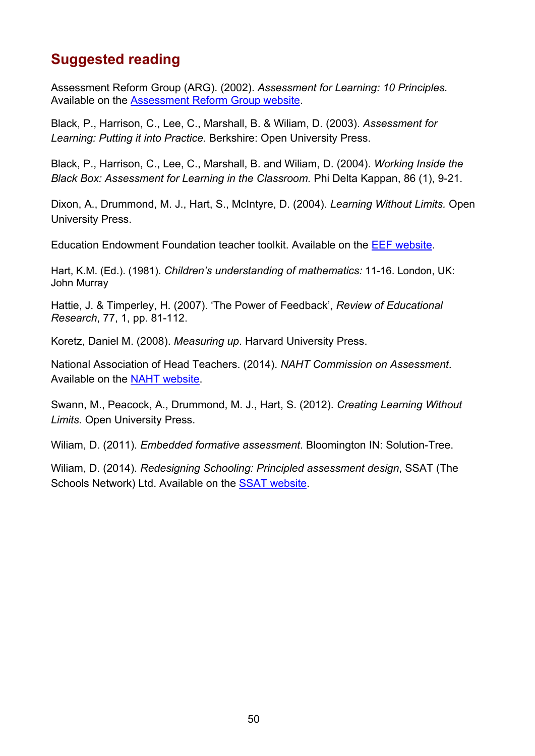## Suggested reading

Assessment Reform Group (ARG). (2002). *Assessment for Learning: 10 Principles.* Available on the [Assessment Reform Group website](#).

Black, P., Harrison, C., Lee, C., Marshall, B. & Wiliam, D. (2003). *Assessment for Learning: Putting it into Practice.* Berkshire: Open University Press.

Black, P., Harrison, C., Lee, C., Marshall, B. and Wiliam, D. (2004). *Working Inside the Black Box: Assessment for Learning in the Classroom.* Phi Delta Kappan, 86 (1), 9-21.

Dixon, A., Drummond, M. J., Hart, S., McIntyre, D. (2004). *Learning Without Limits.* Open University Press.

Education Endowment Foundation teacher toolkit. Available on the [EEF website](#).

Hart, K.M. (Ed.). (1981). *Children's understanding of mathematics:* 11-16. London, UK: John Murray

Hattie, J. & Timperley, H. (2007). 'The Power of Feedback', *Review of Educational Research*, 77, 1, pp. 81-112.

Koretz, Daniel M. (2008). *Measuring up*. Harvard University Press.

National Association of Head Teachers. (2014). *NAHT Commission on Assessment*. Available on the [NAHT website](#).

Swann, M., Peacock, A., Drummond, M. J., Hart, S. (2012). *Creating Learning Without Limits.* Open University Press.

Wiliam, D. (2011). *Embedded formative assessment*. Bloomington IN: Solution-Tree.

Wiliam, D. (2014). *Redesigning Schooling: Principled assessment design*, SSAT (The Schools Network) Ltd. Available on the [SSAT website](#).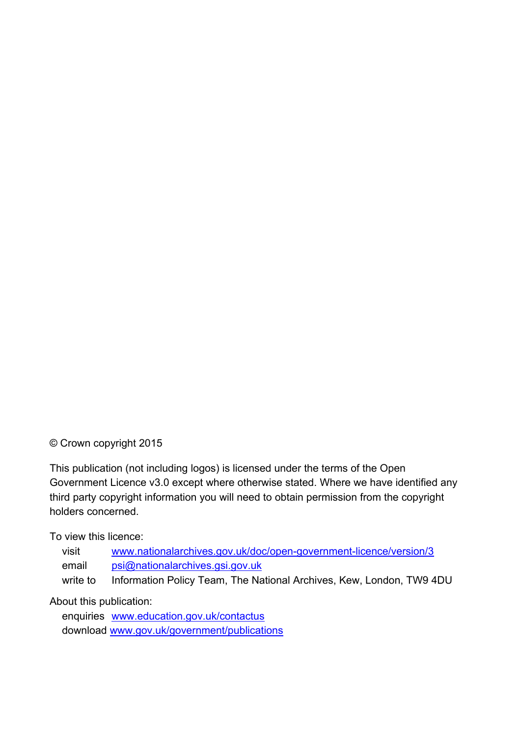© Crown copyright 2015

This publication (not including logos) is licensed under the terms of the Open Government Licence v3.0 except where otherwise stated. Where we have identified any third party copyright information you will need to obtain permission from the copyright holders concerned.

To view this licence:

visit www.nationalarchives.gov.uk/doc/open-government-licence/version/3
email psi@nationalarchives.gsi.gov.uk
write to Information Policy Team, The National Archives, Kew, London, TW9 4DU

About this publication:

enquiries www.education.gov.uk/contactus
download www.gov.uk/government/publications